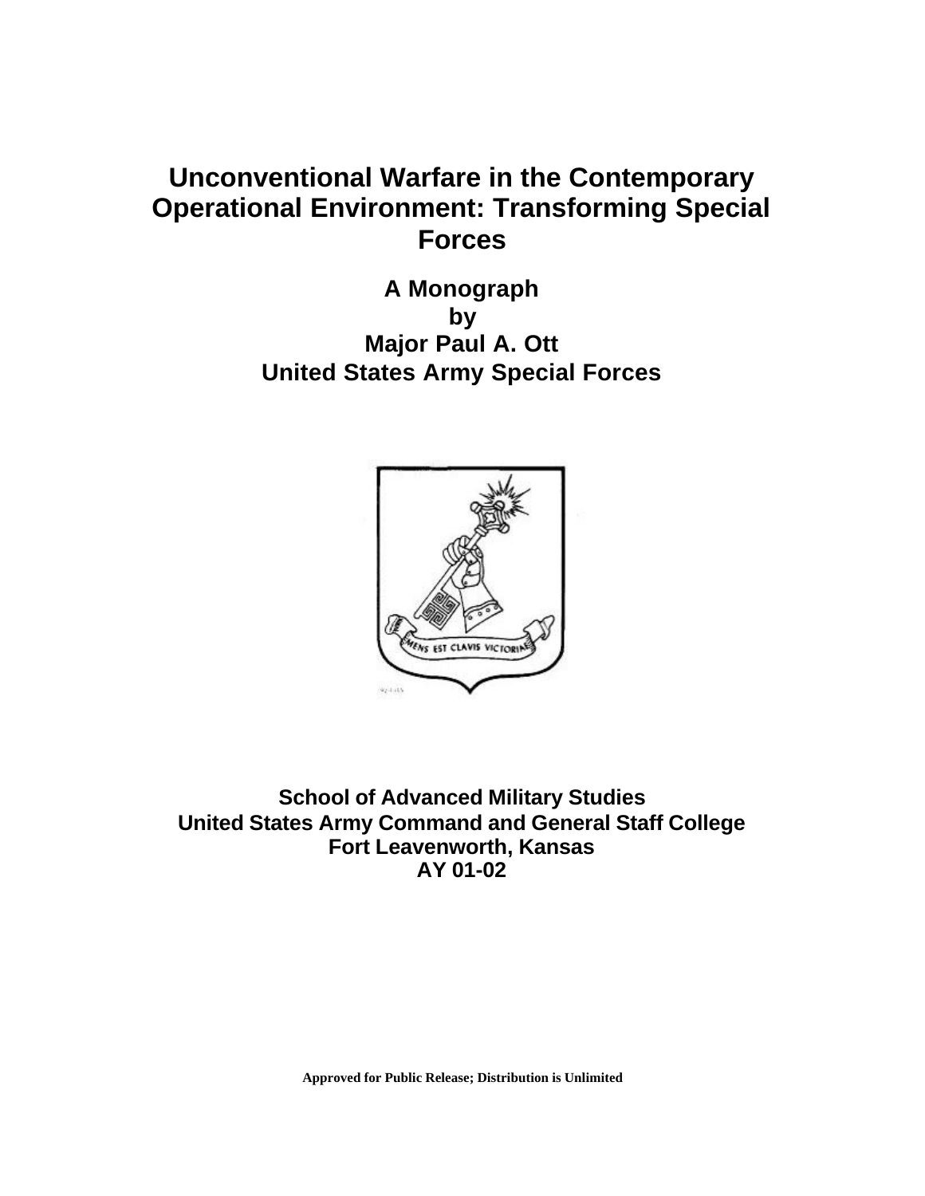# Unconventional Warfare in the Contemporary Operational Environment: Transforming Special Forces

**A Monograph**
**by**
**Major Paul A. Ott**
**United States Army Special Forces**

**School of Advanced Military Studies**
**United States Army Command and General Staff College**
**Fort Leavenworth, Kansas**
**AY 01-02**

**Approved for Public Release; Distribution is Unlimited**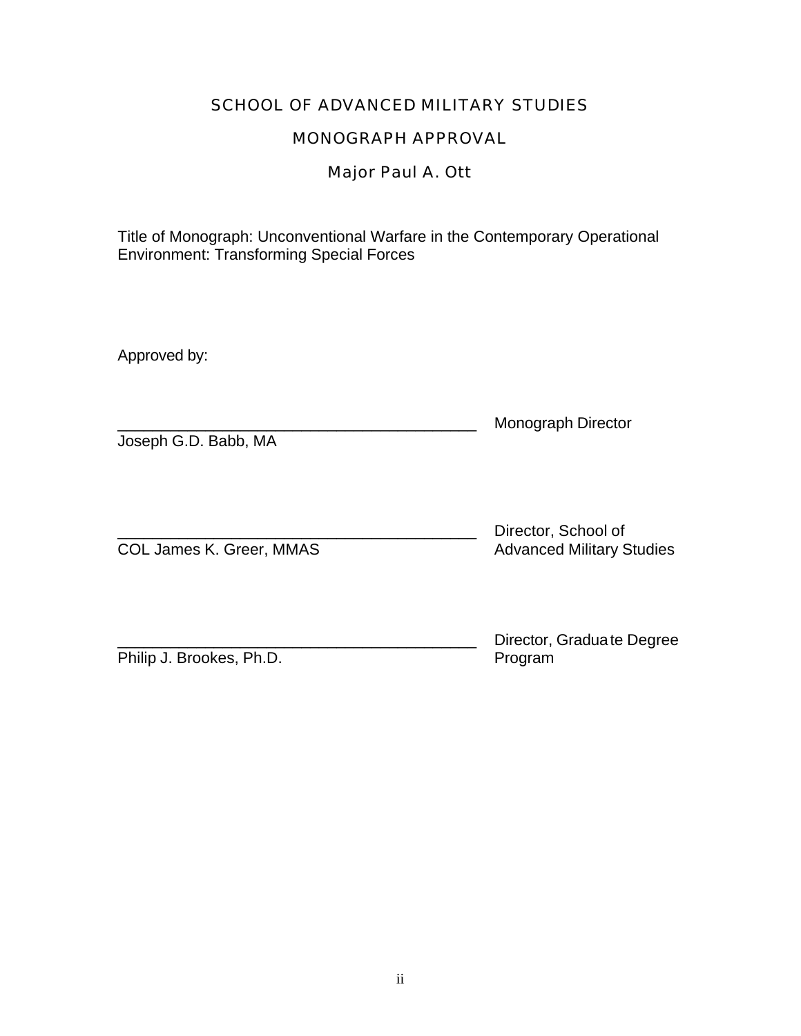# SCHOOL OF ADVANCED MILITARY STUDIES

## MONOGRAPH APPROVAL

### Major Paul A. Ott

Title of Monograph: Unconventional Warfare in the Contemporary Operational Environment: Transforming Special Forces

Approved by:

__________________________________________ Monograph Director
Joseph G.D. Babb, MA

__________________________________________ Director, School of Advanced Military Studies
COL James K. Greer, MMAS

__________________________________________ Director, Graduate Degree Program
Philip J. Brookes, Ph.D.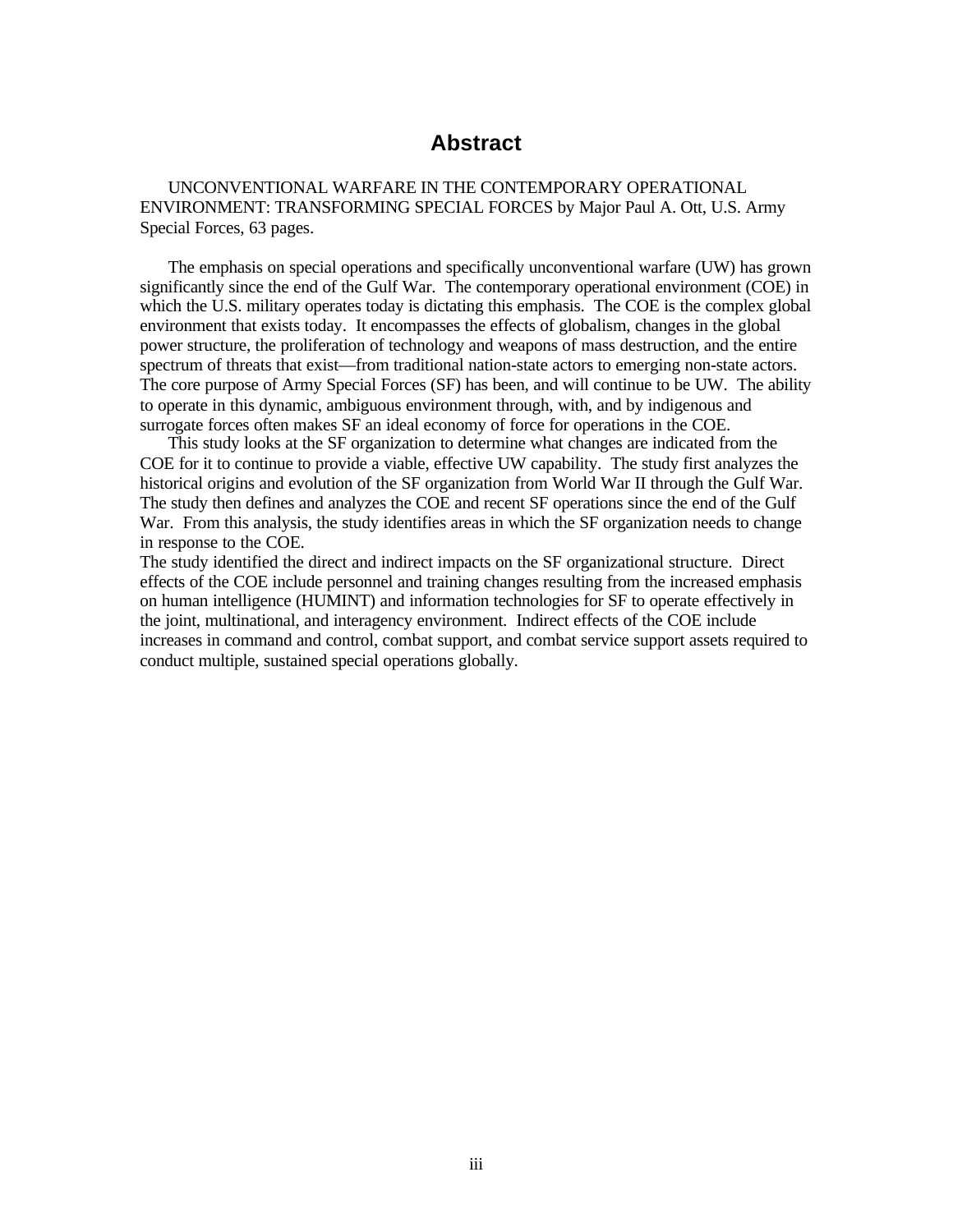# Abstract

UNCONVENTIONAL WARFARE IN THE CONTEMPORARY OPERATIONAL ENVIRONMENT: TRANSFORMING SPECIAL FORCES by Major Paul A. Ott, U.S. Army Special Forces, 63 pages.

The emphasis on special operations and specifically unconventional warfare (UW) has grown significantly since the end of the Gulf War. The contemporary operational environment (COE) in which the U.S. military operates today is dictating this emphasis. The COE is the complex global environment that exists today. It encompasses the effects of globalism, changes in the global power structure, the proliferation of technology and weapons of mass destruction, and the entire spectrum of threats that exist—from traditional nation-state actors to emerging non-state actors. The core purpose of Army Special Forces (SF) has been, and will continue to be UW. The ability to operate in this dynamic, ambiguous environment through, with, and by indigenous and surrogate forces often makes SF an ideal economy of force for operations in the COE.

This study looks at the SF organization to determine what changes are indicated from the COE for it to continue to provide a viable, effective UW capability. The study first analyzes the historical origins and evolution of the SF organization from World War II through the Gulf War. The study then defines and analyzes the COE and recent SF operations since the end of the Gulf War. From this analysis, the study identifies areas in which the SF organization needs to change in response to the COE.

The study identified the direct and indirect impacts on the SF organizational structure. Direct effects of the COE include personnel and training changes resulting from the increased emphasis on human intelligence (HUMINT) and information technologies for SF to operate effectively in the joint, multinational, and interagency environment. Indirect effects of the COE include increases in command and control, combat support, and combat service support assets required to conduct multiple, sustained special operations globally.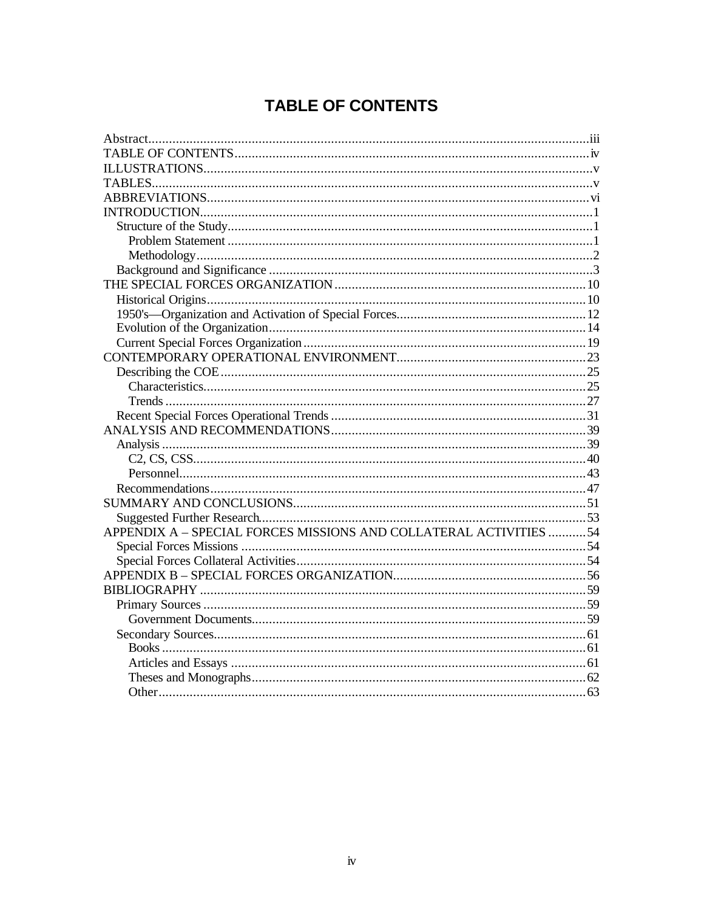# TABLE OF CONTENTS

Abstract....................................................iii
TABLE OF CONTENTS....................................................iv
ILLUSTRATIONS....................................................v
TABLES....................................................v
ABBREVIATIONS....................................................vi
INTRODUCTION....................................................1
- Structure of the Study....................................................1
  - Problem Statement....................................................1
  - Methodology....................................................2
- Background and Significance....................................................3

THE SPECIAL FORCES ORGANIZATION....................................................10
- Historical Origins....................................................10
- 1950's—Organization and Activation of Special Forces....................................................12
- Evolution of the Organization....................................................14
- Current Special Forces Organization....................................................19

CONTEMPORARY OPERATIONAL ENVIRONMENT....................................................23
- Describing the COE....................................................25
  - Characteristics....................................................25
  - Trends....................................................27
- Recent Special Forces Operational Trends....................................................31

ANALYSIS AND RECOMMENDATIONS....................................................39
- Analysis....................................................39
  - C2, CS, CSS....................................................40
  - Personnel....................................................43
- Recommendations....................................................47

SUMMARY AND CONCLUSIONS....................................................51
- Suggested Further Research....................................................53

APPENDIX A – SPECIAL FORCES MISSIONS AND COLLATERAL ACTIVITIES....................................................54
- Special Forces Missions....................................................54
- Special Forces Collateral Activities....................................................54

APPENDIX B – SPECIAL FORCES ORGANIZATION....................................................56

BIBLIOGRAPHY....................................................59
- Primary Sources....................................................59
  - Government Documents....................................................59
- Secondary Sources....................................................61
  - Books....................................................61
  - Articles and Essays....................................................61
  - Theses and Monographs....................................................62
  - Other....................................................63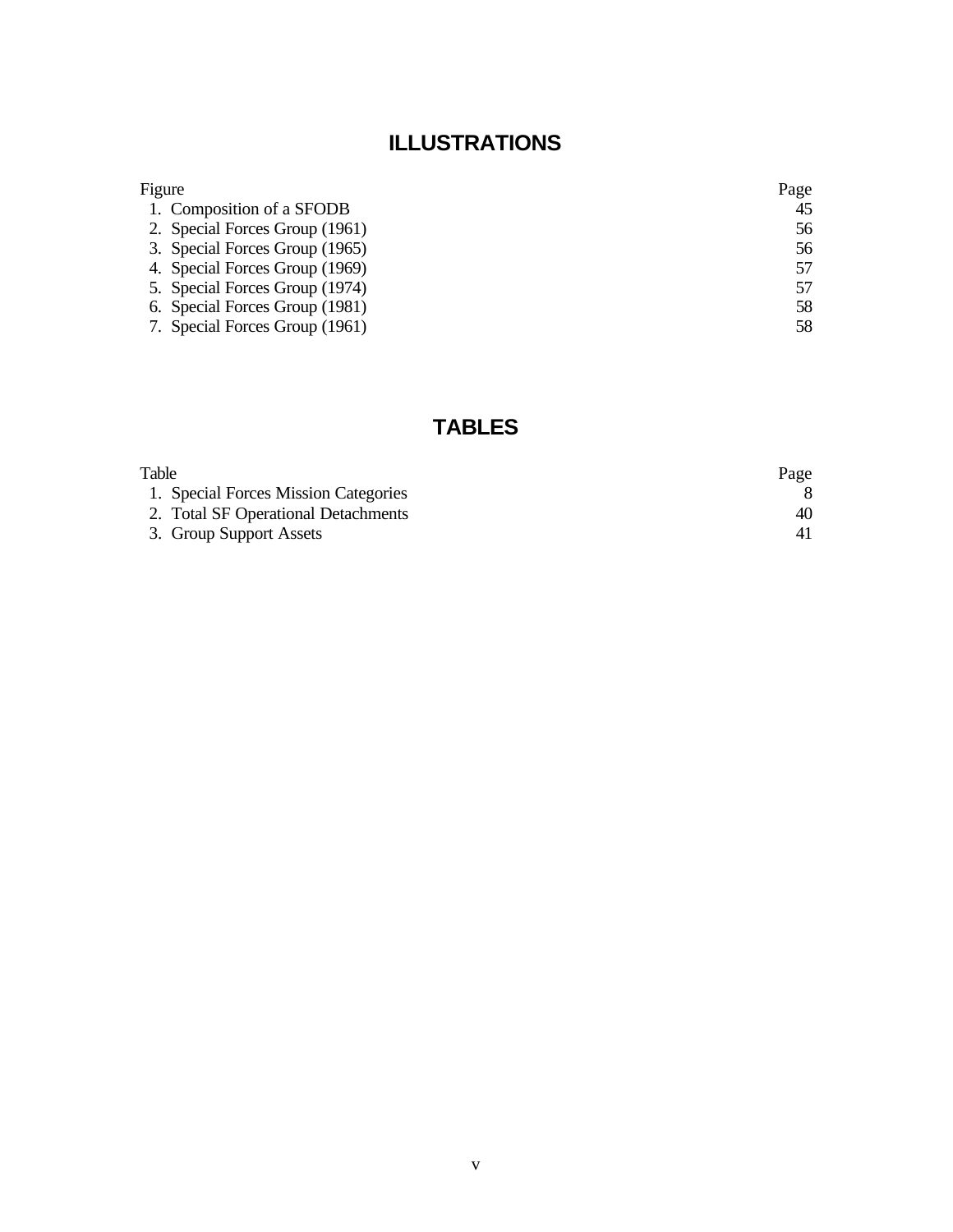# ILLUSTRATIONS

| Figure | Page |
| --- | --- |
| 1. Composition of a SFODB | 45 |
| 2. Special Forces Group (1961) | 56 |
| 3. Special Forces Group (1965) | 56 |
| 4. Special Forces Group (1969) | 57 |
| 5. Special Forces Group (1974) | 57 |
| 6. Special Forces Group (1981) | 58 |
| 7. Special Forces Group (1961) | 58 |

# TABLES

| Table | Page |
| --- | --- |
| 1. Special Forces Mission Categories | 8 |
| 2. Total SF Operational Detachments | 40 |
| 3. Group Support Assets | 41 |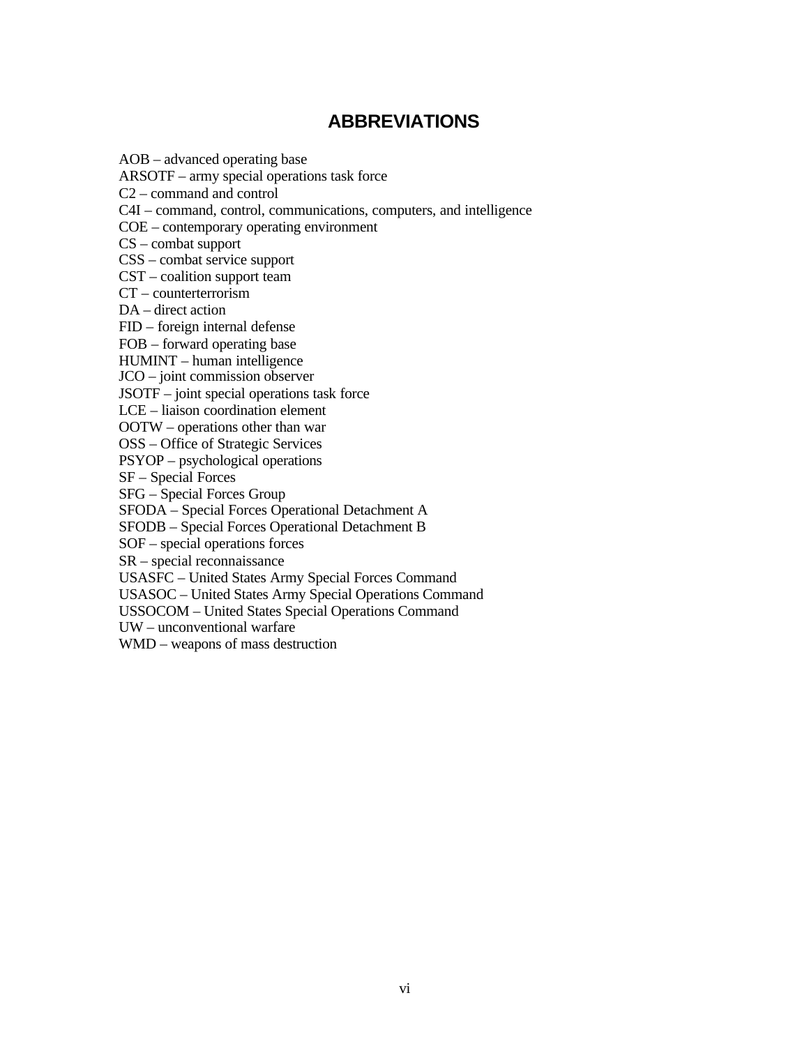# ABBREVIATIONS

AOB – advanced operating base
ARSOTF – army special operations task force
C2 – command and control
C4I – command, control, communications, computers, and intelligence
COE – contemporary operating environment
CS – combat support
CSS – combat service support
CST – coalition support team
CT – counterterrorism
DA – direct action
FID – foreign internal defense
FOB – forward operating base
HUMINT – human intelligence
JCO – joint commission observer
JSOTF – joint special operations task force
LCE – liaison coordination element
OOTW – operations other than war
OSS – Office of Strategic Services
PSYOP – psychological operations
SF – Special Forces
SFG – Special Forces Group
SFODA – Special Forces Operational Detachment A
SFODB – Special Forces Operational Detachment B
SOF – special operations forces
SR – special reconnaissance
USASFC – United States Army Special Forces Command
USASOC – United States Army Special Operations Command
USSOCOM – United States Special Operations Command
UW – unconventional warfare
WMD – weapons of mass destruction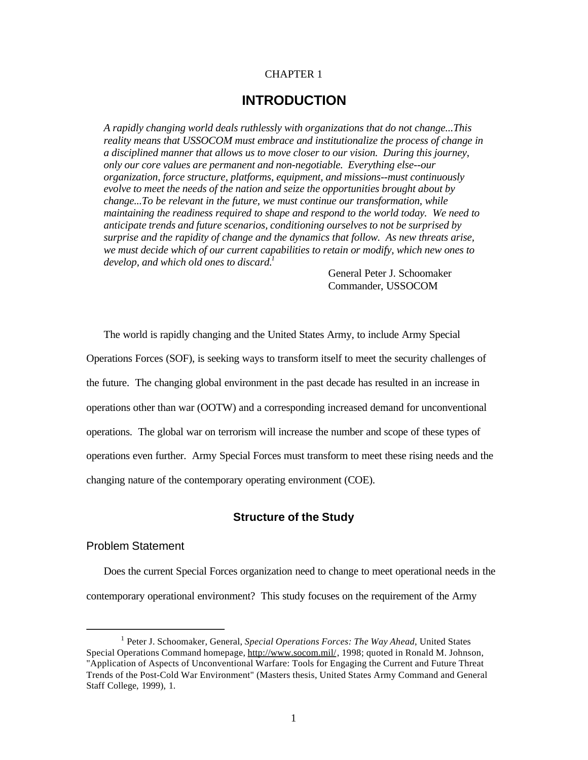CHAPTER 1

# INTRODUCTION

*A rapidly changing world deals ruthlessly with organizations that do not change...This reality means that USSOCOM must embrace and institutionalize the process of change in a disciplined manner that allows us to move closer to our vision. During this journey, only our core values are permanent and non-negotiable. Everything else--our organization, force structure, platforms, equipment, and missions--must continuously evolve to meet the needs of the nation and seize the opportunities brought about by change...To be relevant in the future, we must continue our transformation, while maintaining the readiness required to shape and respond to the world today. We need to anticipate trends and future scenarios, conditioning ourselves to not be surprised by surprise and the rapidity of change and the dynamics that follow. As new threats arise, we must decide which of our current capabilities to retain or modify, which new ones to develop, and which old ones to discard.*[1]

General Peter J. Schoomaker
Commander, USSOCOM

The world is rapidly changing and the United States Army, to include Army Special Operations Forces (SOF), is seeking ways to transform itself to meet the security challenges of the future. The changing global environment in the past decade has resulted in an increase in operations other than war (OOTW) and a corresponding increased demand for unconventional operations. The global war on terrorism will increase the number and scope of these types of operations even further. Army Special Forces must transform to meet these rising needs and the changing nature of the contemporary operating environment (COE).

## Structure of the Study

### Problem Statement

Does the current Special Forces organization need to change to meet operational needs in the contemporary operational environment? This study focuses on the requirement of the Army

---

[1] Peter J. Schoomaker, General, *Special Operations Forces: The Way Ahead*, United States Special Operations Command homepage, http://www.socom.mil/, 1998; quoted in Ronald M. Johnson, "Application of Aspects of Unconventional Warfare: Tools for Engaging the Current and Future Threat Trends of the Post-Cold War Environment" (Masters thesis, United States Army Command and General Staff College, 1999), 1.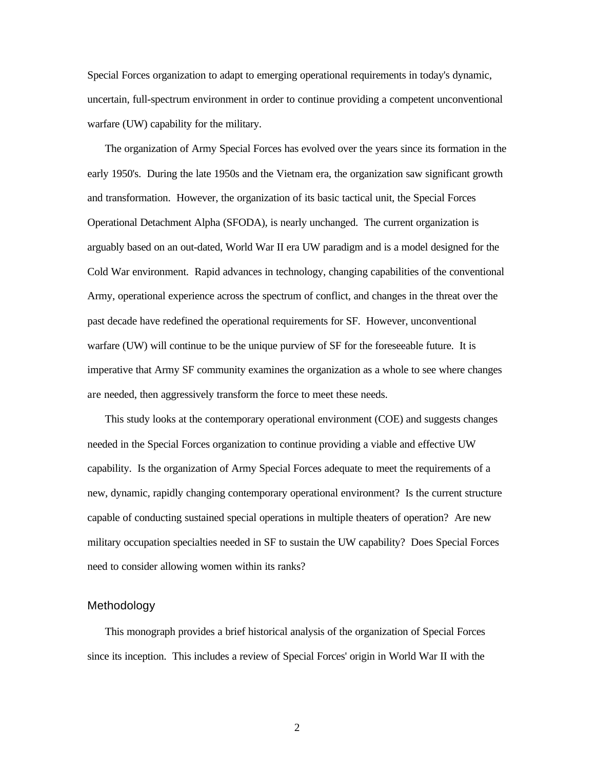Special Forces organization to adapt to emerging operational requirements in today's dynamic, uncertain, full-spectrum environment in order to continue providing a competent unconventional warfare (UW) capability for the military.

The organization of Army Special Forces has evolved over the years since its formation in the early 1950's. During the late 1950s and the Vietnam era, the organization saw significant growth and transformation. However, the organization of its basic tactical unit, the Special Forces Operational Detachment Alpha (SFODA), is nearly unchanged. The current organization is arguably based on an out-dated, World War II era UW paradigm and is a model designed for the Cold War environment. Rapid advances in technology, changing capabilities of the conventional Army, operational experience across the spectrum of conflict, and changes in the threat over the past decade have redefined the operational requirements for SF. However, unconventional warfare (UW) will continue to be the unique purview of SF for the foreseeable future. It is imperative that Army SF community examines the organization as a whole to see where changes are needed, then aggressively transform the force to meet these needs.

This study looks at the contemporary operational environment (COE) and suggests changes needed in the Special Forces organization to continue providing a viable and effective UW capability. Is the organization of Army Special Forces adequate to meet the requirements of a new, dynamic, rapidly changing contemporary operational environment? Is the current structure capable of conducting sustained special operations in multiple theaters of operation? Are new military occupation specialties needed in SF to sustain the UW capability? Does Special Forces need to consider allowing women within its ranks?

## Methodology

This monograph provides a brief historical analysis of the organization of Special Forces since its inception. This includes a review of Special Forces' origin in World War II with the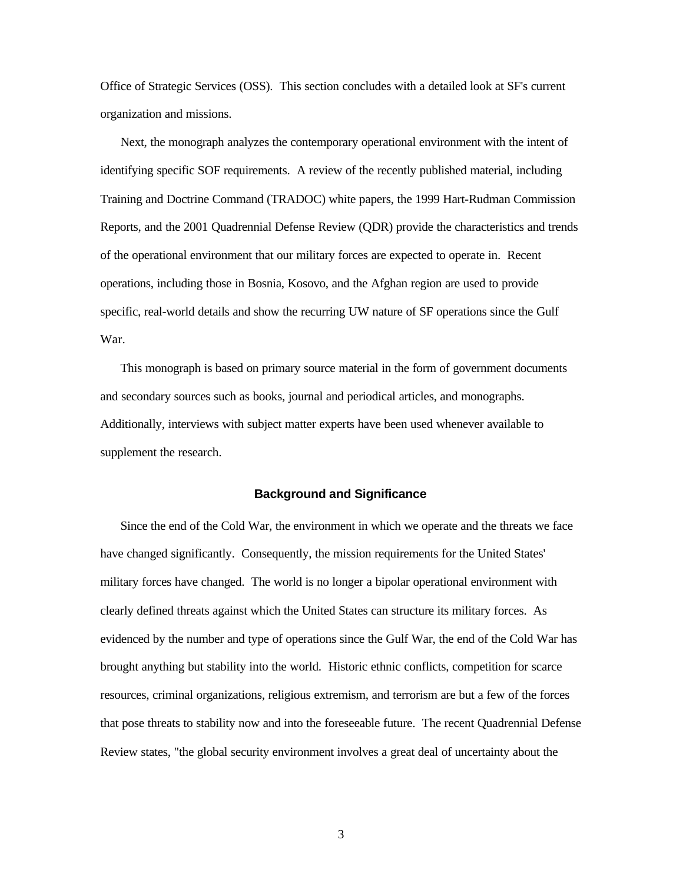Office of Strategic Services (OSS). This section concludes with a detailed look at SF's current organization and missions.

Next, the monograph analyzes the contemporary operational environment with the intent of identifying specific SOF requirements. A review of the recently published material, including Training and Doctrine Command (TRADOC) white papers, the 1999 Hart-Rudman Commission Reports, and the 2001 Quadrennial Defense Review (QDR) provide the characteristics and trends of the operational environment that our military forces are expected to operate in. Recent operations, including those in Bosnia, Kosovo, and the Afghan region are used to provide specific, real-world details and show the recurring UW nature of SF operations since the Gulf War.

This monograph is based on primary source material in the form of government documents and secondary sources such as books, journal and periodical articles, and monographs. Additionally, interviews with subject matter experts have been used whenever available to supplement the research.

## Background and Significance

Since the end of the Cold War, the environment in which we operate and the threats we face have changed significantly. Consequently, the mission requirements for the United States' military forces have changed. The world is no longer a bipolar operational environment with clearly defined threats against which the United States can structure its military forces. As evidenced by the number and type of operations since the Gulf War, the end of the Cold War has brought anything but stability into the world. Historic ethnic conflicts, competition for scarce resources, criminal organizations, religious extremism, and terrorism are but a few of the forces that pose threats to stability now and into the foreseeable future. The recent Quadrennial Defense Review states, "the global security environment involves a great deal of uncertainty about the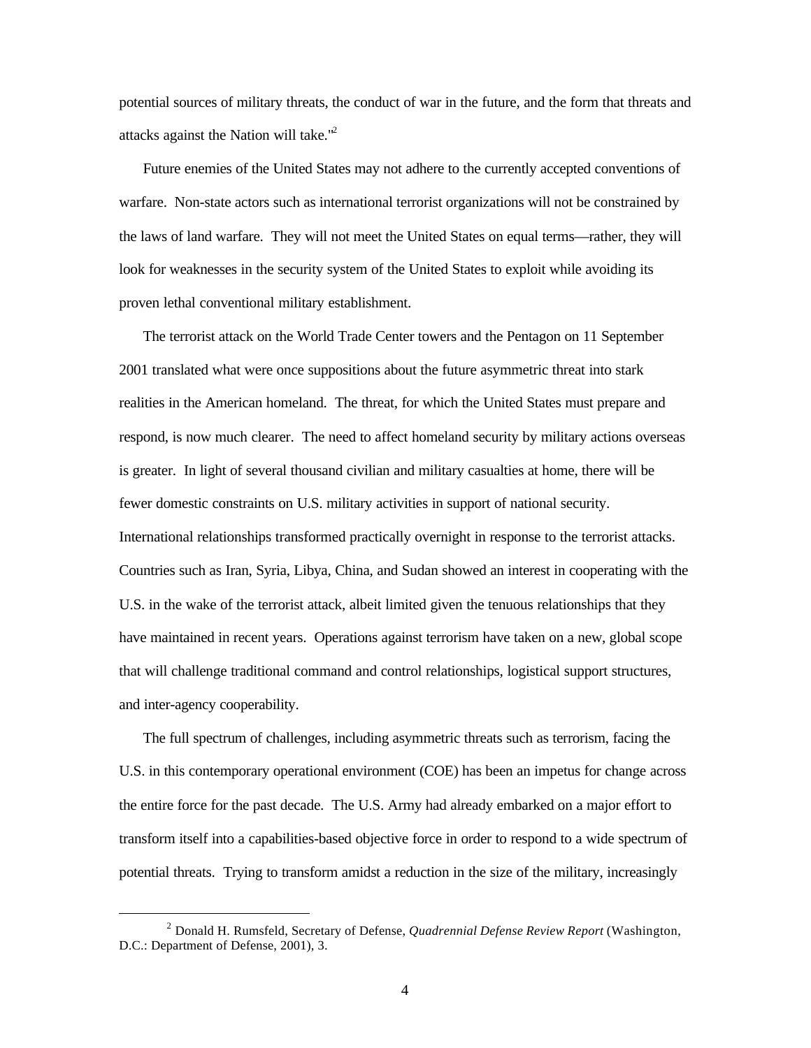potential sources of military threats, the conduct of war in the future, and the form that threats and attacks against the Nation will take."[2]

Future enemies of the United States may not adhere to the currently accepted conventions of warfare. Non-state actors such as international terrorist organizations will not be constrained by the laws of land warfare. They will not meet the United States on equal terms—rather, they will look for weaknesses in the security system of the United States to exploit while avoiding its proven lethal conventional military establishment.

The terrorist attack on the World Trade Center towers and the Pentagon on 11 September 2001 translated what were once suppositions about the future asymmetric threat into stark realities in the American homeland. The threat, for which the United States must prepare and respond, is now much clearer. The need to affect homeland security by military actions overseas is greater. In light of several thousand civilian and military casualties at home, there will be fewer domestic constraints on U.S. military activities in support of national security. International relationships transformed practically overnight in response to the terrorist attacks. Countries such as Iran, Syria, Libya, China, and Sudan showed an interest in cooperating with the U.S. in the wake of the terrorist attack, albeit limited given the tenuous relationships that they have maintained in recent years. Operations against terrorism have taken on a new, global scope that will challenge traditional command and control relationships, logistical support structures, and inter-agency cooperability.

The full spectrum of challenges, including asymmetric threats such as terrorism, facing the U.S. in this contemporary operational environment (COE) has been an impetus for change across the entire force for the past decade. The U.S. Army had already embarked on a major effort to transform itself into a capabilities-based objective force in order to respond to a wide spectrum of potential threats. Trying to transform amidst a reduction in the size of the military, increasingly

---

[2] Donald H. Rumsfeld, Secretary of Defense, *Quadrennial Defense Review Report* (Washington, D.C.: Department of Defense, 2001), 3.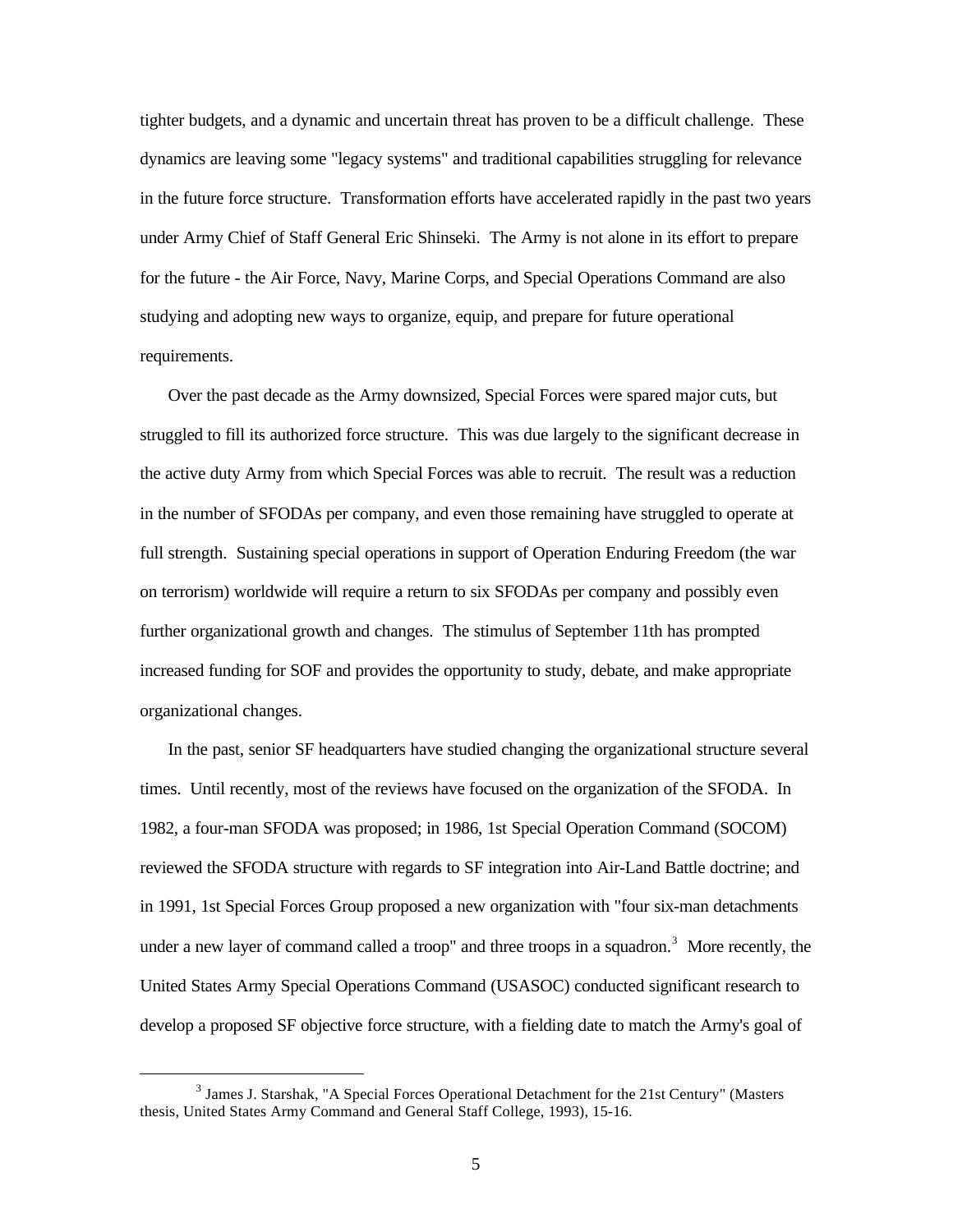tighter budgets, and a dynamic and uncertain threat has proven to be a difficult challenge. These dynamics are leaving some "legacy systems" and traditional capabilities struggling for relevance in the future force structure. Transformation efforts have accelerated rapidly in the past two years under Army Chief of Staff General Eric Shinseki. The Army is not alone in its effort to prepare for the future - the Air Force, Navy, Marine Corps, and Special Operations Command are also studying and adopting new ways to organize, equip, and prepare for future operational requirements.

Over the past decade as the Army downsized, Special Forces were spared major cuts, but struggled to fill its authorized force structure. This was due largely to the significant decrease in the active duty Army from which Special Forces was able to recruit. The result was a reduction in the number of SFODAs per company, and even those remaining have struggled to operate at full strength. Sustaining special operations in support of Operation Enduring Freedom (the war on terrorism) worldwide will require a return to six SFODAs per company and possibly even further organizational growth and changes. The stimulus of September 11th has prompted increased funding for SOF and provides the opportunity to study, debate, and make appropriate organizational changes.

In the past, senior SF headquarters have studied changing the organizational structure several times. Until recently, most of the reviews have focused on the organization of the SFODA. In 1982, a four-man SFODA was proposed; in 1986, 1st Special Operation Command (SOCOM) reviewed the SFODA structure with regards to SF integration into Air-Land Battle doctrine; and in 1991, 1st Special Forces Group proposed a new organization with "four six-man detachments under a new layer of command called a troop" and three troops in a squadron.[3] More recently, the United States Army Special Operations Command (USASOC) conducted significant research to develop a proposed SF objective force structure, with a fielding date to match the Army's goal of

---

[3] James J. Starshak, "A Special Forces Operational Detachment for the 21st Century" (Masters thesis, United States Army Command and General Staff College, 1993), 15-16.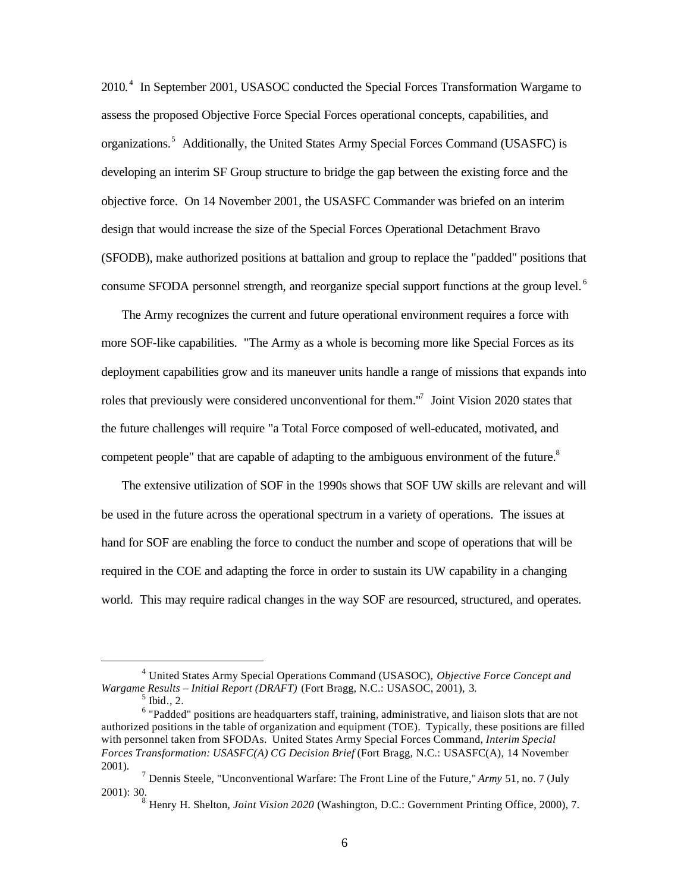2010.[4] In September 2001, USASOC conducted the Special Forces Transformation Wargame to assess the proposed Objective Force Special Forces operational concepts, capabilities, and organizations.[5] Additionally, the United States Army Special Forces Command (USASFC) is developing an interim SF Group structure to bridge the gap between the existing force and the objective force. On 14 November 2001, the USASFC Commander was briefed on an interim design that would increase the size of the Special Forces Operational Detachment Bravo (SFODB), make authorized positions at battalion and group to replace the "padded" positions that consume SFODA personnel strength, and reorganize special support functions at the group level.[6]

The Army recognizes the current and future operational environment requires a force with more SOF-like capabilities. "The Army as a whole is becoming more like Special Forces as its deployment capabilities grow and its maneuver units handle a range of missions that expands into roles that previously were considered unconventional for them."[7] Joint Vision 2020 states that the future challenges will require "a Total Force composed of well-educated, motivated, and competent people" that are capable of adapting to the ambiguous environment of the future.[8]

The extensive utilization of SOF in the 1990s shows that SOF UW skills are relevant and will be used in the future across the operational spectrum in a variety of operations. The issues at hand for SOF are enabling the force to conduct the number and scope of operations that will be required in the COE and adapting the force in order to sustain its UW capability in a changing world. This may require radical changes in the way SOF are resourced, structured, and operates.

---

[4] United States Army Special Operations Command (USASOC), *Objective Force Concept and Wargame Results – Initial Report (DRAFT)* (Fort Bragg, N.C.: USASOC, 2001), 3.

[5] Ibid., 2.

[6] "Padded" positions are headquarters staff, training, administrative, and liaison slots that are not authorized positions in the table of organization and equipment (TOE). Typically, these positions are filled with personnel taken from SFODAs. United States Army Special Forces Command, *Interim Special Forces Transformation: USASFC(A) CG Decision Brief* (Fort Bragg, N.C.: USASFC(A), 14 November 2001).

[7] Dennis Steele, "Unconventional Warfare: The Front Line of the Future," *Army* 51, no. 7 (July 2001): 30.

[8] Henry H. Shelton, *Joint Vision 2020* (Washington, D.C.: Government Printing Office, 2000), 7.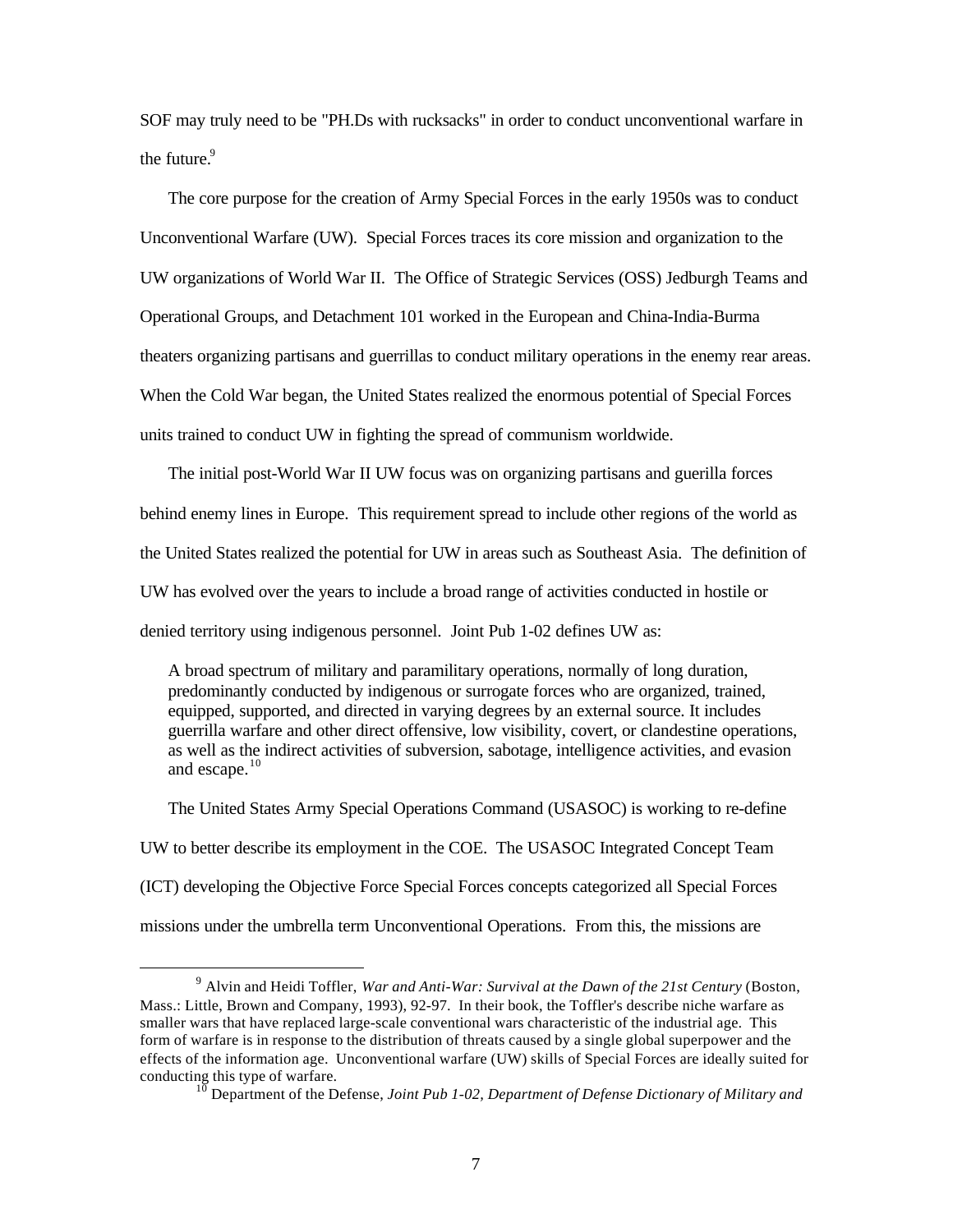SOF may truly need to be "PH.Ds with rucksacks" in order to conduct unconventional warfare in the future.[9]

The core purpose for the creation of Army Special Forces in the early 1950s was to conduct Unconventional Warfare (UW). Special Forces traces its core mission and organization to the UW organizations of World War II. The Office of Strategic Services (OSS) Jedburgh Teams and Operational Groups, and Detachment 101 worked in the European and China-India-Burma theaters organizing partisans and guerrillas to conduct military operations in the enemy rear areas. When the Cold War began, the United States realized the enormous potential of Special Forces units trained to conduct UW in fighting the spread of communism worldwide.

The initial post-World War II UW focus was on organizing partisans and guerilla forces behind enemy lines in Europe. This requirement spread to include other regions of the world as the United States realized the potential for UW in areas such as Southeast Asia. The definition of UW has evolved over the years to include a broad range of activities conducted in hostile or denied territory using indigenous personnel. Joint Pub 1-02 defines UW as:

> A broad spectrum of military and paramilitary operations, normally of long duration, predominantly conducted by indigenous or surrogate forces who are organized, trained, equipped, supported, and directed in varying degrees by an external source. It includes guerrilla warfare and other direct offensive, low visibility, covert, or clandestine operations, as well as the indirect activities of subversion, sabotage, intelligence activities, and evasion and escape.[10]

The United States Army Special Operations Command (USASOC) is working to re-define UW to better describe its employment in the COE. The USASOC Integrated Concept Team (ICT) developing the Objective Force Special Forces concepts categorized all Special Forces missions under the umbrella term Unconventional Operations. From this, the missions are

---

[9] Alvin and Heidi Toffler, *War and Anti-War: Survival at the Dawn of the 21st Century* (Boston, Mass.: Little, Brown and Company, 1993), 92-97. In their book, the Toffler's describe niche warfare as smaller wars that have replaced large-scale conventional wars characteristic of the industrial age. This form of warfare is in response to the distribution of threats caused by a single global superpower and the effects of the information age. Unconventional warfare (UW) skills of Special Forces are ideally suited for conducting this type of warfare.

[10] Department of the Defense, *Joint Pub 1-02, Department of Defense Dictionary of Military and*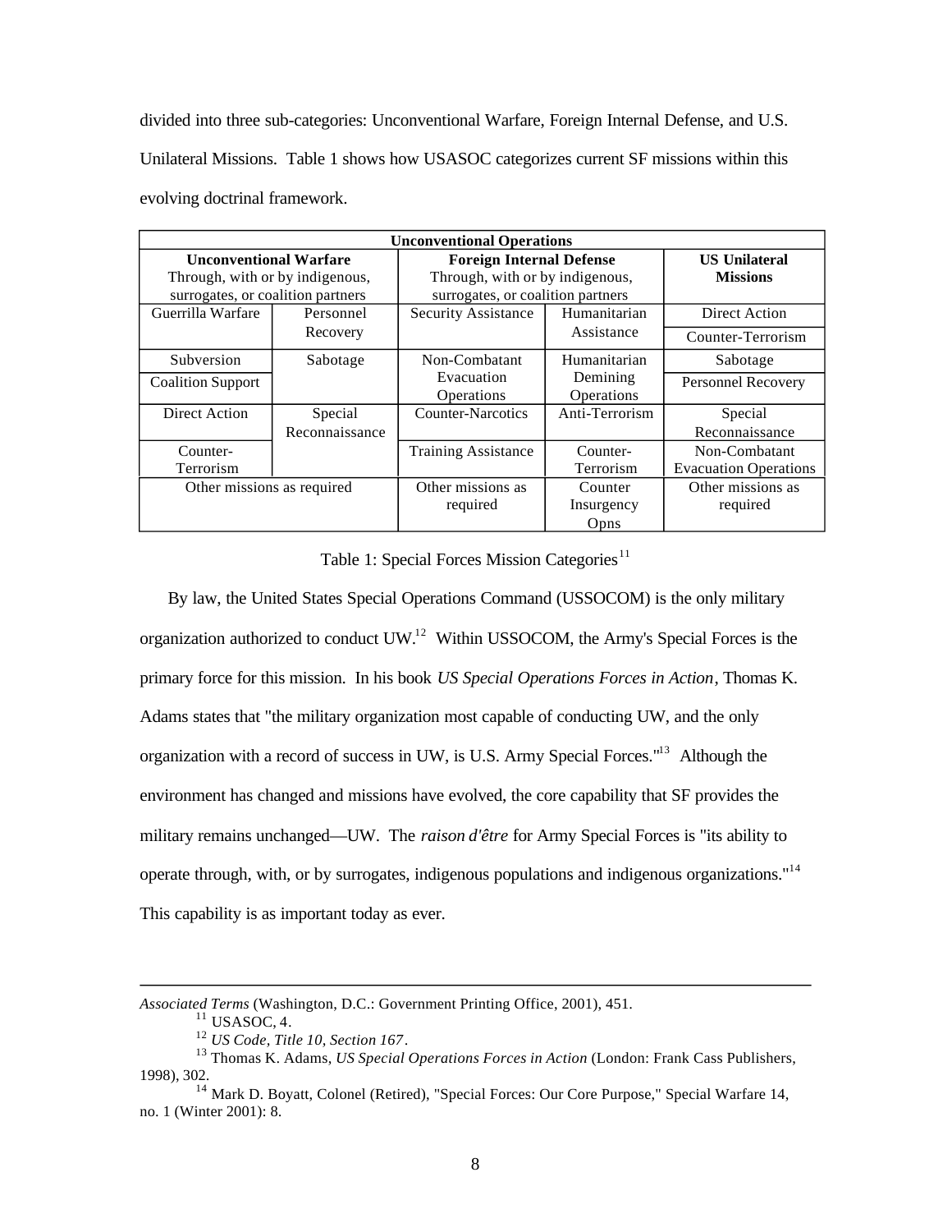divided into three sub-categories: Unconventional Warfare, Foreign Internal Defense, and U.S. Unilateral Missions. Table 1 shows how USASOC categorizes current SF missions within this evolving doctrinal framework.

| Unconventional Operations | | | | |
|---|---|---|---|---|
| **Unconventional Warfare** Through, with or by indigenous, surrogates, or coalition partners | | **Foreign Internal Defense** Through, with or by indigenous, surrogates, or coalition partners | | **US Unilateral Missions** |
| Guerrilla Warfare | Personnel Recovery | Security Assistance | Humanitarian Assistance | Direct Action |
| | | | | Counter-Terrorism |
| Subversion | Sabotage | Non-Combatant Evacuation Operations | Humanitarian Demining Operations | Sabotage |
| Coalition Support | | | | Personnel Recovery |
| Direct Action | Special Reconnaissance | Counter-Narcotics | Anti-Terrorism | Special Reconnaissance |
| Counter-Terrorism | | Training Assistance | Counter-Terrorism | Non-Combatant Evacuation Operations |
| Other missions as required | | Other missions as required | Counter Insurgency Opns | Other missions as required |

Table 1: Special Forces Mission Categories[11]

By law, the United States Special Operations Command (USSOCOM) is the only military organization authorized to conduct UW.[12] Within USSOCOM, the Army's Special Forces is the primary force for this mission. In his book *US Special Operations Forces in Action*, Thomas K. Adams states that "the military organization most capable of conducting UW, and the only organization with a record of success in UW, is U.S. Army Special Forces."[13] Although the environment has changed and missions have evolved, the core capability that SF provides the military remains unchanged—UW. The *raison d'être* for Army Special Forces is "its ability to operate through, with, or by surrogates, indigenous populations and indigenous organizations."[14] This capability is as important today as ever.

---

*Associated Terms* (Washington, D.C.: Government Printing Office, 2001), 451.

[11] USASOC, 4.

[12] *US Code, Title 10, Section 167*.

[13] Thomas K. Adams, *US Special Operations Forces in Action* (London: Frank Cass Publishers, 1998), 302.

[14] Mark D. Boyatt, Colonel (Retired), "Special Forces: Our Core Purpose," Special Warfare 14, no. 1 (Winter 2001): 8.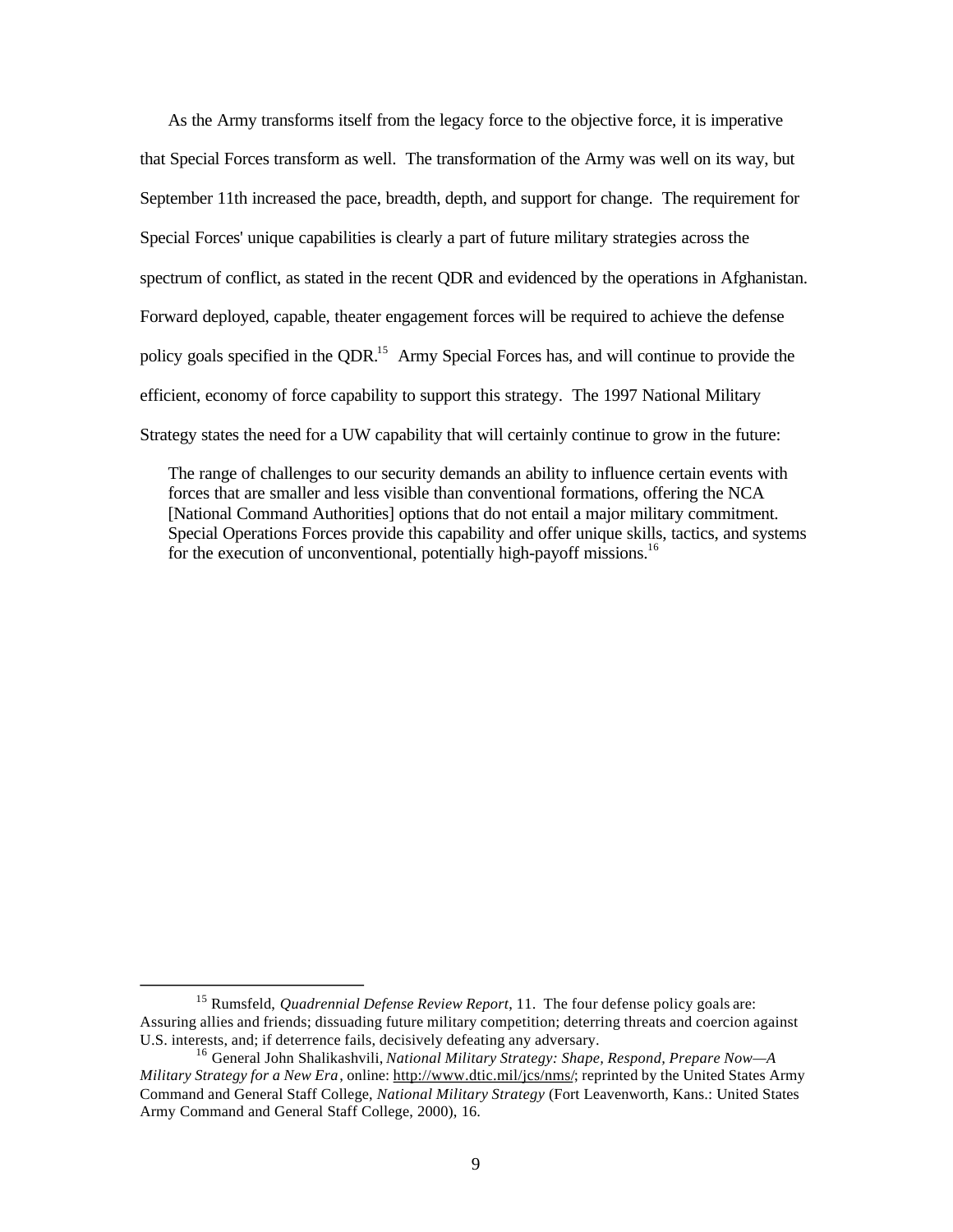As the Army transforms itself from the legacy force to the objective force, it is imperative that Special Forces transform as well. The transformation of the Army was well on its way, but September 11th increased the pace, breadth, depth, and support for change. The requirement for Special Forces' unique capabilities is clearly a part of future military strategies across the spectrum of conflict, as stated in the recent QDR and evidenced by the operations in Afghanistan. Forward deployed, capable, theater engagement forces will be required to achieve the defense policy goals specified in the QDR.[15] Army Special Forces has, and will continue to provide the efficient, economy of force capability to support this strategy. The 1997 National Military Strategy states the need for a UW capability that will certainly continue to grow in the future:

> The range of challenges to our security demands an ability to influence certain events with forces that are smaller and less visible than conventional formations, offering the NCA [National Command Authorities] options that do not entail a major military commitment. Special Operations Forces provide this capability and offer unique skills, tactics, and systems for the execution of unconventional, potentially high-payoff missions.[16]

---

[15] Rumsfeld, *Quadrennial Defense Review Report*, 11. The four defense policy goals are: Assuring allies and friends; dissuading future military competition; deterring threats and coercion against U.S. interests, and; if deterrence fails, decisively defeating any adversary.

[16] General John Shalikashvili, *National Military Strategy: Shape, Respond, Prepare Now—A Military Strategy for a New Era*, online: http://www.dtic.mil/jcs/nms/; reprinted by the United States Army Command and General Staff College, *National Military Strategy* (Fort Leavenworth, Kans.: United States Army Command and General Staff College, 2000), 16.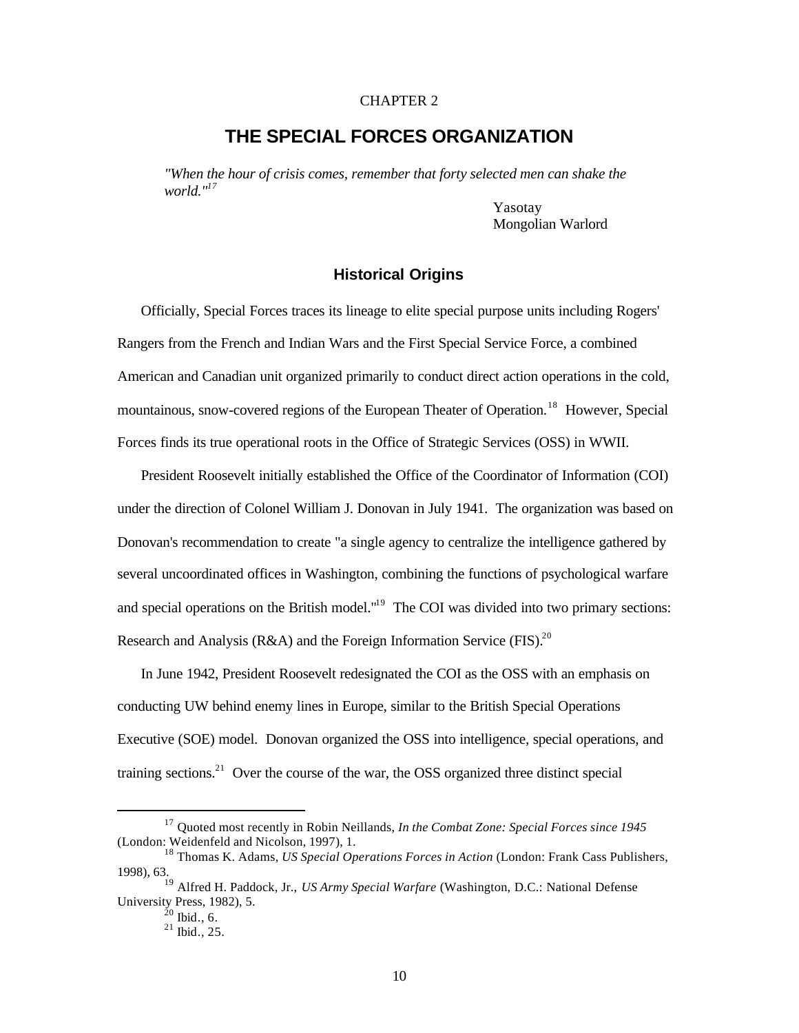CHAPTER 2

# THE SPECIAL FORCES ORGANIZATION

*"When the hour of crisis comes, remember that forty selected men can shake the world."*[17]

Yasotay
Mongolian Warlord

## Historical Origins

Officially, Special Forces traces its lineage to elite special purpose units including Rogers' Rangers from the French and Indian Wars and the First Special Service Force, a combined American and Canadian unit organized primarily to conduct direct action operations in the cold, mountainous, snow-covered regions of the European Theater of Operation.[18] However, Special Forces finds its true operational roots in the Office of Strategic Services (OSS) in WWII.

President Roosevelt initially established the Office of the Coordinator of Information (COI) under the direction of Colonel William J. Donovan in July 1941. The organization was based on Donovan's recommendation to create "a single agency to centralize the intelligence gathered by several uncoordinated offices in Washington, combining the functions of psychological warfare and special operations on the British model."[19] The COI was divided into two primary sections: Research and Analysis (R&A) and the Foreign Information Service (FIS).[20]

In June 1942, President Roosevelt redesignated the COI as the OSS with an emphasis on conducting UW behind enemy lines in Europe, similar to the British Special Operations Executive (SOE) model. Donovan organized the OSS into intelligence, special operations, and training sections.[21] Over the course of the war, the OSS organized three distinct special

---

[17] Quoted most recently in Robin Neillands, *In the Combat Zone: Special Forces since 1945* (London: Weidenfeld and Nicolson, 1997), 1.

[18] Thomas K. Adams, *US Special Operations Forces in Action* (London: Frank Cass Publishers, 1998), 63.

[19] Alfred H. Paddock, Jr., *US Army Special Warfare* (Washington, D.C.: National Defense University Press, 1982), 5.

[20] Ibid., 6.

[21] Ibid., 25.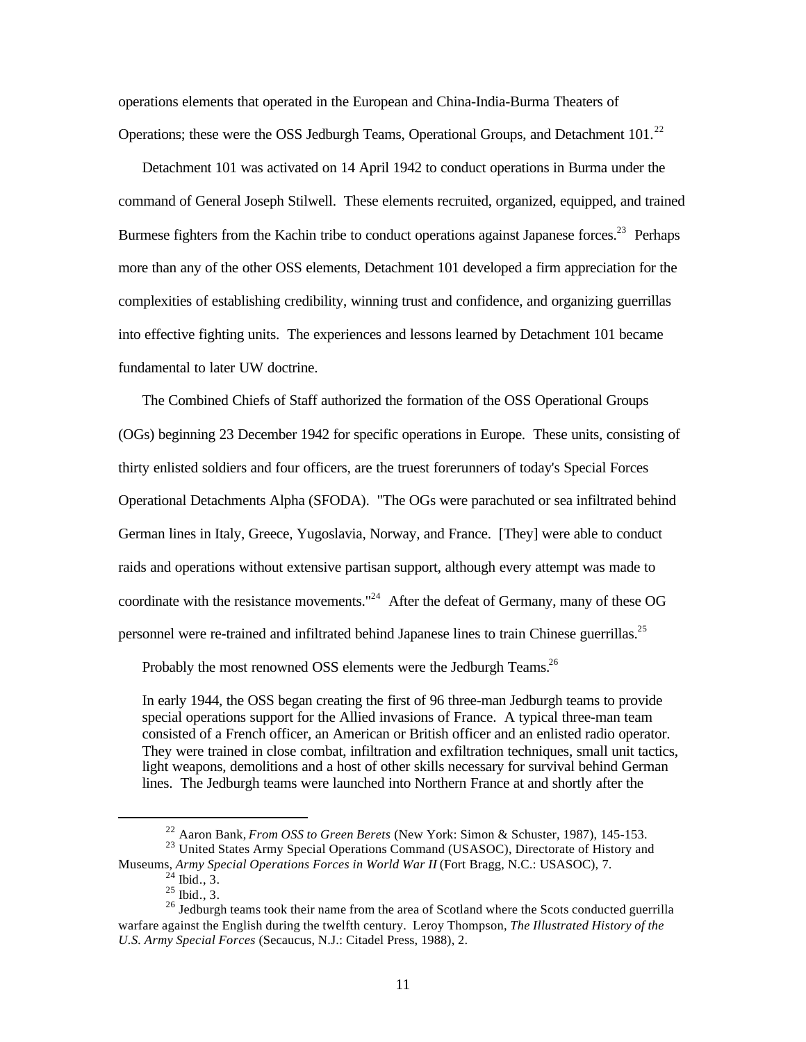operations elements that operated in the European and China-India-Burma Theaters of Operations; these were the OSS Jedburgh Teams, Operational Groups, and Detachment 101.[22]

Detachment 101 was activated on 14 April 1942 to conduct operations in Burma under the command of General Joseph Stilwell. These elements recruited, organized, equipped, and trained Burmese fighters from the Kachin tribe to conduct operations against Japanese forces.[23] Perhaps more than any of the other OSS elements, Detachment 101 developed a firm appreciation for the complexities of establishing credibility, winning trust and confidence, and organizing guerrillas into effective fighting units. The experiences and lessons learned by Detachment 101 became fundamental to later UW doctrine.

The Combined Chiefs of Staff authorized the formation of the OSS Operational Groups (OGs) beginning 23 December 1942 for specific operations in Europe. These units, consisting of thirty enlisted soldiers and four officers, are the truest forerunners of today's Special Forces Operational Detachments Alpha (SFODA). "The OGs were parachuted or sea infiltrated behind German lines in Italy, Greece, Yugoslavia, Norway, and France. [They] were able to conduct raids and operations without extensive partisan support, although every attempt was made to coordinate with the resistance movements."[24] After the defeat of Germany, many of these OG personnel were re-trained and infiltrated behind Japanese lines to train Chinese guerrillas.[25]

Probably the most renowned OSS elements were the Jedburgh Teams.[26]

> In early 1944, the OSS began creating the first of 96 three-man Jedburgh teams to provide special operations support for the Allied invasions of France. A typical three-man team consisted of a French officer, an American or British officer and an enlisted radio operator. They were trained in close combat, infiltration and exfiltration techniques, small unit tactics, light weapons, demolitions and a host of other skills necessary for survival behind German lines. The Jedburgh teams were launched into Northern France at and shortly after the

---

[22] Aaron Bank, *From OSS to Green Berets* (New York: Simon & Schuster, 1987), 145-153.

[23] United States Army Special Operations Command (USASOC), Directorate of History and Museums, *Army Special Operations Forces in World War II* (Fort Bragg, N.C.: USASOC), 7.

[24] Ibid., 3.

[25] Ibid., 3.

[26] Jedburgh teams took their name from the area of Scotland where the Scots conducted guerrilla warfare against the English during the twelfth century. Leroy Thompson, *The Illustrated History of the U.S. Army Special Forces* (Secaucus, N.J.: Citadel Press, 1988), 2.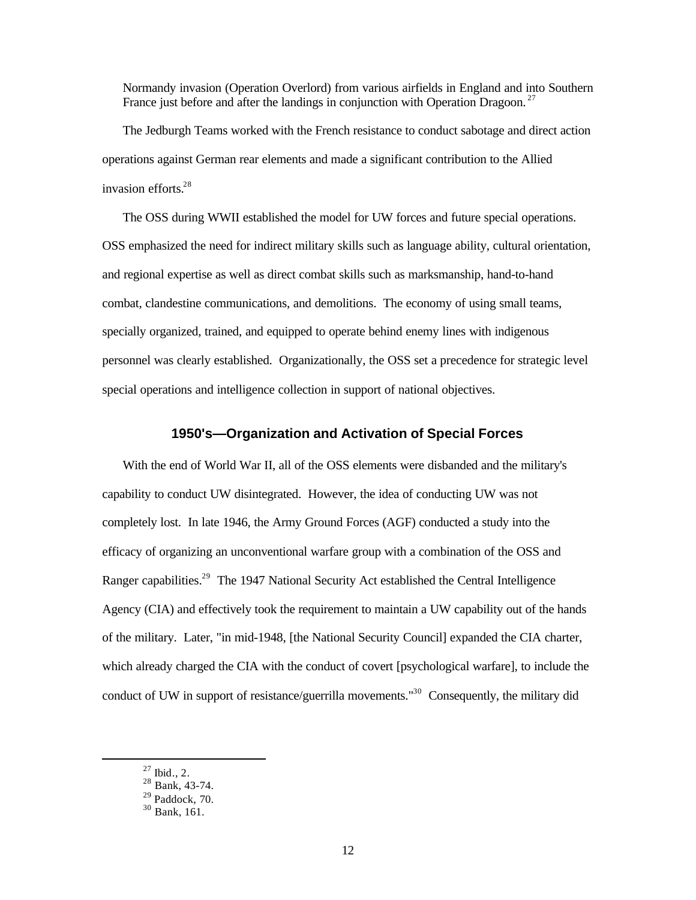Normandy invasion (Operation Overlord) from various airfields in England and into Southern France just before and after the landings in conjunction with Operation Dragoon.[27]

The Jedburgh Teams worked with the French resistance to conduct sabotage and direct action operations against German rear elements and made a significant contribution to the Allied invasion efforts.[28]

The OSS during WWII established the model for UW forces and future special operations. OSS emphasized the need for indirect military skills such as language ability, cultural orientation, and regional expertise as well as direct combat skills such as marksmanship, hand-to-hand combat, clandestine communications, and demolitions. The economy of using small teams, specially organized, trained, and equipped to operate behind enemy lines with indigenous personnel was clearly established. Organizationally, the OSS set a precedence for strategic level special operations and intelligence collection in support of national objectives.

## 1950's—Organization and Activation of Special Forces

With the end of World War II, all of the OSS elements were disbanded and the military's capability to conduct UW disintegrated. However, the idea of conducting UW was not completely lost. In late 1946, the Army Ground Forces (AGF) conducted a study into the efficacy of organizing an unconventional warfare group with a combination of the OSS and Ranger capabilities.[29] The 1947 National Security Act established the Central Intelligence Agency (CIA) and effectively took the requirement to maintain a UW capability out of the hands of the military. Later, "in mid-1948, [the National Security Council] expanded the CIA charter, which already charged the CIA with the conduct of covert [psychological warfare], to include the conduct of UW in support of resistance/guerrilla movements."[30] Consequently, the military did

[27] Ibid., 2.
[28] Bank, 43-74.
[29] Paddock, 70.
[30] Bank, 161.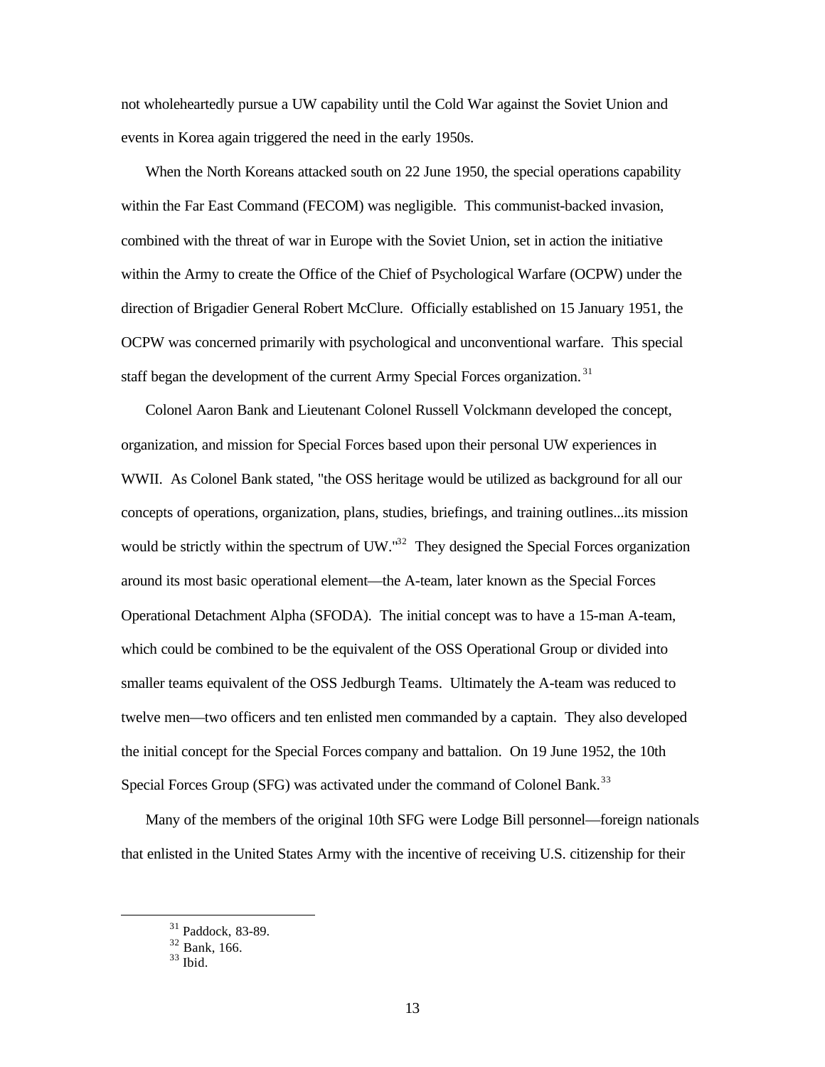not wholeheartedly pursue a UW capability until the Cold War against the Soviet Union and events in Korea again triggered the need in the early 1950s.

When the North Koreans attacked south on 22 June 1950, the special operations capability within the Far East Command (FECOM) was negligible. This communist-backed invasion, combined with the threat of war in Europe with the Soviet Union, set in action the initiative within the Army to create the Office of the Chief of Psychological Warfare (OCPW) under the direction of Brigadier General Robert McClure. Officially established on 15 January 1951, the OCPW was concerned primarily with psychological and unconventional warfare. This special staff began the development of the current Army Special Forces organization.[31]

Colonel Aaron Bank and Lieutenant Colonel Russell Volckmann developed the concept, organization, and mission for Special Forces based upon their personal UW experiences in WWII. As Colonel Bank stated, "the OSS heritage would be utilized as background for all our concepts of operations, organization, plans, studies, briefings, and training outlines...its mission would be strictly within the spectrum of UW."[32] They designed the Special Forces organization around its most basic operational element—the A-team, later known as the Special Forces Operational Detachment Alpha (SFODA). The initial concept was to have a 15-man A-team, which could be combined to be the equivalent of the OSS Operational Group or divided into smaller teams equivalent of the OSS Jedburgh Teams. Ultimately the A-team was reduced to twelve men—two officers and ten enlisted men commanded by a captain. They also developed the initial concept for the Special Forces company and battalion. On 19 June 1952, the 10th Special Forces Group (SFG) was activated under the command of Colonel Bank.[33]

Many of the members of the original 10th SFG were Lodge Bill personnel—foreign nationals that enlisted in the United States Army with the incentive of receiving U.S. citizenship for their

---

[31] Paddock, 83-89.

[32] Bank, 166.

[33] Ibid.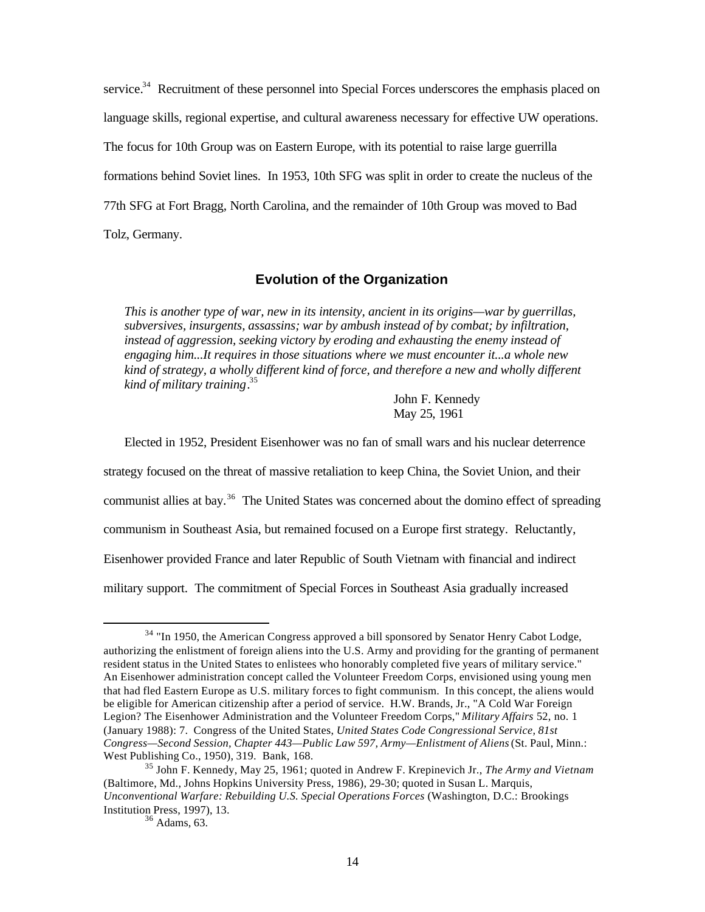service.[34] Recruitment of these personnel into Special Forces underscores the emphasis placed on language skills, regional expertise, and cultural awareness necessary for effective UW operations. The focus for 10th Group was on Eastern Europe, with its potential to raise large guerrilla formations behind Soviet lines. In 1953, 10th SFG was split in order to create the nucleus of the 77th SFG at Fort Bragg, North Carolina, and the remainder of 10th Group was moved to Bad Tolz, Germany.

## Evolution of the Organization

> *This is another type of war, new in its intensity, ancient in its origins—war by guerrillas, subversives, insurgents, assassins; war by ambush instead of by combat; by infiltration, instead of aggression, seeking victory by eroding and exhausting the enemy instead of engaging him...It requires in those situations where we must encounter it...a whole new kind of strategy, a wholly different kind of force, and therefore a new and wholly different kind of military training*.[35]
>
> John F. Kennedy
> May 25, 1961

Elected in 1952, President Eisenhower was no fan of small wars and his nuclear deterrence strategy focused on the threat of massive retaliation to keep China, the Soviet Union, and their communist allies at bay.[36] The United States was concerned about the domino effect of spreading communism in Southeast Asia, but remained focused on a Europe first strategy. Reluctantly, Eisenhower provided France and later Republic of South Vietnam with financial and indirect military support. The commitment of Special Forces in Southeast Asia gradually increased

---

[34] "In 1950, the American Congress approved a bill sponsored by Senator Henry Cabot Lodge, authorizing the enlistment of foreign aliens into the U.S. Army and providing for the granting of permanent resident status in the United States to enlistees who honorably completed five years of military service." An Eisenhower administration concept called the Volunteer Freedom Corps, envisioned using young men that had fled Eastern Europe as U.S. military forces to fight communism. In this concept, the aliens would be eligible for American citizenship after a period of service. H.W. Brands, Jr., "A Cold War Foreign Legion? The Eisenhower Administration and the Volunteer Freedom Corps," *Military Affairs* 52, no. 1 (January 1988): 7. Congress of the United States, *United States Code Congressional Service, 81st Congress—Second Session, Chapter 443—Public Law 597, Army—Enlistment of Aliens* (St. Paul, Minn.: West Publishing Co., 1950), 319. Bank, 168.

[35] John F. Kennedy, May 25, 1961; quoted in Andrew F. Krepinevich Jr., *The Army and Vietnam* (Baltimore, Md., Johns Hopkins University Press, 1986), 29-30; quoted in Susan L. Marquis, *Unconventional Warfare: Rebuilding U.S. Special Operations Forces* (Washington, D.C.: Brookings Institution Press, 1997), 13.

[36] Adams, 63.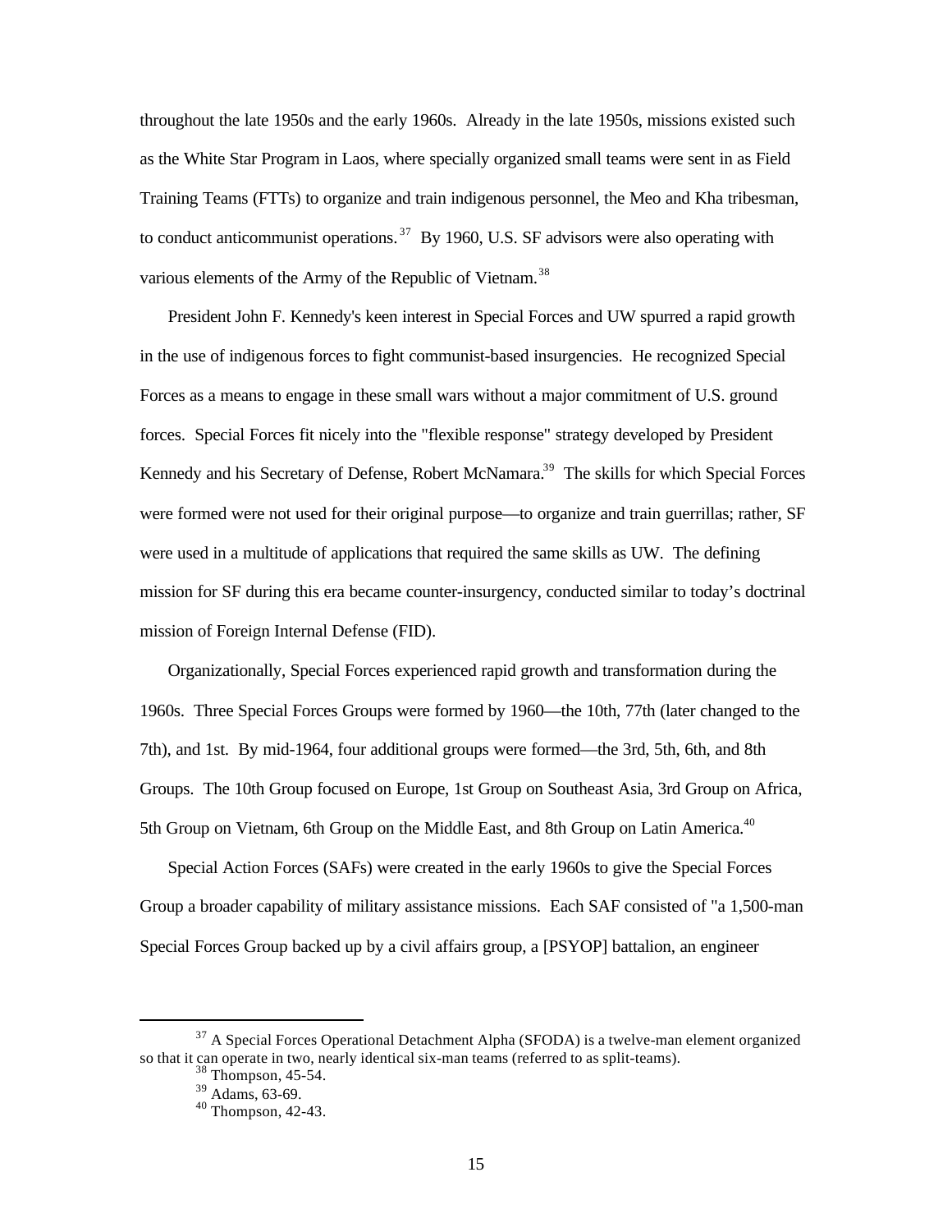throughout the late 1950s and the early 1960s. Already in the late 1950s, missions existed such as the White Star Program in Laos, where specially organized small teams were sent in as Field Training Teams (FTTs) to organize and train indigenous personnel, the Meo and Kha tribesman, to conduct anticommunist operations.[37] By 1960, U.S. SF advisors were also operating with various elements of the Army of the Republic of Vietnam.[38]

President John F. Kennedy's keen interest in Special Forces and UW spurred a rapid growth in the use of indigenous forces to fight communist-based insurgencies. He recognized Special Forces as a means to engage in these small wars without a major commitment of U.S. ground forces. Special Forces fit nicely into the "flexible response" strategy developed by President Kennedy and his Secretary of Defense, Robert McNamara.[39] The skills for which Special Forces were formed were not used for their original purpose—to organize and train guerrillas; rather, SF were used in a multitude of applications that required the same skills as UW. The defining mission for SF during this era became counter-insurgency, conducted similar to today's doctrinal mission of Foreign Internal Defense (FID).

Organizationally, Special Forces experienced rapid growth and transformation during the 1960s. Three Special Forces Groups were formed by 1960—the 10th, 77th (later changed to the 7th), and 1st. By mid-1964, four additional groups were formed—the 3rd, 5th, 6th, and 8th Groups. The 10th Group focused on Europe, 1st Group on Southeast Asia, 3rd Group on Africa, 5th Group on Vietnam, 6th Group on the Middle East, and 8th Group on Latin America.[40]

Special Action Forces (SAFs) were created in the early 1960s to give the Special Forces Group a broader capability of military assistance missions. Each SAF consisted of "a 1,500-man Special Forces Group backed up by a civil affairs group, a [PSYOP] battalion, an engineer

---

[37] A Special Forces Operational Detachment Alpha (SFODA) is a twelve-man element organized so that it can operate in two, nearly identical six-man teams (referred to as split-teams).

[38] Thompson, 45-54.

[39] Adams, 63-69.

[40] Thompson, 42-43.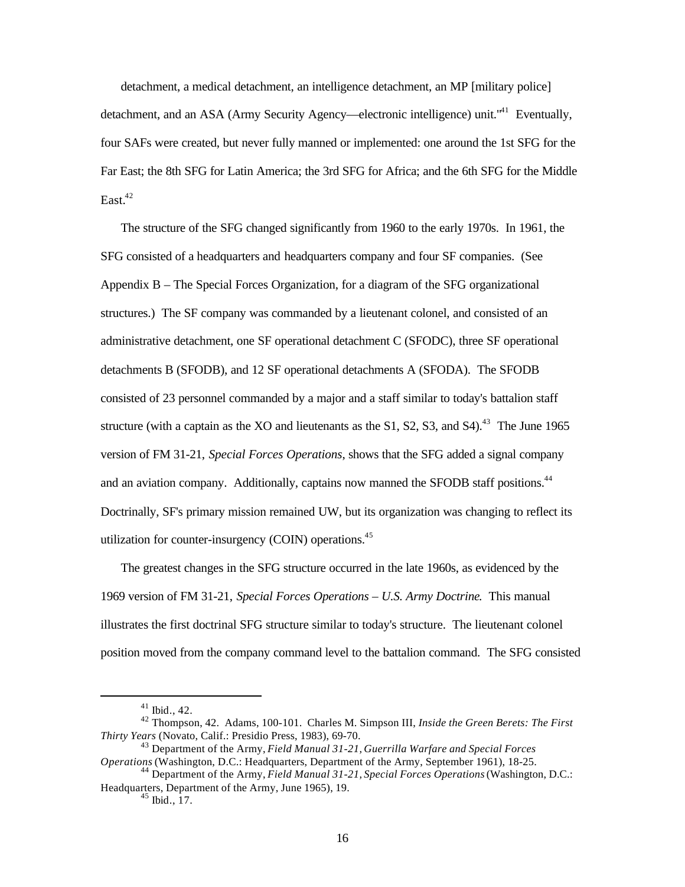detachment, a medical detachment, an intelligence detachment, an MP [military police] detachment, and an ASA (Army Security Agency—electronic intelligence) unit."[41] Eventually, four SAFs were created, but never fully manned or implemented: one around the 1st SFG for the Far East; the 8th SFG for Latin America; the 3rd SFG for Africa; and the 6th SFG for the Middle East.[42]

The structure of the SFG changed significantly from 1960 to the early 1970s. In 1961, the SFG consisted of a headquarters and headquarters company and four SF companies. (See Appendix B – The Special Forces Organization, for a diagram of the SFG organizational structures.) The SF company was commanded by a lieutenant colonel, and consisted of an administrative detachment, one SF operational detachment C (SFODC), three SF operational detachments B (SFODB), and 12 SF operational detachments A (SFODA). The SFODB consisted of 23 personnel commanded by a major and a staff similar to today's battalion staff structure (with a captain as the XO and lieutenants as the S1, S2, S3, and S4).[43] The June 1965 version of FM 31-21, *Special Forces Operations*, shows that the SFG added a signal company and an aviation company. Additionally, captains now manned the SFODB staff positions.[44] Doctrinally, SF's primary mission remained UW, but its organization was changing to reflect its utilization for counter-insurgency (COIN) operations.[45]

The greatest changes in the SFG structure occurred in the late 1960s, as evidenced by the 1969 version of FM 31-21, *Special Forces Operations – U.S. Army Doctrine*. This manual illustrates the first doctrinal SFG structure similar to today's structure. The lieutenant colonel position moved from the company command level to the battalion command. The SFG consisted

---

[41] Ibid., 42.

[42] Thompson, 42. Adams, 100-101. Charles M. Simpson III, *Inside the Green Berets: The First Thirty Years* (Novato, Calif.: Presidio Press, 1983), 69-70.

[43] Department of the Army, *Field Manual 31-21, Guerrilla Warfare and Special Forces Operations* (Washington, D.C.: Headquarters, Department of the Army, September 1961), 18-25.

[44] Department of the Army, *Field Manual 31-21, Special Forces Operations* (Washington, D.C.: Headquarters, Department of the Army, June 1965), 19.

[45] Ibid., 17.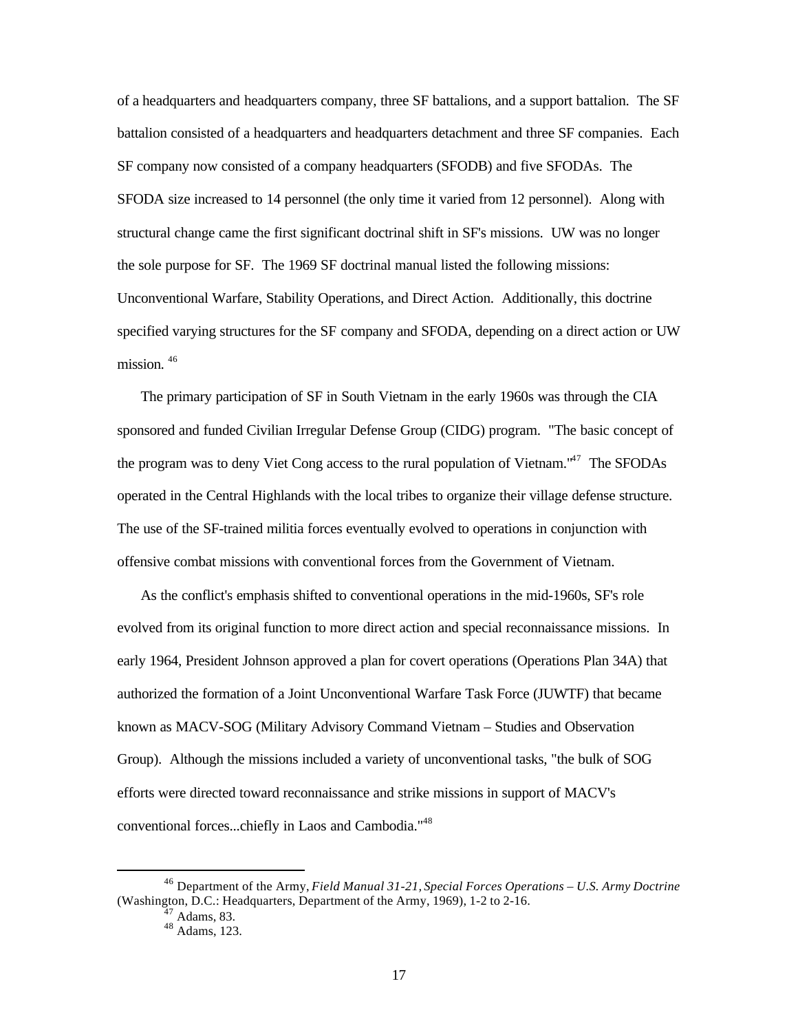of a headquarters and headquarters company, three SF battalions, and a support battalion. The SF battalion consisted of a headquarters and headquarters detachment and three SF companies. Each SF company now consisted of a company headquarters (SFODB) and five SFODAs. The SFODA size increased to 14 personnel (the only time it varied from 12 personnel). Along with structural change came the first significant doctrinal shift in SF's missions. UW was no longer the sole purpose for SF. The 1969 SF doctrinal manual listed the following missions: Unconventional Warfare, Stability Operations, and Direct Action. Additionally, this doctrine specified varying structures for the SF company and SFODA, depending on a direct action or UW mission. [46]

The primary participation of SF in South Vietnam in the early 1960s was through the CIA sponsored and funded Civilian Irregular Defense Group (CIDG) program. "The basic concept of the program was to deny Viet Cong access to the rural population of Vietnam."[47] The SFODAs operated in the Central Highlands with the local tribes to organize their village defense structure. The use of the SF-trained militia forces eventually evolved to operations in conjunction with offensive combat missions with conventional forces from the Government of Vietnam.

As the conflict's emphasis shifted to conventional operations in the mid-1960s, SF's role evolved from its original function to more direct action and special reconnaissance missions. In early 1964, President Johnson approved a plan for covert operations (Operations Plan 34A) that authorized the formation of a Joint Unconventional Warfare Task Force (JUWTF) that became known as MACV-SOG (Military Advisory Command Vietnam – Studies and Observation Group). Although the missions included a variety of unconventional tasks, "the bulk of SOG efforts were directed toward reconnaissance and strike missions in support of MACV's conventional forces...chiefly in Laos and Cambodia."[48]

---

[46] Department of the Army, *Field Manual 31-21, Special Forces Operations – U.S. Army Doctrine* (Washington, D.C.: Headquarters, Department of the Army, 1969), 1-2 to 2-16.

[47] Adams, 83.

[48] Adams, 123.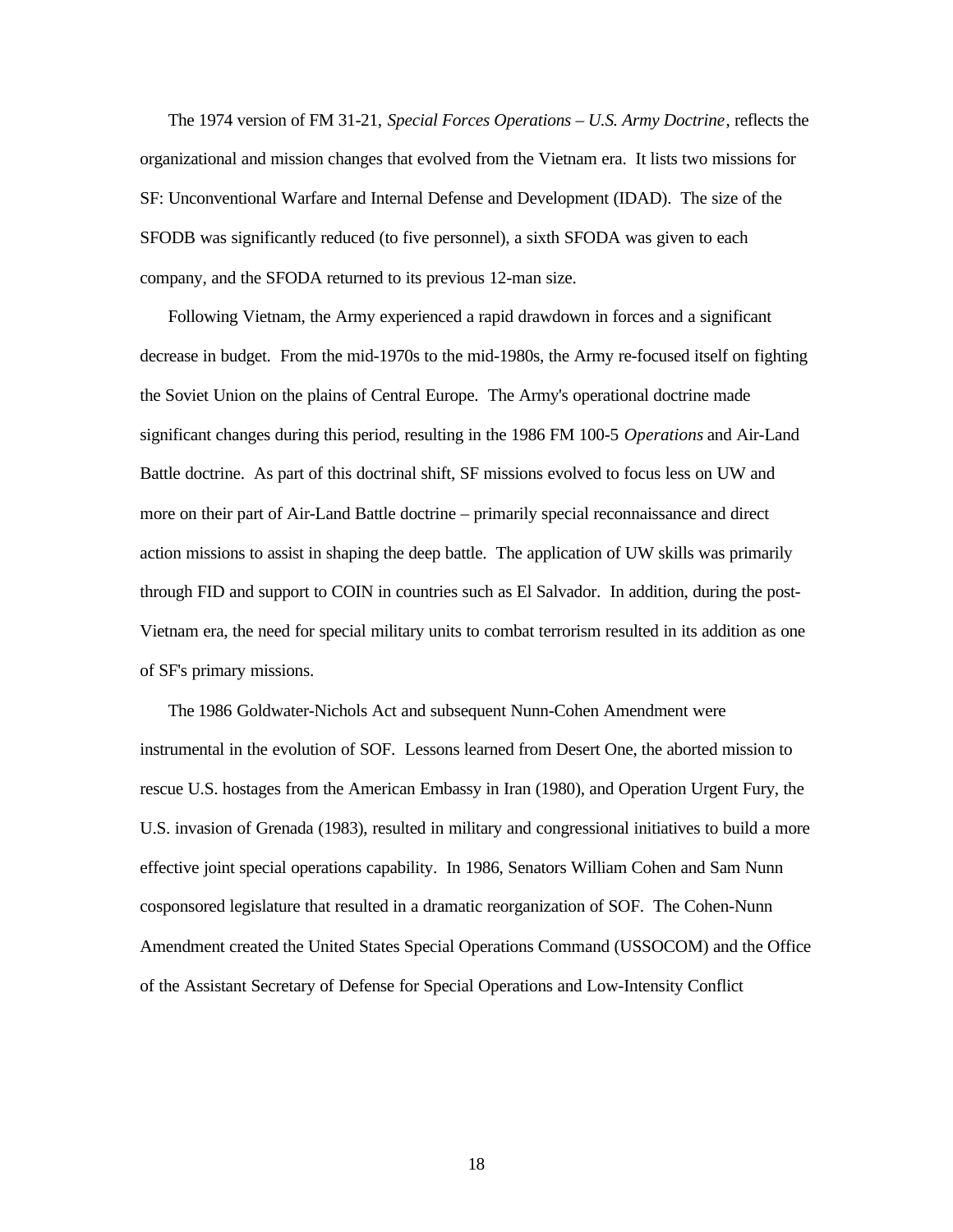The 1974 version of FM 31-21, *Special Forces Operations – U.S. Army Doctrine*, reflects the organizational and mission changes that evolved from the Vietnam era. It lists two missions for SF: Unconventional Warfare and Internal Defense and Development (IDAD). The size of the SFODB was significantly reduced (to five personnel), a sixth SFODA was given to each company, and the SFODA returned to its previous 12-man size.

Following Vietnam, the Army experienced a rapid drawdown in forces and a significant decrease in budget. From the mid-1970s to the mid-1980s, the Army re-focused itself on fighting the Soviet Union on the plains of Central Europe. The Army's operational doctrine made significant changes during this period, resulting in the 1986 FM 100-5 *Operations* and Air-Land Battle doctrine. As part of this doctrinal shift, SF missions evolved to focus less on UW and more on their part of Air-Land Battle doctrine – primarily special reconnaissance and direct action missions to assist in shaping the deep battle. The application of UW skills was primarily through FID and support to COIN in countries such as El Salvador. In addition, during the post-Vietnam era, the need for special military units to combat terrorism resulted in its addition as one of SF's primary missions.

The 1986 Goldwater-Nichols Act and subsequent Nunn-Cohen Amendment were instrumental in the evolution of SOF. Lessons learned from Desert One, the aborted mission to rescue U.S. hostages from the American Embassy in Iran (1980), and Operation Urgent Fury, the U.S. invasion of Grenada (1983), resulted in military and congressional initiatives to build a more effective joint special operations capability. In 1986, Senators William Cohen and Sam Nunn cosponsored legislature that resulted in a dramatic reorganization of SOF. The Cohen-Nunn Amendment created the United States Special Operations Command (USSOCOM) and the Office of the Assistant Secretary of Defense for Special Operations and Low-Intensity Conflict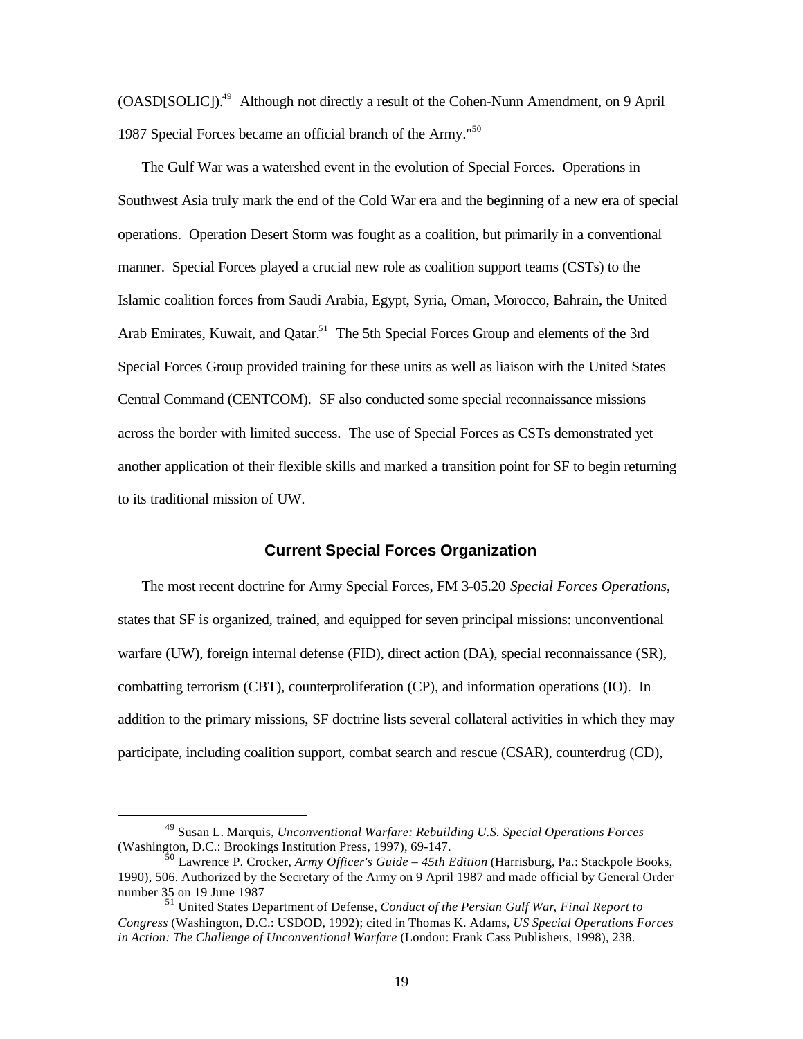(OASD[SOLIC]).[49] Although not directly a result of the Cohen-Nunn Amendment, on 9 April 1987 Special Forces became an official branch of the Army."[50]

The Gulf War was a watershed event in the evolution of Special Forces. Operations in Southwest Asia truly mark the end of the Cold War era and the beginning of a new era of special operations. Operation Desert Storm was fought as a coalition, but primarily in a conventional manner. Special Forces played a crucial new role as coalition support teams (CSTs) to the Islamic coalition forces from Saudi Arabia, Egypt, Syria, Oman, Morocco, Bahrain, the United Arab Emirates, Kuwait, and Qatar.[51] The 5th Special Forces Group and elements of the 3rd Special Forces Group provided training for these units as well as liaison with the United States Central Command (CENTCOM). SF also conducted some special reconnaissance missions across the border with limited success. The use of Special Forces as CSTs demonstrated yet another application of their flexible skills and marked a transition point for SF to begin returning to its traditional mission of UW.

## Current Special Forces Organization

The most recent doctrine for Army Special Forces, FM 3-05.20 *Special Forces Operations*, states that SF is organized, trained, and equipped for seven principal missions: unconventional warfare (UW), foreign internal defense (FID), direct action (DA), special reconnaissance (SR), combatting terrorism (CBT), counterproliferation (CP), and information operations (IO). In addition to the primary missions, SF doctrine lists several collateral activities in which they may participate, including coalition support, combat search and rescue (CSAR), counterdrug (CD),

---

[49] Susan L. Marquis, *Unconventional Warfare: Rebuilding U.S. Special Operations Forces* (Washington, D.C.: Brookings Institution Press, 1997), 69-147.

[50] Lawrence P. Crocker, *Army Officer's Guide – 45th Edition* (Harrisburg, Pa.: Stackpole Books, 1990), 506. Authorized by the Secretary of the Army on 9 April 1987 and made official by General Order number 35 on 19 June 1987

[51] United States Department of Defense, *Conduct of the Persian Gulf War, Final Report to Congress* (Washington, D.C.: USDOD, 1992); cited in Thomas K. Adams, *US Special Operations Forces in Action: The Challenge of Unconventional Warfare* (London: Frank Cass Publishers, 1998), 238.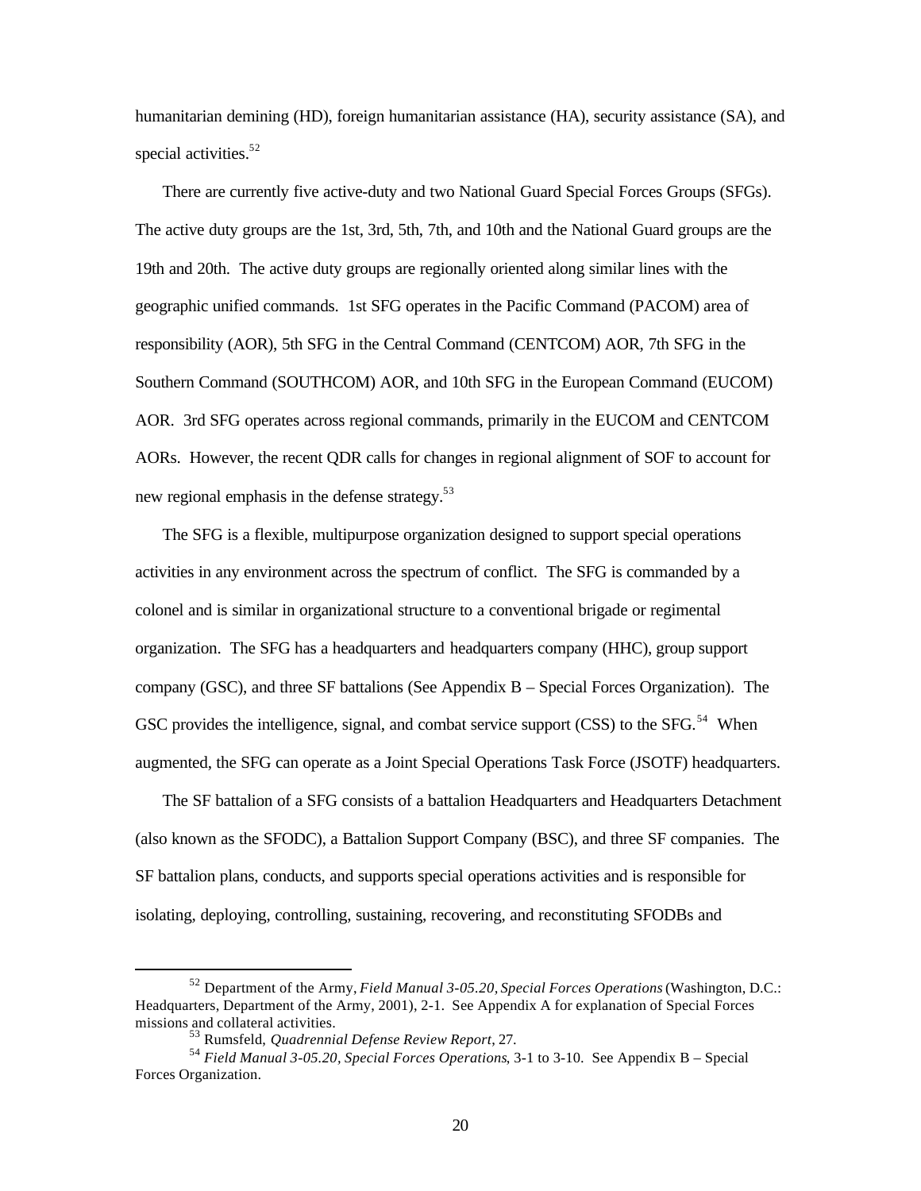humanitarian demining (HD), foreign humanitarian assistance (HA), security assistance (SA), and special activities.[52]

There are currently five active-duty and two National Guard Special Forces Groups (SFGs). The active duty groups are the 1st, 3rd, 5th, 7th, and 10th and the National Guard groups are the 19th and 20th. The active duty groups are regionally oriented along similar lines with the geographic unified commands. 1st SFG operates in the Pacific Command (PACOM) area of responsibility (AOR), 5th SFG in the Central Command (CENTCOM) AOR, 7th SFG in the Southern Command (SOUTHCOM) AOR, and 10th SFG in the European Command (EUCOM) AOR. 3rd SFG operates across regional commands, primarily in the EUCOM and CENTCOM AORs. However, the recent QDR calls for changes in regional alignment of SOF to account for new regional emphasis in the defense strategy.[53]

The SFG is a flexible, multipurpose organization designed to support special operations activities in any environment across the spectrum of conflict. The SFG is commanded by a colonel and is similar in organizational structure to a conventional brigade or regimental organization. The SFG has a headquarters and headquarters company (HHC), group support company (GSC), and three SF battalions (See Appendix B – Special Forces Organization). The GSC provides the intelligence, signal, and combat service support (CSS) to the SFG.[54] When augmented, the SFG can operate as a Joint Special Operations Task Force (JSOTF) headquarters.

The SF battalion of a SFG consists of a battalion Headquarters and Headquarters Detachment (also known as the SFODC), a Battalion Support Company (BSC), and three SF companies. The SF battalion plans, conducts, and supports special operations activities and is responsible for isolating, deploying, controlling, sustaining, recovering, and reconstituting SFODBs and

---

[52] Department of the Army, *Field Manual 3-05.20, Special Forces Operations* (Washington, D.C.: Headquarters, Department of the Army, 2001), 2-1. See Appendix A for explanation of Special Forces missions and collateral activities.

[53] Rumsfeld, *Quadrennial Defense Review Report*, 27.

[54] *Field Manual 3-05.20, Special Forces Operations*, 3-1 to 3-10. See Appendix B – Special Forces Organization.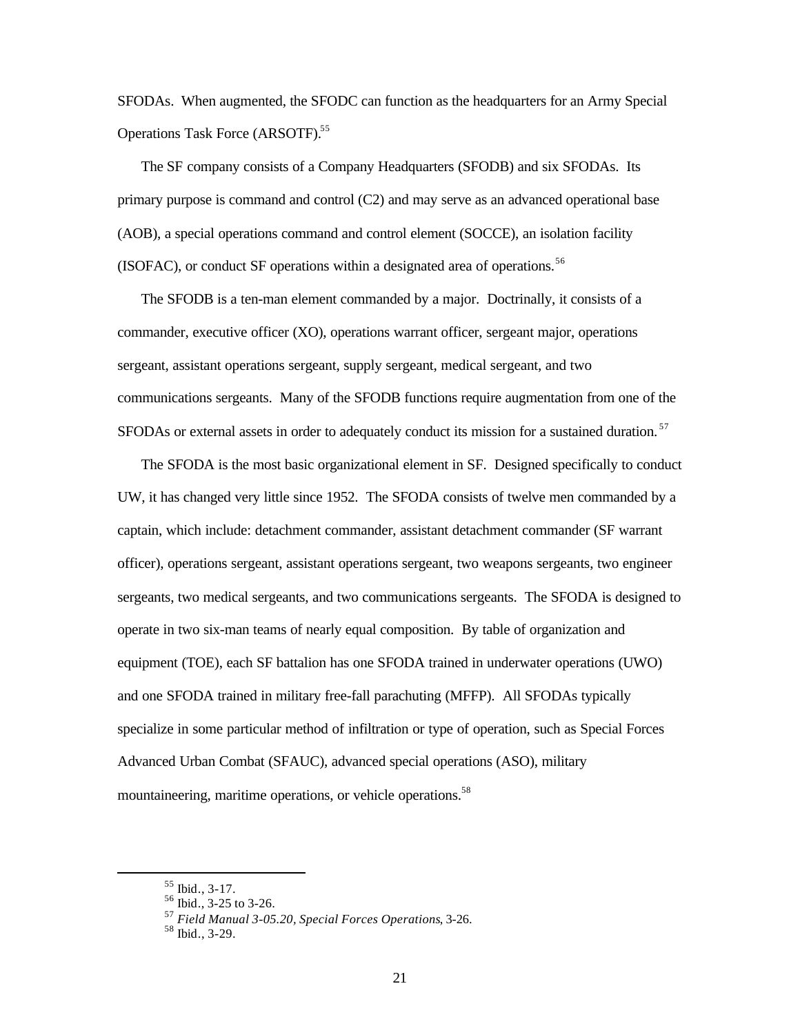SFODAs. When augmented, the SFODC can function as the headquarters for an Army Special Operations Task Force (ARSOTF).[55]

The SF company consists of a Company Headquarters (SFODB) and six SFODAs. Its primary purpose is command and control (C2) and may serve as an advanced operational base (AOB), a special operations command and control element (SOCCE), an isolation facility (ISOFAC), or conduct SF operations within a designated area of operations.[56]

The SFODB is a ten-man element commanded by a major. Doctrinally, it consists of a commander, executive officer (XO), operations warrant officer, sergeant major, operations sergeant, assistant operations sergeant, supply sergeant, medical sergeant, and two communications sergeants. Many of the SFODB functions require augmentation from one of the SFODAs or external assets in order to adequately conduct its mission for a sustained duration.[57]

The SFODA is the most basic organizational element in SF. Designed specifically to conduct UW, it has changed very little since 1952. The SFODA consists of twelve men commanded by a captain, which include: detachment commander, assistant detachment commander (SF warrant officer), operations sergeant, assistant operations sergeant, two weapons sergeants, two engineer sergeants, two medical sergeants, and two communications sergeants. The SFODA is designed to operate in two six-man teams of nearly equal composition. By table of organization and equipment (TOE), each SF battalion has one SFODA trained in underwater operations (UWO) and one SFODA trained in military free-fall parachuting (MFFP). All SFODAs typically specialize in some particular method of infiltration or type of operation, such as Special Forces Advanced Urban Combat (SFAUC), advanced special operations (ASO), military mountaineering, maritime operations, or vehicle operations.[58]

---

[55] Ibid., 3-17.

[56] Ibid., 3-25 to 3-26.

[57] *Field Manual 3-05.20, Special Forces Operations*, 3-26.

[58] Ibid., 3-29.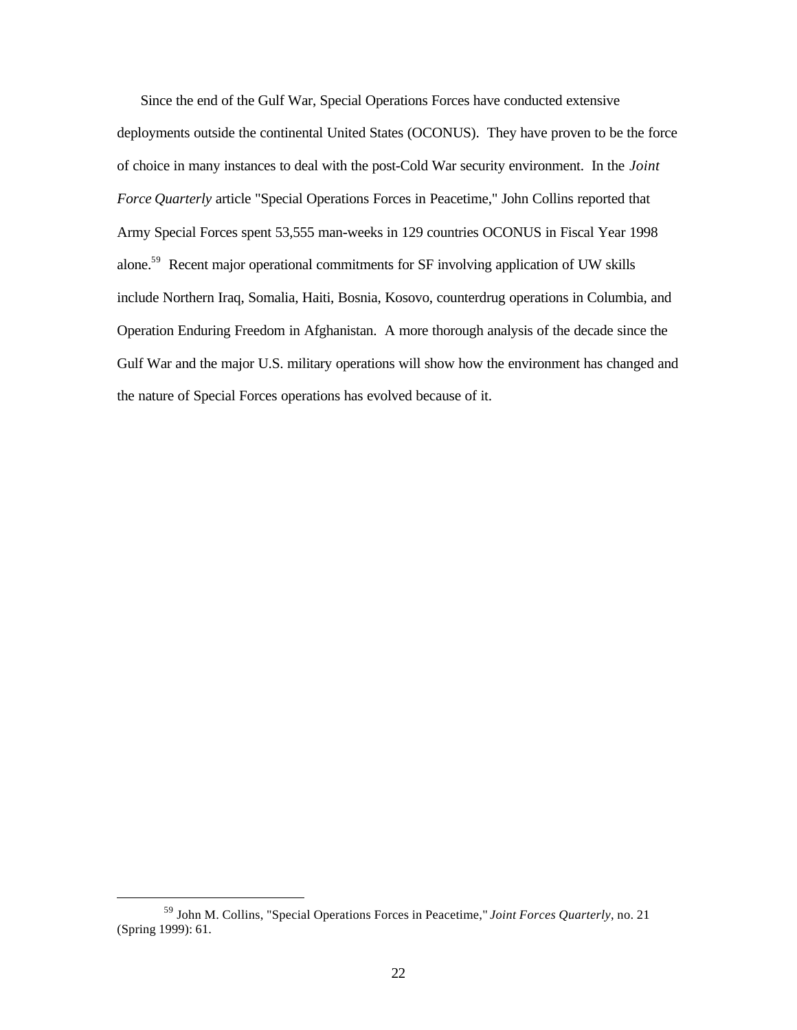Since the end of the Gulf War, Special Operations Forces have conducted extensive deployments outside the continental United States (OCONUS). They have proven to be the force of choice in many instances to deal with the post-Cold War security environment. In the *Joint Force Quarterly* article "Special Operations Forces in Peacetime," John Collins reported that Army Special Forces spent 53,555 man-weeks in 129 countries OCONUS in Fiscal Year 1998 alone.[59] Recent major operational commitments for SF involving application of UW skills include Northern Iraq, Somalia, Haiti, Bosnia, Kosovo, counterdrug operations in Columbia, and Operation Enduring Freedom in Afghanistan. A more thorough analysis of the decade since the Gulf War and the major U.S. military operations will show how the environment has changed and the nature of Special Forces operations has evolved because of it.

---

[59] John M. Collins, "Special Operations Forces in Peacetime," *Joint Forces Quarterly*, no. 21 (Spring 1999): 61.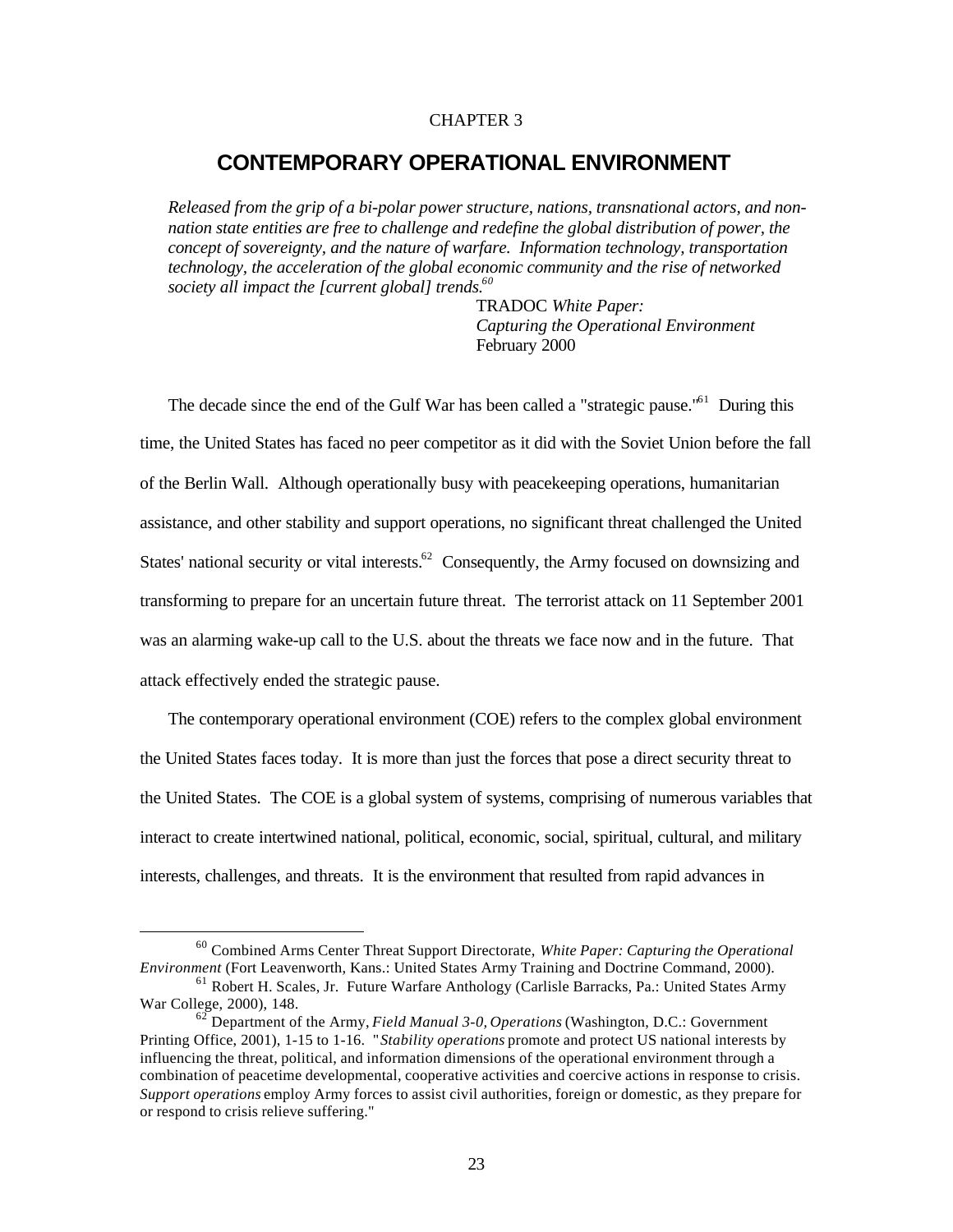CHAPTER 3

# CONTEMPORARY OPERATIONAL ENVIRONMENT

*Released from the grip of a bi-polar power structure, nations, transnational actors, and non-nation state entities are free to challenge and redefine the global distribution of power, the concept of sovereignty, and the nature of warfare. Information technology, transportation technology, the acceleration of the global economic community and the rise of networked society all impact the [current global] trends.*[60]

TRADOC *White Paper: Capturing the Operational Environment*
February 2000

The decade since the end of the Gulf War has been called a "strategic pause."[61] During this time, the United States has faced no peer competitor as it did with the Soviet Union before the fall of the Berlin Wall. Although operationally busy with peacekeeping operations, humanitarian assistance, and other stability and support operations, no significant threat challenged the United States' national security or vital interests.[62] Consequently, the Army focused on downsizing and transforming to prepare for an uncertain future threat. The terrorist attack on 11 September 2001 was an alarming wake-up call to the U.S. about the threats we face now and in the future. That attack effectively ended the strategic pause.

The contemporary operational environment (COE) refers to the complex global environment the United States faces today. It is more than just the forces that pose a direct security threat to the United States. The COE is a global system of systems, comprising of numerous variables that interact to create intertwined national, political, economic, social, spiritual, cultural, and military interests, challenges, and threats. It is the environment that resulted from rapid advances in

---

[60] Combined Arms Center Threat Support Directorate, *White Paper: Capturing the Operational Environment* (Fort Leavenworth, Kans.: United States Army Training and Doctrine Command, 2000).

[61] Robert H. Scales, Jr. Future Warfare Anthology (Carlisle Barracks, Pa.: United States Army War College, 2000), 148.

[62] Department of the Army, *Field Manual 3-0, Operations* (Washington, D.C.: Government Printing Office, 2001), 1-15 to 1-16. "*Stability operations* promote and protect US national interests by influencing the threat, political, and information dimensions of the operational environment through a combination of peacetime developmental, cooperative activities and coercive actions in response to crisis. *Support operations* employ Army forces to assist civil authorities, foreign or domestic, as they prepare for or respond to crisis relieve suffering."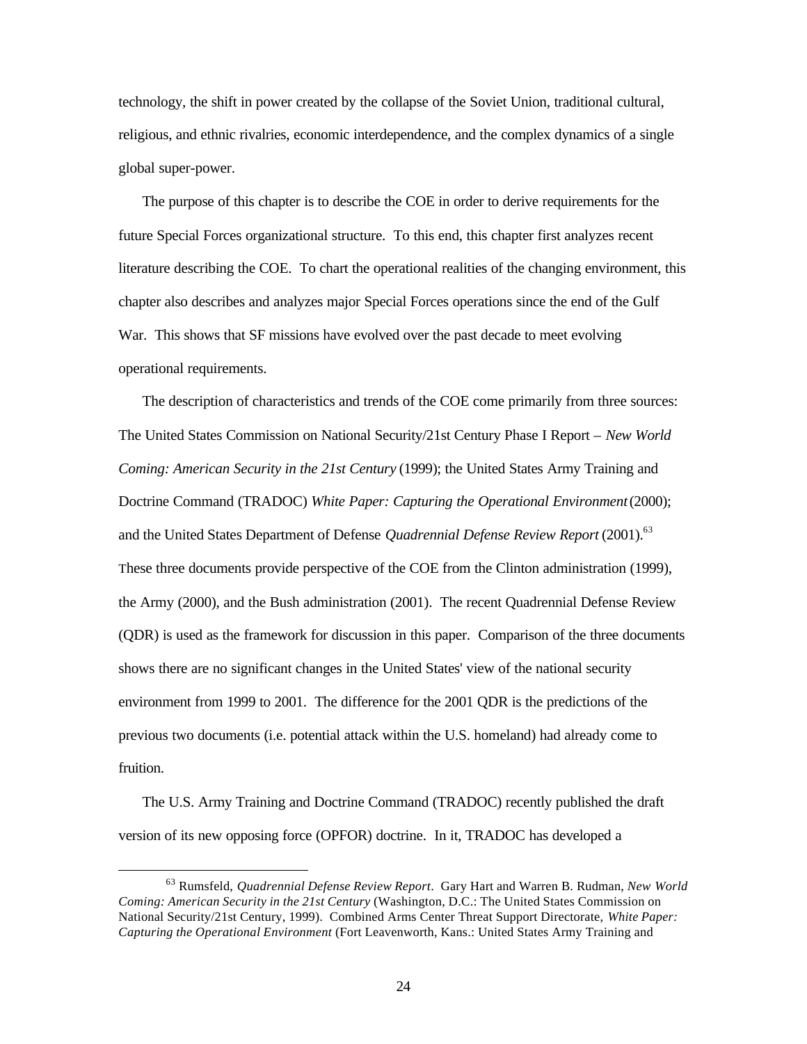technology, the shift in power created by the collapse of the Soviet Union, traditional cultural, religious, and ethnic rivalries, economic interdependence, and the complex dynamics of a single global super-power.

The purpose of this chapter is to describe the COE in order to derive requirements for the future Special Forces organizational structure. To this end, this chapter first analyzes recent literature describing the COE. To chart the operational realities of the changing environment, this chapter also describes and analyzes major Special Forces operations since the end of the Gulf War. This shows that SF missions have evolved over the past decade to meet evolving operational requirements.

The description of characteristics and trends of the COE come primarily from three sources: The United States Commission on National Security/21st Century Phase I Report – *New World Coming: American Security in the 21st Century* (1999); the United States Army Training and Doctrine Command (TRADOC) *White Paper: Capturing the Operational Environment* (2000); and the United States Department of Defense *Quadrennial Defense Review Report* (2001).[63] These three documents provide perspective of the COE from the Clinton administration (1999), the Army (2000), and the Bush administration (2001). The recent Quadrennial Defense Review (QDR) is used as the framework for discussion in this paper. Comparison of the three documents shows there are no significant changes in the United States' view of the national security environment from 1999 to 2001. The difference for the 2001 QDR is the predictions of the previous two documents (i.e. potential attack within the U.S. homeland) had already come to fruition.

The U.S. Army Training and Doctrine Command (TRADOC) recently published the draft version of its new opposing force (OPFOR) doctrine. In it, TRADOC has developed a

---

[63] Rumsfeld, *Quadrennial Defense Review Report*. Gary Hart and Warren B. Rudman, *New World Coming: American Security in the 21st Century* (Washington, D.C.: The United States Commission on National Security/21st Century, 1999). Combined Arms Center Threat Support Directorate, *White Paper: Capturing the Operational Environment* (Fort Leavenworth, Kans.: United States Army Training and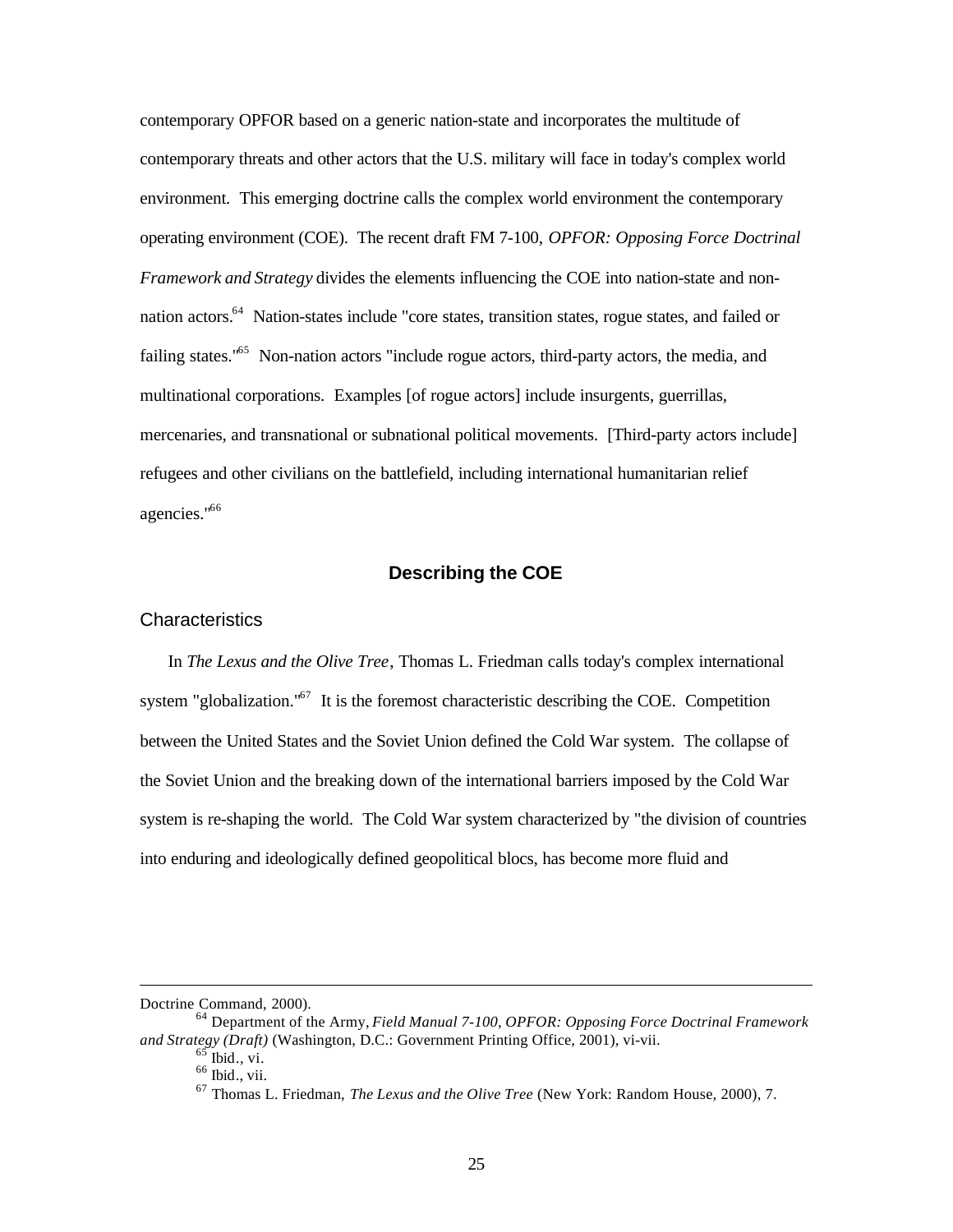contemporary OPFOR based on a generic nation-state and incorporates the multitude of contemporary threats and other actors that the U.S. military will face in today's complex world environment. This emerging doctrine calls the complex world environment the contemporary operating environment (COE). The recent draft FM 7-100, *OPFOR: Opposing Force Doctrinal Framework and Strategy* divides the elements influencing the COE into nation-state and non-nation actors.[64] Nation-states include "core states, transition states, rogue states, and failed or failing states."[65] Non-nation actors "include rogue actors, third-party actors, the media, and multinational corporations. Examples [of rogue actors] include insurgents, guerrillas, mercenaries, and transnational or subnational political movements. [Third-party actors include] refugees and other civilians on the battlefield, including international humanitarian relief agencies."[66]

## Describing the COE

### Characteristics

In *The Lexus and the Olive Tree*, Thomas L. Friedman calls today's complex international system "globalization."[67] It is the foremost characteristic describing the COE. Competition between the United States and the Soviet Union defined the Cold War system. The collapse of the Soviet Union and the breaking down of the international barriers imposed by the Cold War system is re-shaping the world. The Cold War system characterized by "the division of countries into enduring and ideologically defined geopolitical blocs, has become more fluid and

---

Doctrine Command, 2000).

[64] Department of the Army, *Field Manual 7-100, OPFOR: Opposing Force Doctrinal Framework and Strategy (Draft)* (Washington, D.C.: Government Printing Office, 2001), vi-vii.

[65] Ibid., vi.

[66] Ibid., vii.

[67] Thomas L. Friedman, *The Lexus and the Olive Tree* (New York: Random House, 2000), 7.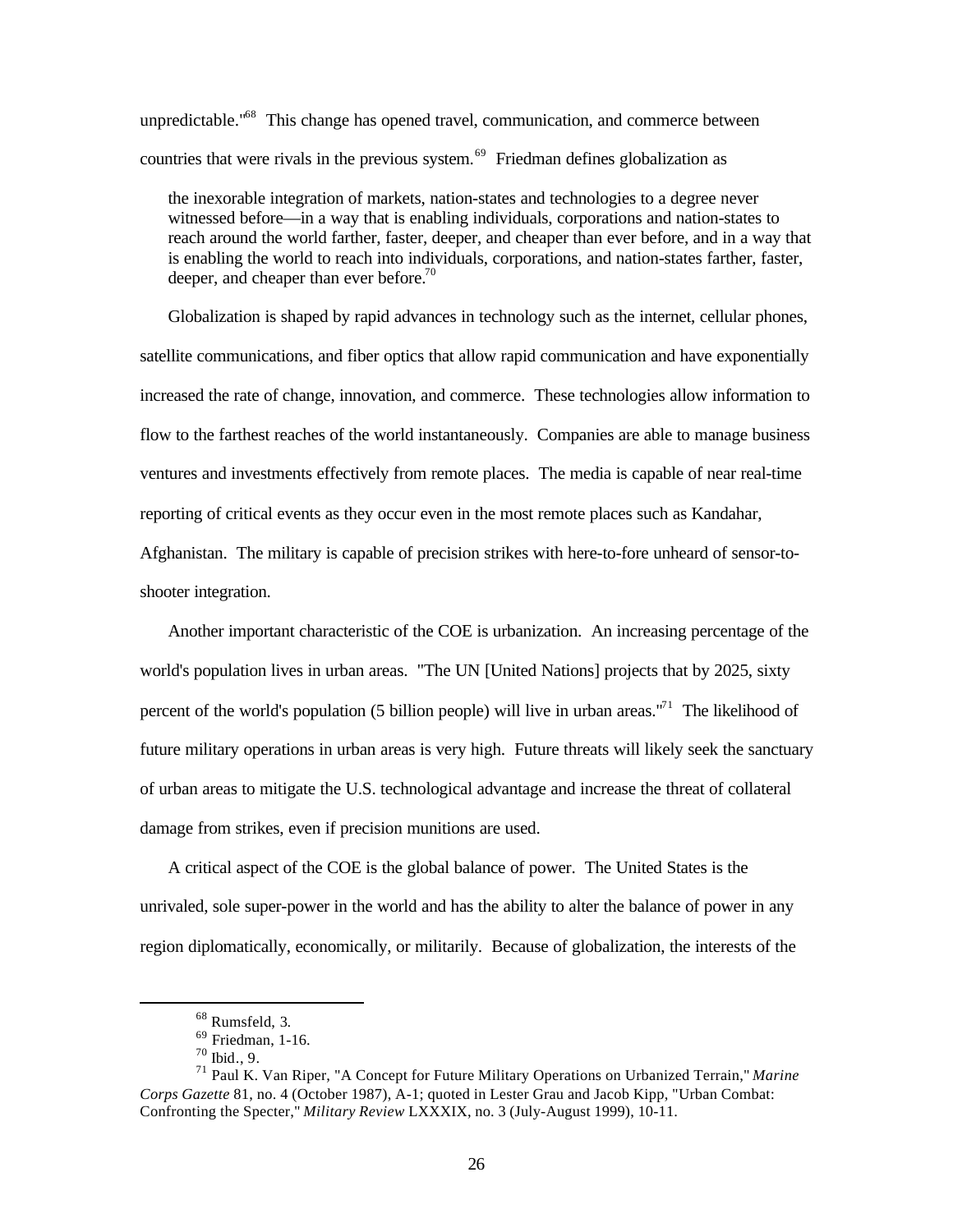unpredictable."[68] This change has opened travel, communication, and commerce between countries that were rivals in the previous system.[69] Friedman defines globalization as

> the inexorable integration of markets, nation-states and technologies to a degree never witnessed before—in a way that is enabling individuals, corporations and nation-states to reach around the world farther, faster, deeper, and cheaper than ever before, and in a way that is enabling the world to reach into individuals, corporations, and nation-states farther, faster, deeper, and cheaper than ever before.[70]

Globalization is shaped by rapid advances in technology such as the internet, cellular phones, satellite communications, and fiber optics that allow rapid communication and have exponentially increased the rate of change, innovation, and commerce. These technologies allow information to flow to the farthest reaches of the world instantaneously. Companies are able to manage business ventures and investments effectively from remote places. The media is capable of near real-time reporting of critical events as they occur even in the most remote places such as Kandahar, Afghanistan. The military is capable of precision strikes with here-to-fore unheard of sensor-to-shooter integration.

Another important characteristic of the COE is urbanization. An increasing percentage of the world's population lives in urban areas. "The UN [United Nations] projects that by 2025, sixty percent of the world's population (5 billion people) will live in urban areas."[71] The likelihood of future military operations in urban areas is very high. Future threats will likely seek the sanctuary of urban areas to mitigate the U.S. technological advantage and increase the threat of collateral damage from strikes, even if precision munitions are used.

A critical aspect of the COE is the global balance of power. The United States is the unrivaled, sole super-power in the world and has the ability to alter the balance of power in any region diplomatically, economically, or militarily. Because of globalization, the interests of the

---

[68] Rumsfeld, 3.

[69] Friedman, 1-16.

[70] Ibid., 9.

[71] Paul K. Van Riper, "A Concept for Future Military Operations on Urbanized Terrain," *Marine Corps Gazette* 81, no. 4 (October 1987), A-1; quoted in Lester Grau and Jacob Kipp, "Urban Combat: Confronting the Specter," *Military Review* LXXXIX, no. 3 (July-August 1999), 10-11.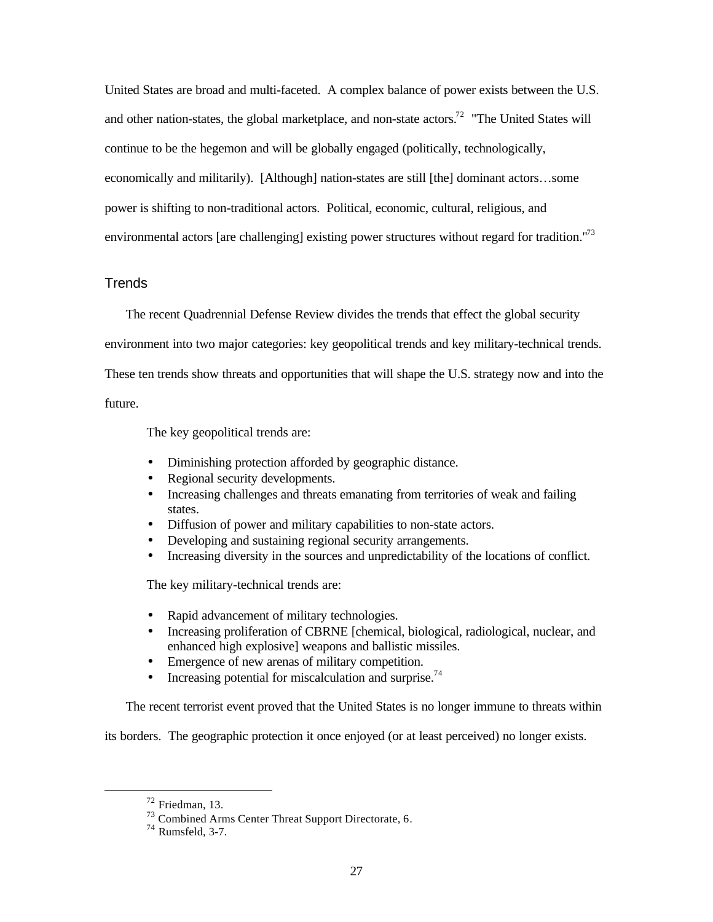United States are broad and multi-faceted. A complex balance of power exists between the U.S. and other nation-states, the global marketplace, and non-state actors.[72] "The United States will continue to be the hegemon and will be globally engaged (politically, technologically, economically and militarily). [Although] nation-states are still [the] dominant actors…some power is shifting to non-traditional actors. Political, economic, cultural, religious, and environmental actors [are challenging] existing power structures without regard for tradition."[73]

## Trends

The recent Quadrennial Defense Review divides the trends that effect the global security environment into two major categories: key geopolitical trends and key military-technical trends. These ten trends show threats and opportunities that will shape the U.S. strategy now and into the future.

The key geopolitical trends are:

- Diminishing protection afforded by geographic distance.
- Regional security developments.
- Increasing challenges and threats emanating from territories of weak and failing states.
- Diffusion of power and military capabilities to non-state actors.
- Developing and sustaining regional security arrangements.
- Increasing diversity in the sources and unpredictability of the locations of conflict.

The key military-technical trends are:

- Rapid advancement of military technologies.
- Increasing proliferation of CBRNE [chemical, biological, radiological, nuclear, and enhanced high explosive] weapons and ballistic missiles.
- Emergence of new arenas of military competition.
- Increasing potential for miscalculation and surprise.[74]

The recent terrorist event proved that the United States is no longer immune to threats within its borders. The geographic protection it once enjoyed (or at least perceived) no longer exists.

---

[72] Friedman, 13.
[73] Combined Arms Center Threat Support Directorate, 6.
[74] Rumsfeld, 3-7.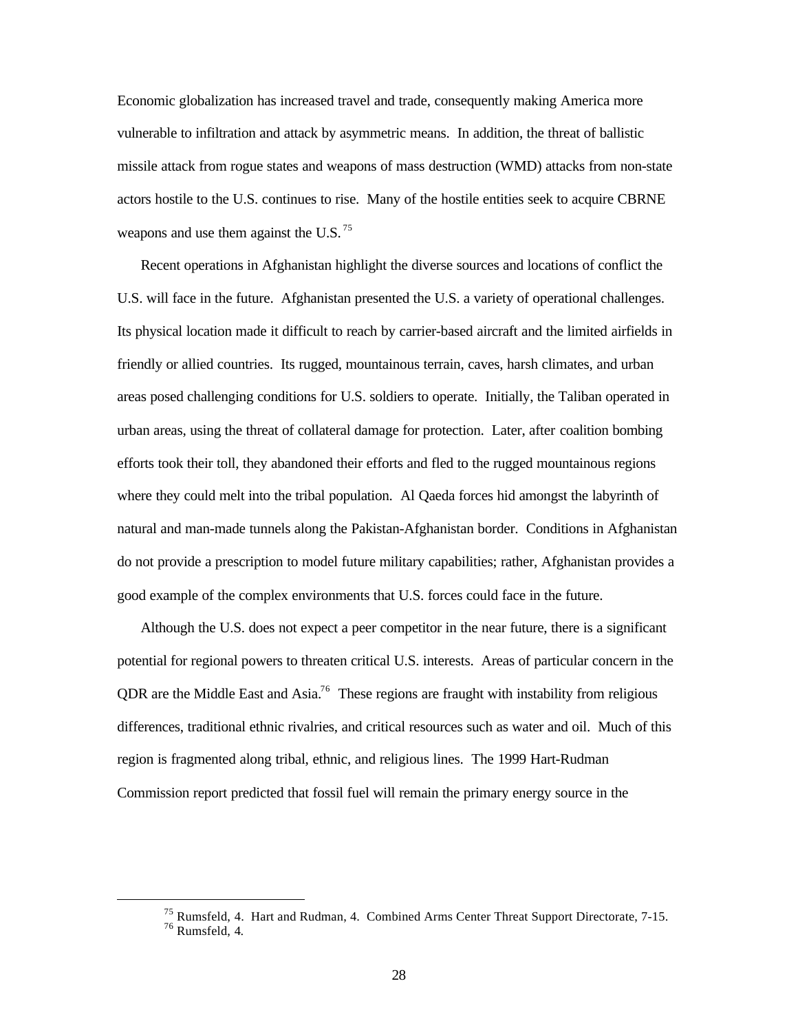Economic globalization has increased travel and trade, consequently making America more vulnerable to infiltration and attack by asymmetric means. In addition, the threat of ballistic missile attack from rogue states and weapons of mass destruction (WMD) attacks from non-state actors hostile to the U.S. continues to rise. Many of the hostile entities seek to acquire CBRNE weapons and use them against the U.S.[75]

Recent operations in Afghanistan highlight the diverse sources and locations of conflict the U.S. will face in the future. Afghanistan presented the U.S. a variety of operational challenges. Its physical location made it difficult to reach by carrier-based aircraft and the limited airfields in friendly or allied countries. Its rugged, mountainous terrain, caves, harsh climates, and urban areas posed challenging conditions for U.S. soldiers to operate. Initially, the Taliban operated in urban areas, using the threat of collateral damage for protection. Later, after coalition bombing efforts took their toll, they abandoned their efforts and fled to the rugged mountainous regions where they could melt into the tribal population. Al Qaeda forces hid amongst the labyrinth of natural and man-made tunnels along the Pakistan-Afghanistan border. Conditions in Afghanistan do not provide a prescription to model future military capabilities; rather, Afghanistan provides a good example of the complex environments that U.S. forces could face in the future.

Although the U.S. does not expect a peer competitor in the near future, there is a significant potential for regional powers to threaten critical U.S. interests. Areas of particular concern in the QDR are the Middle East and Asia.[76] These regions are fraught with instability from religious differences, traditional ethnic rivalries, and critical resources such as water and oil. Much of this region is fragmented along tribal, ethnic, and religious lines. The 1999 Hart-Rudman Commission report predicted that fossil fuel will remain the primary energy source in the

---

[75] Rumsfeld, 4. Hart and Rudman, 4. Combined Arms Center Threat Support Directorate, 7-15.

[76] Rumsfeld, 4.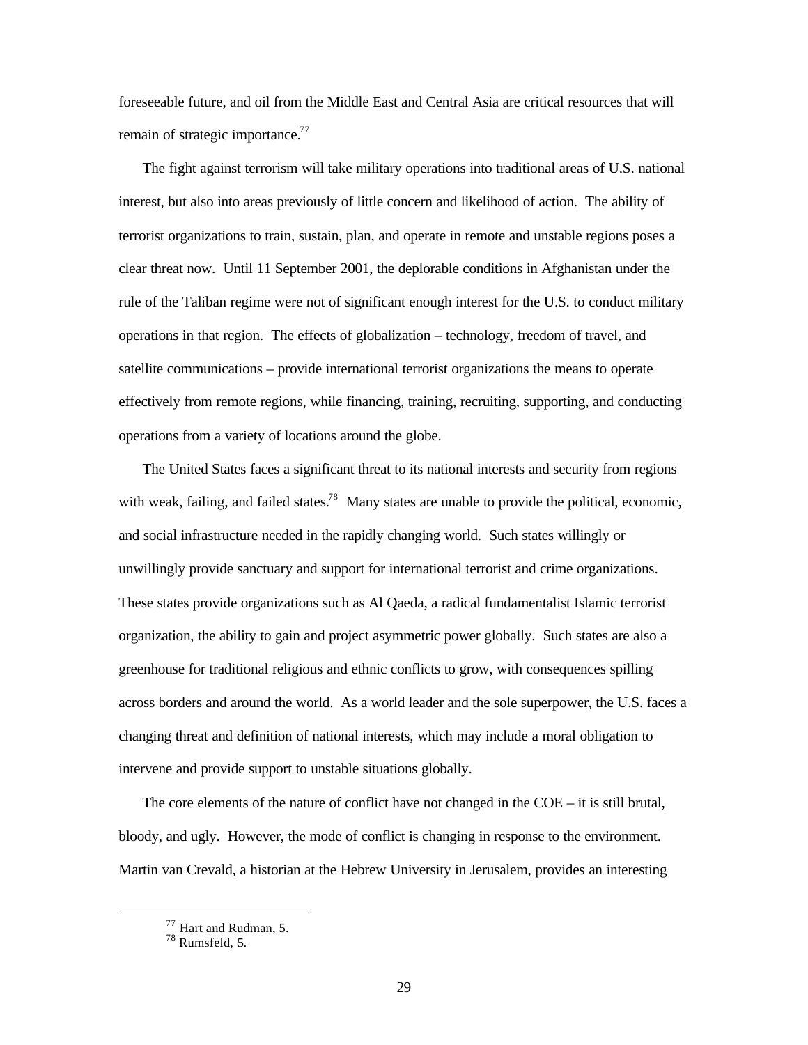foreseeable future, and oil from the Middle East and Central Asia are critical resources that will remain of strategic importance.[77]

The fight against terrorism will take military operations into traditional areas of U.S. national interest, but also into areas previously of little concern and likelihood of action. The ability of terrorist organizations to train, sustain, plan, and operate in remote and unstable regions poses a clear threat now. Until 11 September 2001, the deplorable conditions in Afghanistan under the rule of the Taliban regime were not of significant enough interest for the U.S. to conduct military operations in that region. The effects of globalization – technology, freedom of travel, and satellite communications – provide international terrorist organizations the means to operate effectively from remote regions, while financing, training, recruiting, supporting, and conducting operations from a variety of locations around the globe.

The United States faces a significant threat to its national interests and security from regions with weak, failing, and failed states.[78] Many states are unable to provide the political, economic, and social infrastructure needed in the rapidly changing world. Such states willingly or unwillingly provide sanctuary and support for international terrorist and crime organizations. These states provide organizations such as Al Qaeda, a radical fundamentalist Islamic terrorist organization, the ability to gain and project asymmetric power globally. Such states are also a greenhouse for traditional religious and ethnic conflicts to grow, with consequences spilling across borders and around the world. As a world leader and the sole superpower, the U.S. faces a changing threat and definition of national interests, which may include a moral obligation to intervene and provide support to unstable situations globally.

The core elements of the nature of conflict have not changed in the COE – it is still brutal, bloody, and ugly. However, the mode of conflict is changing in response to the environment. Martin van Creveld, a historian at the Hebrew University in Jerusalem, provides an interesting

---

[77] Hart and Rudman, 5.

[78] Rumsfeld, 5.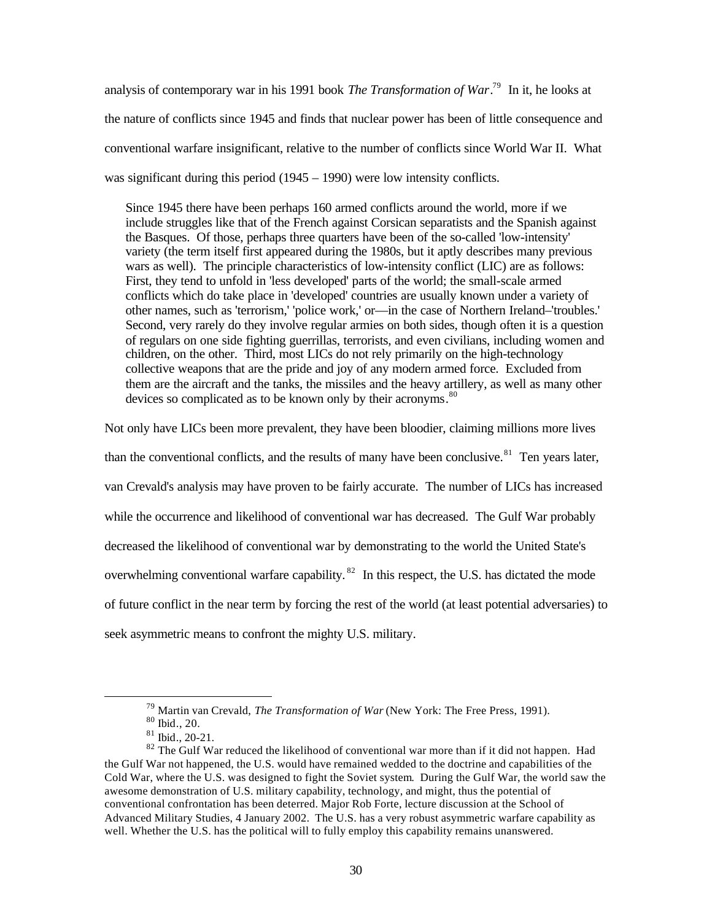analysis of contemporary war in his 1991 book *The Transformation of War*.[79] In it, he looks at the nature of conflicts since 1945 and finds that nuclear power has been of little consequence and conventional warfare insignificant, relative to the number of conflicts since World War II. What was significant during this period (1945 – 1990) were low intensity conflicts.

> Since 1945 there have been perhaps 160 armed conflicts around the world, more if we include struggles like that of the French against Corsican separatists and the Spanish against the Basques. Of those, perhaps three quarters have been of the so-called 'low-intensity' variety (the term itself first appeared during the 1980s, but it aptly describes many previous wars as well). The principle characteristics of low-intensity conflict (LIC) are as follows: First, they tend to unfold in 'less developed' parts of the world; the small-scale armed conflicts which do take place in 'developed' countries are usually known under a variety of other names, such as 'terrorism,' 'police work,' or—in the case of Northern Ireland–'troubles.' Second, very rarely do they involve regular armies on both sides, though often it is a question of regulars on one side fighting guerrillas, terrorists, and even civilians, including women and children, on the other. Third, most LICs do not rely primarily on the high-technology collective weapons that are the pride and joy of any modern armed force. Excluded from them are the aircraft and the tanks, the missiles and the heavy artillery, as well as many other devices so complicated as to be known only by their acronyms.[80]

Not only have LICs been more prevalent, they have been bloodier, claiming millions more lives than the conventional conflicts, and the results of many have been conclusive.[81] Ten years later, van Crevald's analysis may have proven to be fairly accurate. The number of LICs has increased while the occurrence and likelihood of conventional war has decreased. The Gulf War probably decreased the likelihood of conventional war by demonstrating to the world the United State's overwhelming conventional warfare capability.[82] In this respect, the U.S. has dictated the mode of future conflict in the near term by forcing the rest of the world (at least potential adversaries) to seek asymmetric means to confront the mighty U.S. military.

---

[79] Martin van Crevald, *The Transformation of War* (New York: The Free Press, 1991).

[80] Ibid., 20.

[81] Ibid., 20-21.

[82] The Gulf War reduced the likelihood of conventional war more than if it did not happen. Had the Gulf War not happened, the U.S. would have remained wedded to the doctrine and capabilities of the Cold War, where the U.S. was designed to fight the Soviet system. During the Gulf War, the world saw the awesome demonstration of U.S. military capability, technology, and might, thus the potential of conventional confrontation has been deterred. Major Rob Forte, lecture discussion at the School of Advanced Military Studies, 4 January 2002. The U.S. has a very robust asymmetric warfare capability as well. Whether the U.S. has the political will to fully employ this capability remains unanswered.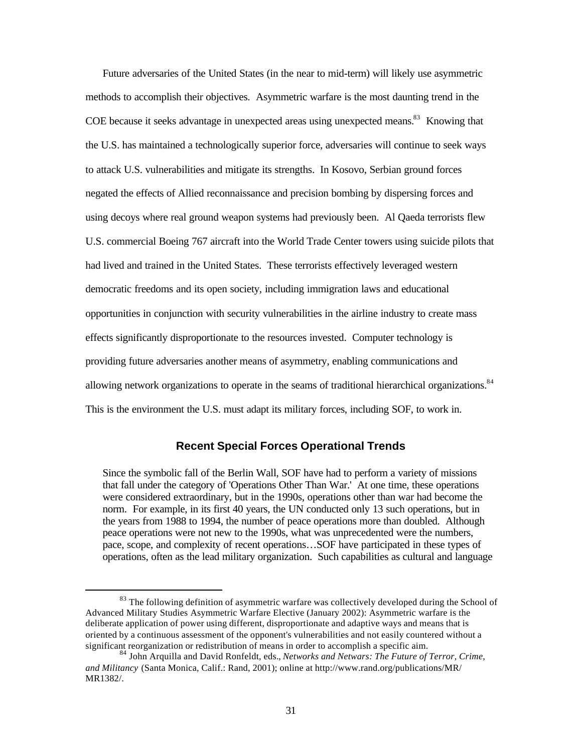Future adversaries of the United States (in the near to mid-term) will likely use asymmetric methods to accomplish their objectives. Asymmetric warfare is the most daunting trend in the COE because it seeks advantage in unexpected areas using unexpected means.[83] Knowing that the U.S. has maintained a technologically superior force, adversaries will continue to seek ways to attack U.S. vulnerabilities and mitigate its strengths. In Kosovo, Serbian ground forces negated the effects of Allied reconnaissance and precision bombing by dispersing forces and using decoys where real ground weapon systems had previously been. Al Qaeda terrorists flew U.S. commercial Boeing 767 aircraft into the World Trade Center towers using suicide pilots that had lived and trained in the United States. These terrorists effectively leveraged western democratic freedoms and its open society, including immigration laws and educational opportunities in conjunction with security vulnerabilities in the airline industry to create mass effects significantly disproportionate to the resources invested. Computer technology is providing future adversaries another means of asymmetry, enabling communications and allowing network organizations to operate in the seams of traditional hierarchical organizations.[84] This is the environment the U.S. must adapt its military forces, including SOF, to work in.

## Recent Special Forces Operational Trends

> Since the symbolic fall of the Berlin Wall, SOF have had to perform a variety of missions that fall under the category of 'Operations Other Than War.' At one time, these operations were considered extraordinary, but in the 1990s, operations other than war had become the norm. For example, in its first 40 years, the UN conducted only 13 such operations, but in the years from 1988 to 1994, the number of peace operations more than doubled. Although peace operations were not new to the 1990s, what was unprecedented were the numbers, pace, scope, and complexity of recent operations…SOF have participated in these types of operations, often as the lead military organization. Such capabilities as cultural and language

---

[83] The following definition of asymmetric warfare was collectively developed during the School of Advanced Military Studies Asymmetric Warfare Elective (January 2002): Asymmetric warfare is the deliberate application of power using different, disproportionate and adaptive ways and means that is oriented by a continuous assessment of the opponent's vulnerabilities and not easily countered without a significant reorganization or redistribution of means in order to accomplish a specific aim.

[84] John Arquilla and David Ronfeldt, eds., *Networks and Netwars: The Future of Terror, Crime, and Militancy* (Santa Monica, Calif.: Rand, 2001); online at http://www.rand.org/publications/MR/MR1382/.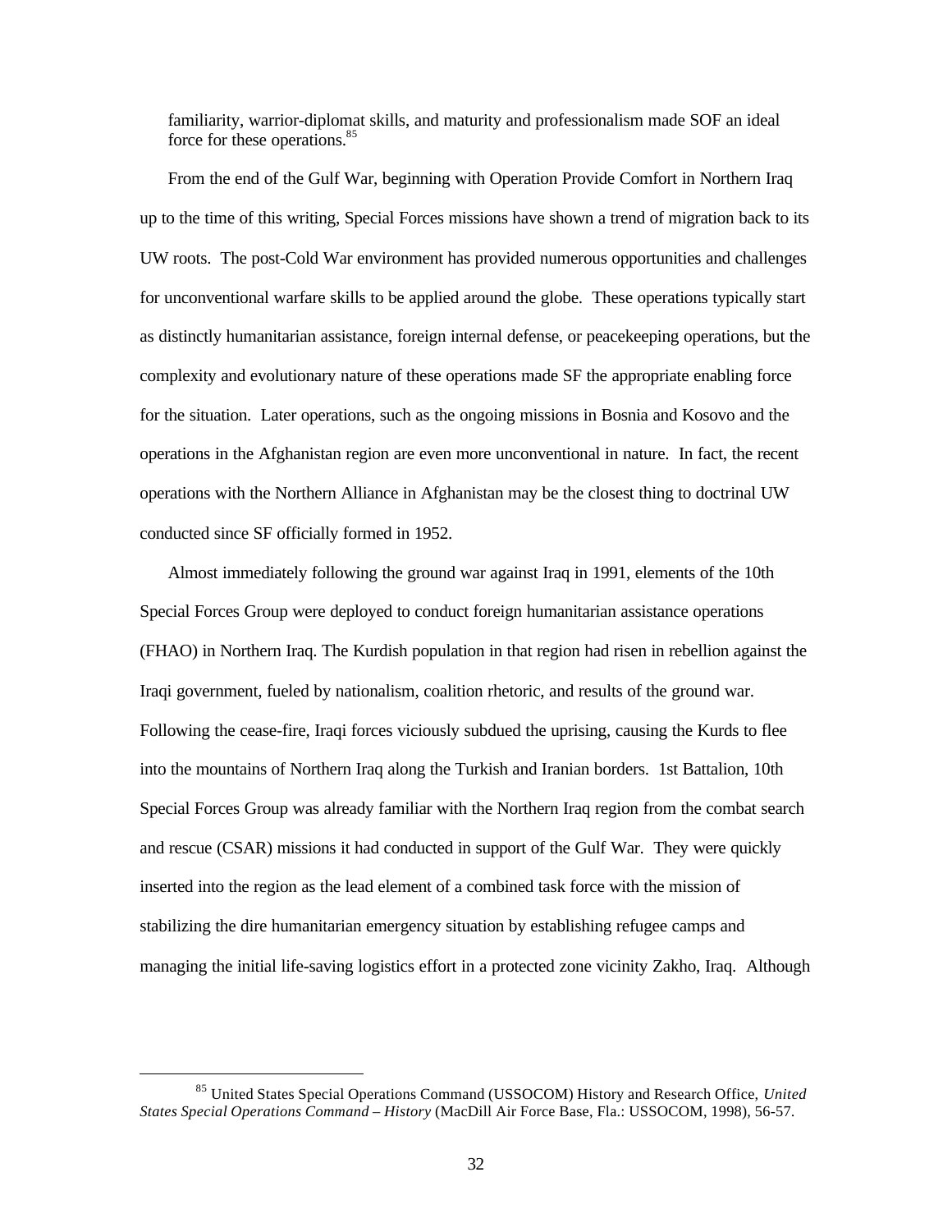familiarity, warrior-diplomat skills, and maturity and professionalism made SOF an ideal force for these operations.[85]

From the end of the Gulf War, beginning with Operation Provide Comfort in Northern Iraq up to the time of this writing, Special Forces missions have shown a trend of migration back to its UW roots. The post-Cold War environment has provided numerous opportunities and challenges for unconventional warfare skills to be applied around the globe. These operations typically start as distinctly humanitarian assistance, foreign internal defense, or peacekeeping operations, but the complexity and evolutionary nature of these operations made SF the appropriate enabling force for the situation. Later operations, such as the ongoing missions in Bosnia and Kosovo and the operations in the Afghanistan region are even more unconventional in nature. In fact, the recent operations with the Northern Alliance in Afghanistan may be the closest thing to doctrinal UW conducted since SF officially formed in 1952.

Almost immediately following the ground war against Iraq in 1991, elements of the 10th Special Forces Group were deployed to conduct foreign humanitarian assistance operations (FHAO) in Northern Iraq. The Kurdish population in that region had risen in rebellion against the Iraqi government, fueled by nationalism, coalition rhetoric, and results of the ground war. Following the cease-fire, Iraqi forces viciously subdued the uprising, causing the Kurds to flee into the mountains of Northern Iraq along the Turkish and Iranian borders. 1st Battalion, 10th Special Forces Group was already familiar with the Northern Iraq region from the combat search and rescue (CSAR) missions it had conducted in support of the Gulf War. They were quickly inserted into the region as the lead element of a combined task force with the mission of stabilizing the dire humanitarian emergency situation by establishing refugee camps and managing the initial life-saving logistics effort in a protected zone vicinity Zakho, Iraq. Although

[85] United States Special Operations Command (USSOCOM) History and Research Office, *United States Special Operations Command – History* (MacDill Air Force Base, Fla.: USSOCOM, 1998), 56-57.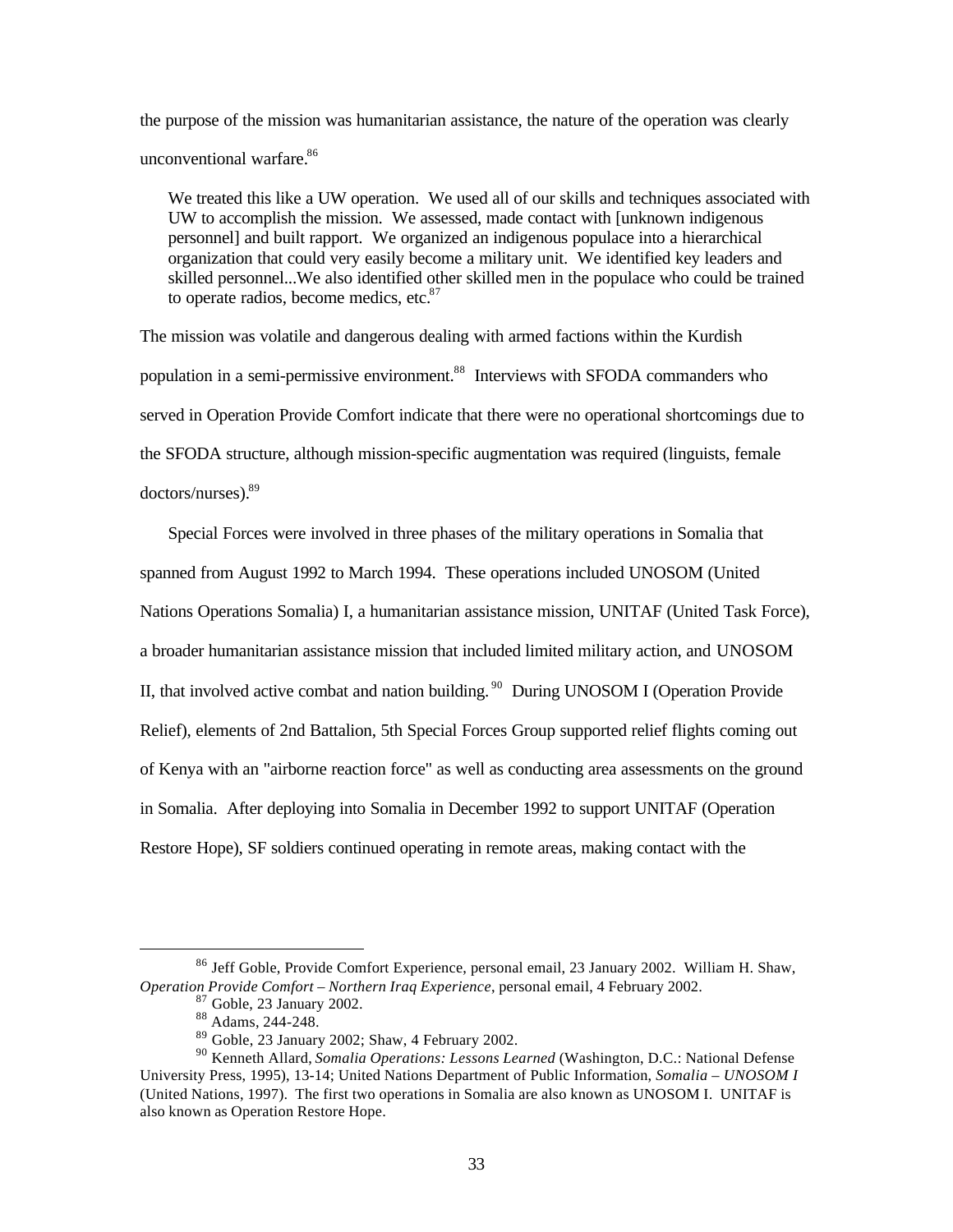the purpose of the mission was humanitarian assistance, the nature of the operation was clearly unconventional warfare.[86]

> We treated this like a UW operation. We used all of our skills and techniques associated with UW to accomplish the mission. We assessed, made contact with [unknown indigenous personnel] and built rapport. We organized an indigenous populace into a hierarchical organization that could very easily become a military unit. We identified key leaders and skilled personnel...We also identified other skilled men in the populace who could be trained to operate radios, become medics, etc.[87]

The mission was volatile and dangerous dealing with armed factions within the Kurdish population in a semi-permissive environment.[88] Interviews with SFODA commanders who served in Operation Provide Comfort indicate that there were no operational shortcomings due to the SFODA structure, although mission-specific augmentation was required (linguists, female doctors/nurses).[89]

Special Forces were involved in three phases of the military operations in Somalia that spanned from August 1992 to March 1994. These operations included UNOSOM (United Nations Operations Somalia) I, a humanitarian assistance mission, UNITAF (United Task Force), a broader humanitarian assistance mission that included limited military action, and UNOSOM II, that involved active combat and nation building.[90] During UNOSOM I (Operation Provide Relief), elements of 2nd Battalion, 5th Special Forces Group supported relief flights coming out of Kenya with an "airborne reaction force" as well as conducting area assessments on the ground in Somalia. After deploying into Somalia in December 1992 to support UNITAF (Operation Restore Hope), SF soldiers continued operating in remote areas, making contact with the

---

[86] Jeff Goble, Provide Comfort Experience, personal email, 23 January 2002. William H. Shaw, *Operation Provide Comfort – Northern Iraq Experience*, personal email, 4 February 2002.

[87] Goble, 23 January 2002.

[88] Adams, 244-248.

[89] Goble, 23 January 2002; Shaw, 4 February 2002.

[90] Kenneth Allard, *Somalia Operations: Lessons Learned* (Washington, D.C.: National Defense University Press, 1995), 13-14; United Nations Department of Public Information, *Somalia – UNOSOM I* (United Nations, 1997). The first two operations in Somalia are also known as UNOSOM I. UNITAF is also known as Operation Restore Hope.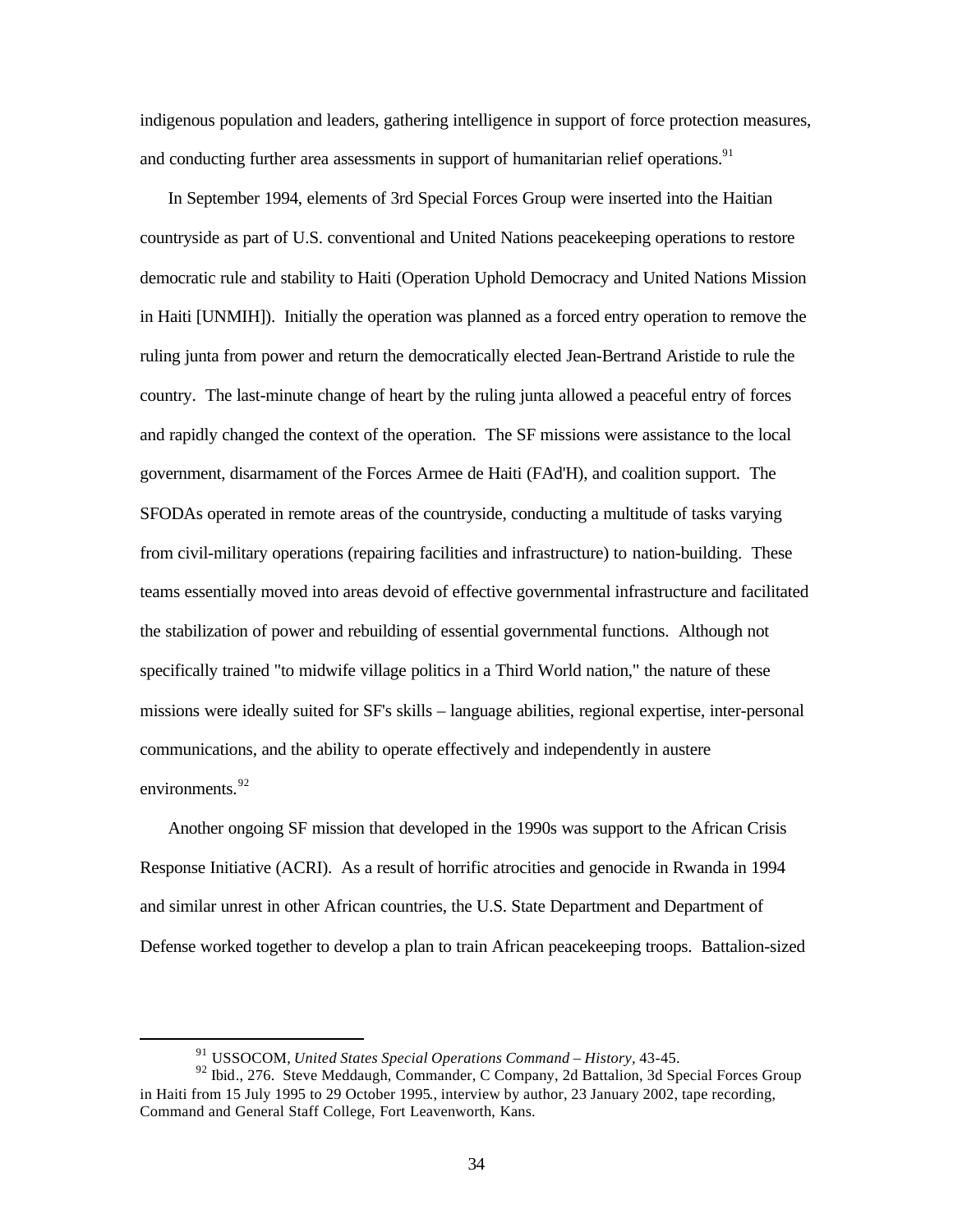indigenous population and leaders, gathering intelligence in support of force protection measures, and conducting further area assessments in support of humanitarian relief operations.[91]

In September 1994, elements of 3rd Special Forces Group were inserted into the Haitian countryside as part of U.S. conventional and United Nations peacekeeping operations to restore democratic rule and stability to Haiti (Operation Uphold Democracy and United Nations Mission in Haiti [UNMIH]). Initially the operation was planned as a forced entry operation to remove the ruling junta from power and return the democratically elected Jean-Bertrand Aristide to rule the country. The last-minute change of heart by the ruling junta allowed a peaceful entry of forces and rapidly changed the context of the operation. The SF missions were assistance to the local government, disarmament of the Forces Armee de Haiti (FAd'H), and coalition support. The SFODAs operated in remote areas of the countryside, conducting a multitude of tasks varying from civil-military operations (repairing facilities and infrastructure) to nation-building. These teams essentially moved into areas devoid of effective governmental infrastructure and facilitated the stabilization of power and rebuilding of essential governmental functions. Although not specifically trained "to midwife village politics in a Third World nation," the nature of these missions were ideally suited for SF's skills – language abilities, regional expertise, inter-personal communications, and the ability to operate effectively and independently in austere environments.[92]

Another ongoing SF mission that developed in the 1990s was support to the African Crisis Response Initiative (ACRI). As a result of horrific atrocities and genocide in Rwanda in 1994 and similar unrest in other African countries, the U.S. State Department and Department of Defense worked together to develop a plan to train African peacekeeping troops. Battalion-sized

---

[91] USSOCOM, *United States Special Operations Command – History*, 43-45.

[92] Ibid., 276. Steve Meddaugh, Commander, C Company, 2d Battalion, 3d Special Forces Group in Haiti from 15 July 1995 to 29 October 1995., interview by author, 23 January 2002, tape recording, Command and General Staff College, Fort Leavenworth, Kans.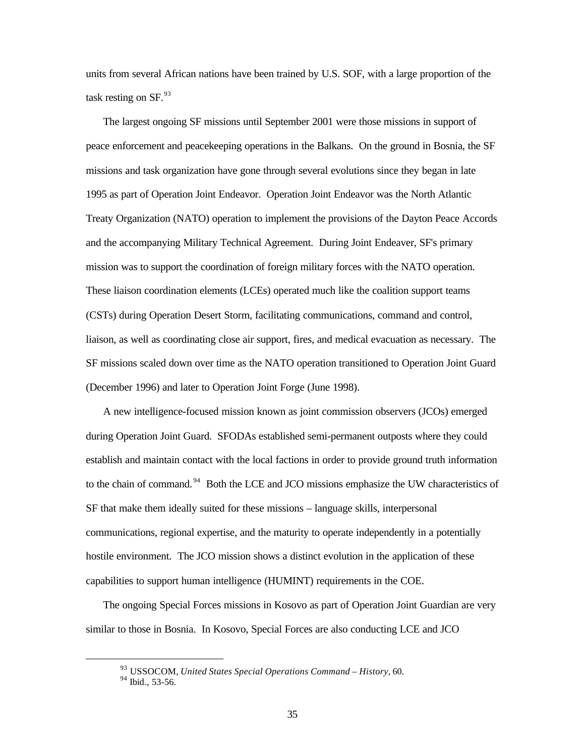units from several African nations have been trained by U.S. SOF, with a large proportion of the task resting on SF.[93]

The largest ongoing SF missions until September 2001 were those missions in support of peace enforcement and peacekeeping operations in the Balkans. On the ground in Bosnia, the SF missions and task organization have gone through several evolutions since they began in late 1995 as part of Operation Joint Endeavor. Operation Joint Endeavor was the North Atlantic Treaty Organization (NATO) operation to implement the provisions of the Dayton Peace Accords and the accompanying Military Technical Agreement. During Joint Endeaver, SF's primary mission was to support the coordination of foreign military forces with the NATO operation. These liaison coordination elements (LCEs) operated much like the coalition support teams (CSTs) during Operation Desert Storm, facilitating communications, command and control, liaison, as well as coordinating close air support, fires, and medical evacuation as necessary. The SF missions scaled down over time as the NATO operation transitioned to Operation Joint Guard (December 1996) and later to Operation Joint Forge (June 1998).

A new intelligence-focused mission known as joint commission observers (JCOs) emerged during Operation Joint Guard. SFODAs established semi-permanent outposts where they could establish and maintain contact with the local factions in order to provide ground truth information to the chain of command.[94] Both the LCE and JCO missions emphasize the UW characteristics of SF that make them ideally suited for these missions – language skills, interpersonal communications, regional expertise, and the maturity to operate independently in a potentially hostile environment. The JCO mission shows a distinct evolution in the application of these capabilities to support human intelligence (HUMINT) requirements in the COE.

The ongoing Special Forces missions in Kosovo as part of Operation Joint Guardian are very similar to those in Bosnia. In Kosovo, Special Forces are also conducting LCE and JCO

---

[93] USSOCOM, *United States Special Operations Command – History*, 60.
[94] Ibid., 53-56.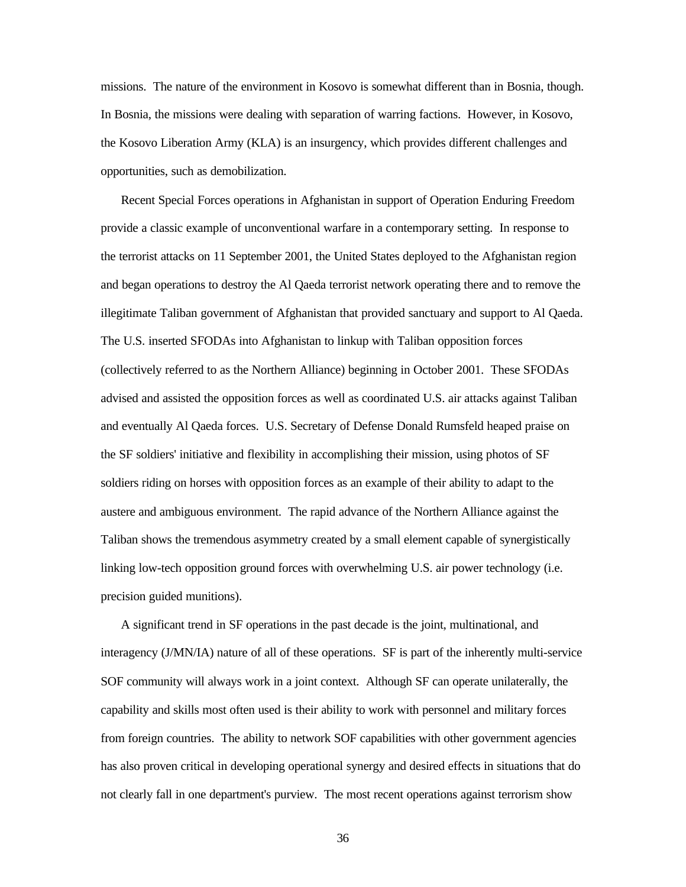missions. The nature of the environment in Kosovo is somewhat different than in Bosnia, though. In Bosnia, the missions were dealing with separation of warring factions. However, in Kosovo, the Kosovo Liberation Army (KLA) is an insurgency, which provides different challenges and opportunities, such as demobilization.

Recent Special Forces operations in Afghanistan in support of Operation Enduring Freedom provide a classic example of unconventional warfare in a contemporary setting. In response to the terrorist attacks on 11 September 2001, the United States deployed to the Afghanistan region and began operations to destroy the Al Qaeda terrorist network operating there and to remove the illegitimate Taliban government of Afghanistan that provided sanctuary and support to Al Qaeda. The U.S. inserted SFODAs into Afghanistan to linkup with Taliban opposition forces (collectively referred to as the Northern Alliance) beginning in October 2001. These SFODAs advised and assisted the opposition forces as well as coordinated U.S. air attacks against Taliban and eventually Al Qaeda forces. U.S. Secretary of Defense Donald Rumsfeld heaped praise on the SF soldiers' initiative and flexibility in accomplishing their mission, using photos of SF soldiers riding on horses with opposition forces as an example of their ability to adapt to the austere and ambiguous environment. The rapid advance of the Northern Alliance against the Taliban shows the tremendous asymmetry created by a small element capable of synergistically linking low-tech opposition ground forces with overwhelming U.S. air power technology (i.e. precision guided munitions).

A significant trend in SF operations in the past decade is the joint, multinational, and interagency (J/MN/IA) nature of all of these operations. SF is part of the inherently multi-service SOF community will always work in a joint context. Although SF can operate unilaterally, the capability and skills most often used is their ability to work with personnel and military forces from foreign countries. The ability to network SOF capabilities with other government agencies has also proven critical in developing operational synergy and desired effects in situations that do not clearly fall in one department's purview. The most recent operations against terrorism show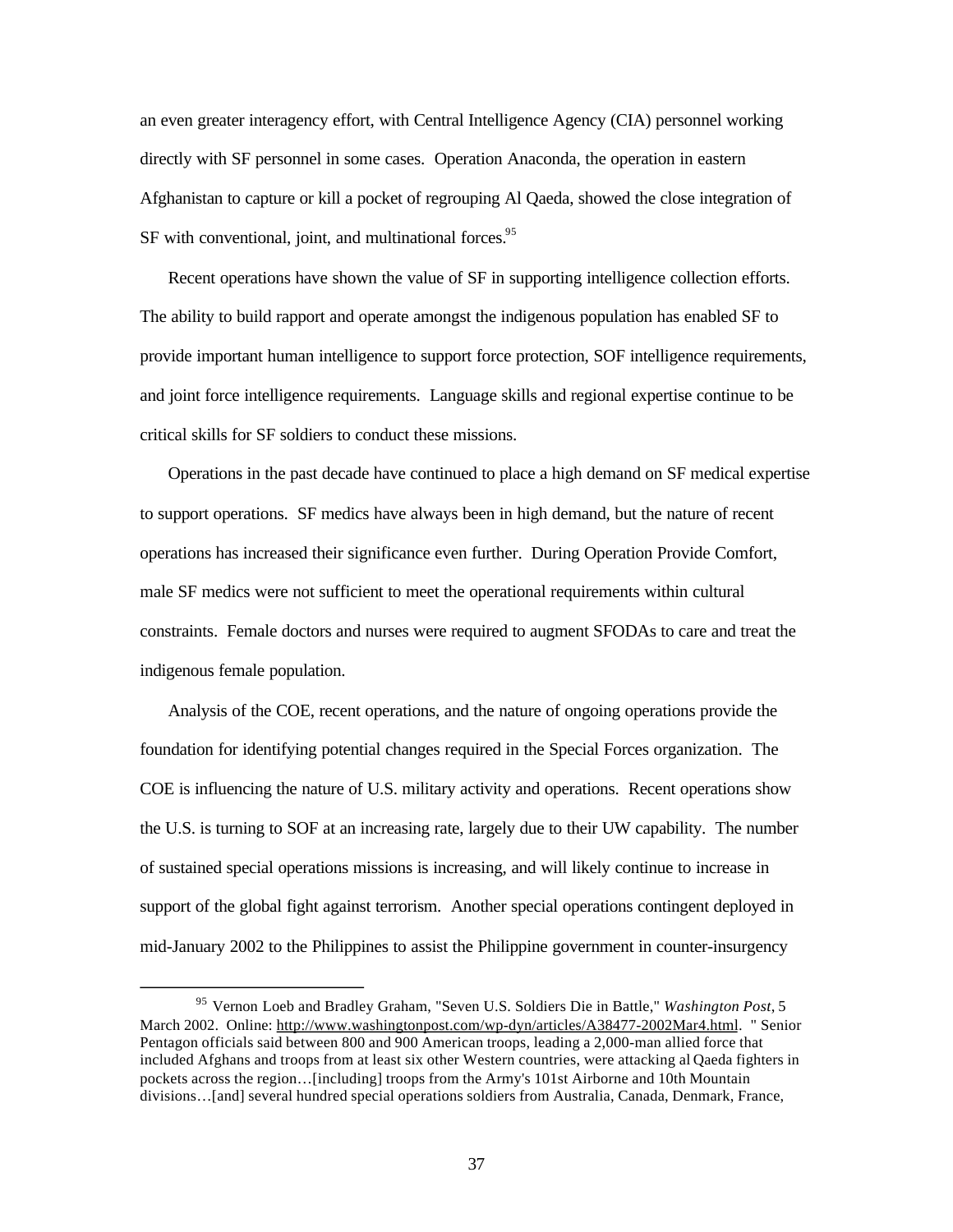an even greater interagency effort, with Central Intelligence Agency (CIA) personnel working directly with SF personnel in some cases. Operation Anaconda, the operation in eastern Afghanistan to capture or kill a pocket of regrouping Al Qaeda, showed the close integration of SF with conventional, joint, and multinational forces.[95]

Recent operations have shown the value of SF in supporting intelligence collection efforts. The ability to build rapport and operate amongst the indigenous population has enabled SF to provide important human intelligence to support force protection, SOF intelligence requirements, and joint force intelligence requirements. Language skills and regional expertise continue to be critical skills for SF soldiers to conduct these missions.

Operations in the past decade have continued to place a high demand on SF medical expertise to support operations. SF medics have always been in high demand, but the nature of recent operations has increased their significance even further. During Operation Provide Comfort, male SF medics were not sufficient to meet the operational requirements within cultural constraints. Female doctors and nurses were required to augment SFODAs to care and treat the indigenous female population.

Analysis of the COE, recent operations, and the nature of ongoing operations provide the foundation for identifying potential changes required in the Special Forces organization. The COE is influencing the nature of U.S. military activity and operations. Recent operations show the U.S. is turning to SOF at an increasing rate, largely due to their UW capability. The number of sustained special operations missions is increasing, and will likely continue to increase in support of the global fight against terrorism. Another special operations contingent deployed in mid-January 2002 to the Philippines to assist the Philippine government in counter-insurgency

---

[95] Vernon Loeb and Bradley Graham, "Seven U.S. Soldiers Die in Battle," *Washington Post*, 5 March 2002. Online: http://www.washingtonpost.com/wp-dyn/articles/A38477-2002Mar4.html. " Senior Pentagon officials said between 800 and 900 American troops, leading a 2,000-man allied force that included Afghans and troops from at least six other Western countries, were attacking al Qaeda fighters in pockets across the region…[including] troops from the Army's 101st Airborne and 10th Mountain divisions…[and] several hundred special operations soldiers from Australia, Canada, Denmark, France,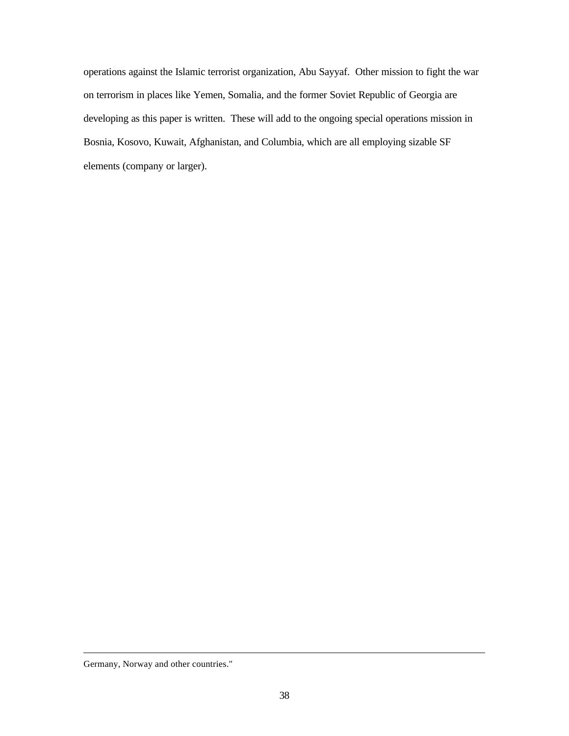operations against the Islamic terrorist organization, Abu Sayyaf. Other mission to fight the war on terrorism in places like Yemen, Somalia, and the former Soviet Republic of Georgia are developing as this paper is written. These will add to the ongoing special operations mission in Bosnia, Kosovo, Kuwait, Afghanistan, and Columbia, which are all employing sizable SF elements (company or larger).

---

Germany, Norway and other countries."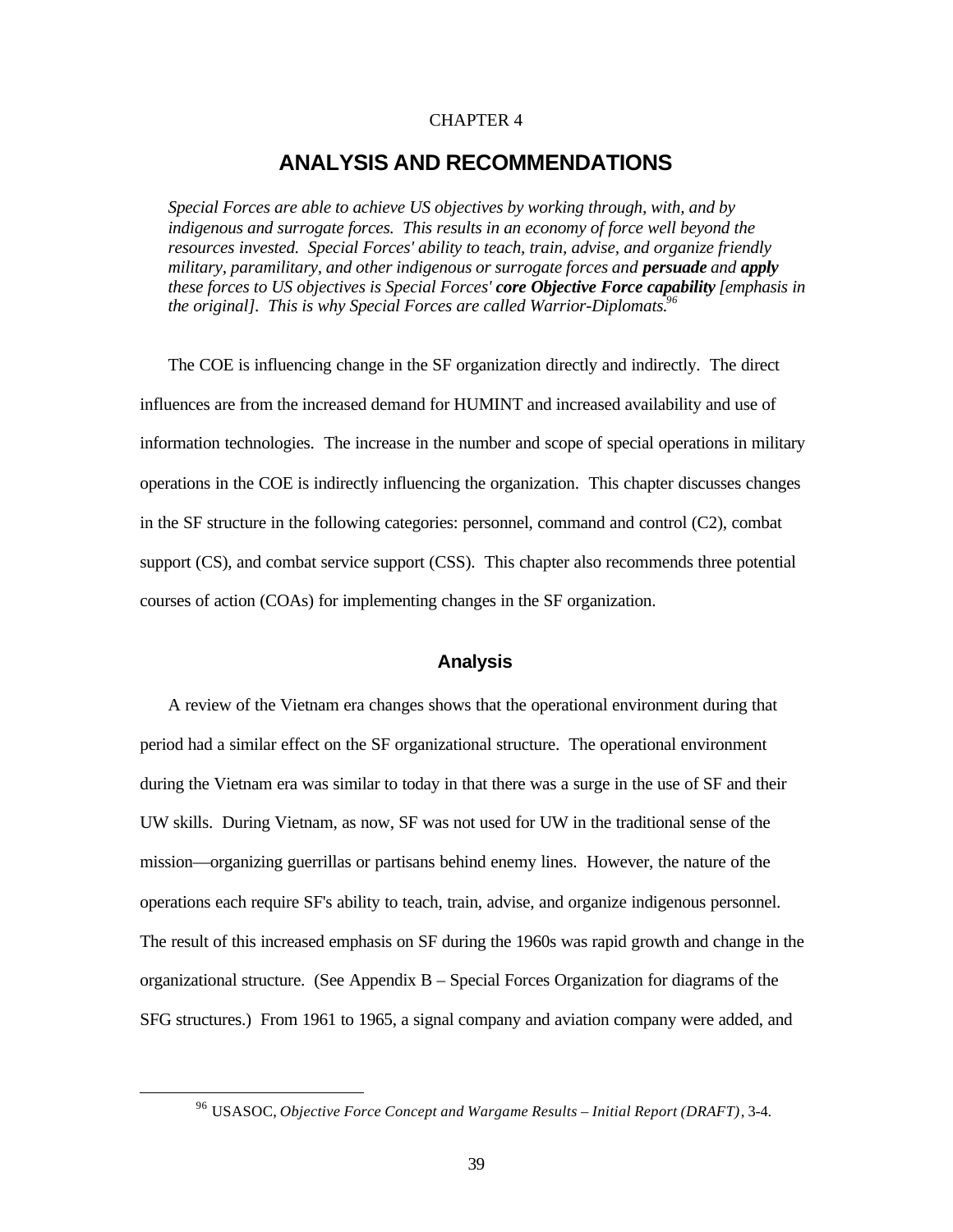CHAPTER 4

# ANALYSIS AND RECOMMENDATIONS

> *Special Forces are able to achieve US objectives by working through, with, and by indigenous and surrogate forces. This results in an economy of force well beyond the resources invested. Special Forces' ability to teach, train, advise, and organize friendly military, paramilitary, and other indigenous or surrogate forces and **persuade** and **apply** these forces to US objectives is Special Forces' **core Objective Force capability** [emphasis in the original]. This is why Special Forces are called Warrior-Diplomats.*[96]

The COE is influencing change in the SF organization directly and indirectly. The direct influences are from the increased demand for HUMINT and increased availability and use of information technologies. The increase in the number and scope of special operations in military operations in the COE is indirectly influencing the organization. This chapter discusses changes in the SF structure in the following categories: personnel, command and control (C2), combat support (CS), and combat service support (CSS). This chapter also recommends three potential courses of action (COAs) for implementing changes in the SF organization.

## Analysis

A review of the Vietnam era changes shows that the operational environment during that period had a similar effect on the SF organizational structure. The operational environment during the Vietnam era was similar to today in that there was a surge in the use of SF and their UW skills. During Vietnam, as now, SF was not used for UW in the traditional sense of the mission—organizing guerrillas or partisans behind enemy lines. However, the nature of the operations each require SF's ability to teach, train, advise, and organize indigenous personnel. The result of this increased emphasis on SF during the 1960s was rapid growth and change in the organizational structure. (See Appendix B – Special Forces Organization for diagrams of the SFG structures.) From 1961 to 1965, a signal company and aviation company were added, and

---

[96] USASOC, *Objective Force Concept and Wargame Results – Initial Report (DRAFT)*, 3-4.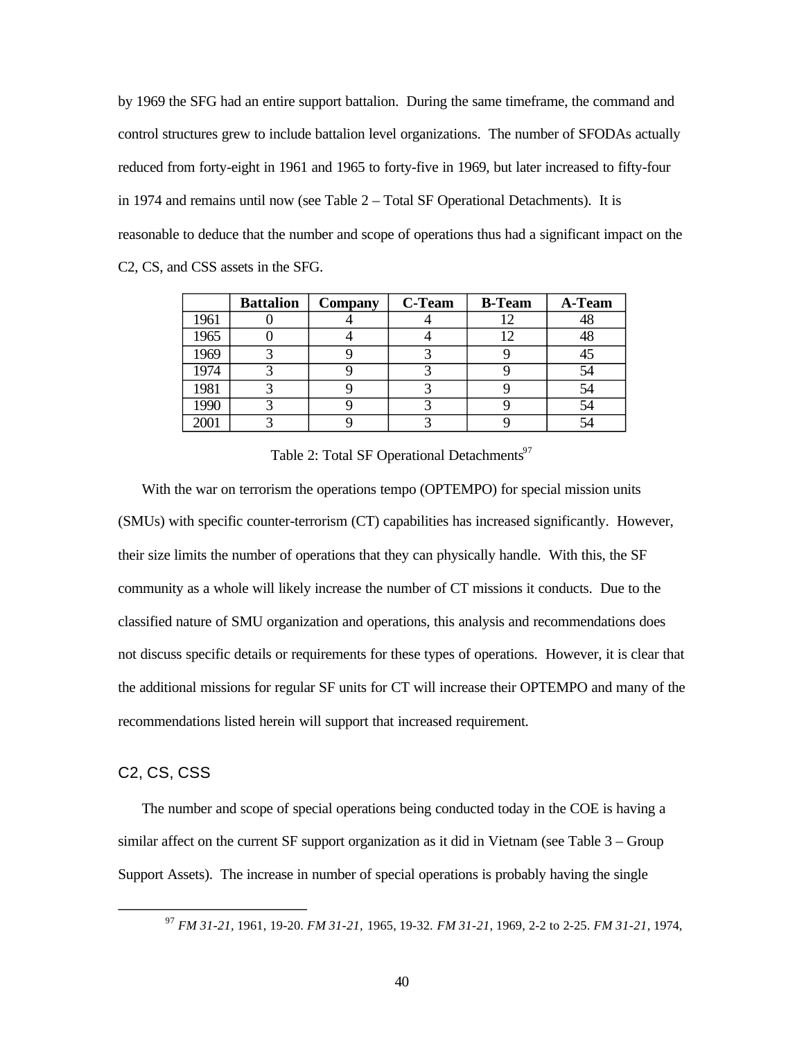by 1969 the SFG had an entire support battalion. During the same timeframe, the command and control structures grew to include battalion level organizations. The number of SFODAs actually reduced from forty-eight in 1961 and 1965 to forty-five in 1969, but later increased to fifty-four in 1974 and remains until now (see Table 2 – Total SF Operational Detachments). It is reasonable to deduce that the number and scope of operations thus had a significant impact on the C2, CS, and CSS assets in the SFG.

| | Battalion | Company | C-Team | B-Team | A-Team |
|---|---|---|---|---|---|
| 1961 | 0 | 4 | 4 | 12 | 48 |
| 1965 | 0 | 4 | 4 | 12 | 48 |
| 1969 | 3 | 9 | 3 | 9 | 45 |
| 1974 | 3 | 9 | 3 | 9 | 54 |
| 1981 | 3 | 9 | 3 | 9 | 54 |
| 1990 | 3 | 9 | 3 | 9 | 54 |
| 2001 | 3 | 9 | 3 | 9 | 54 |

Table 2: Total SF Operational Detachments[97]

With the war on terrorism the operations tempo (OPTEMPO) for special mission units (SMUs) with specific counter-terrorism (CT) capabilities has increased significantly. However, their size limits the number of operations that they can physically handle. With this, the SF community as a whole will likely increase the number of CT missions it conducts. Due to the classified nature of SMU organization and operations, this analysis and recommendations does not discuss specific details or requirements for these types of operations. However, it is clear that the additional missions for regular SF units for CT will increase their OPTEMPO and many of the recommendations listed herein will support that increased requirement.

## C2, CS, CSS

The number and scope of special operations being conducted today in the COE is having a similar affect on the current SF support organization as it did in Vietnam (see Table 3 – Group Support Assets). The increase in number of special operations is probably having the single

---

[97] *FM 31-21,* 1961, 19-20. *FM 31-21,* 1965, 19-32. *FM 31-21,* 1969, 2-2 to 2-25. *FM 31-21,* 1974,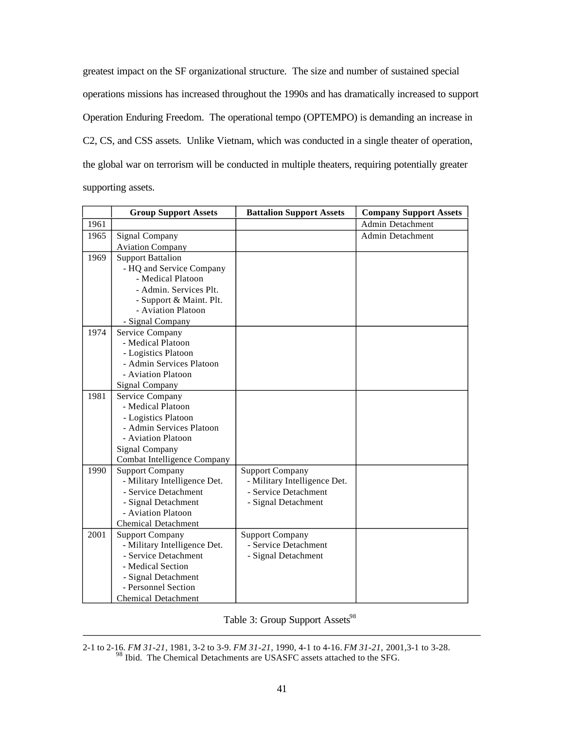greatest impact on the SF organizational structure. The size and number of sustained special operations missions has increased throughout the 1990s and has dramatically increased to support Operation Enduring Freedom. The operational tempo (OPTEMPO) is demanding an increase in C2, CS, and CSS assets. Unlike Vietnam, which was conducted in a single theater of operation, the global war on terrorism will be conducted in multiple theaters, requiring potentially greater supporting assets.

| | Group Support Assets | Battalion Support Assets | Company Support Assets |
|---|---|---|---|
| 1961 | | | Admin Detachment |
| 1965 | Signal Company<br>Aviation Company | | Admin Detachment |
| 1969 | Support Battalion<br>- HQ and Service Company<br>- Medical Platoon<br>- Admin. Services Plt.<br>- Support & Maint. Plt.<br>- Aviation Platoon<br>- Signal Company | | |
| 1974 | Service Company<br>- Medical Platoon<br>- Logistics Platoon<br>- Admin Services Platoon<br>- Aviation Platoon<br>Signal Company | | |
| 1981 | Service Company<br>- Medical Platoon<br>- Logistics Platoon<br>- Admin Services Platoon<br>- Aviation Platoon<br>Signal Company<br>Combat Intelligence Company | | |
| 1990 | Support Company<br>- Military Intelligence Det.<br>- Service Detachment<br>- Signal Detachment<br>- Aviation Platoon<br>Chemical Detachment | Support Company<br>- Military Intelligence Det.<br>- Service Detachment<br>- Signal Detachment | |
| 2001 | Support Company<br>- Military Intelligence Det.<br>- Service Detachment<br>- Medical Section<br>- Signal Detachment<br>- Personnel Section<br>Chemical Detachment | Support Company<br>- Service Detachment<br>- Signal Detachment | |

Table 3: Group Support Assets[98]

---

2-1 to 2-16. *FM 31-21,* 1981, 3-2 to 3-9. *FM 31-21,* 1990, 4-1 to 4-16. *FM 31-21,* 2001,3-1 to 3-28.

[98] Ibid. The Chemical Detachments are USASFC assets attached to the SFG.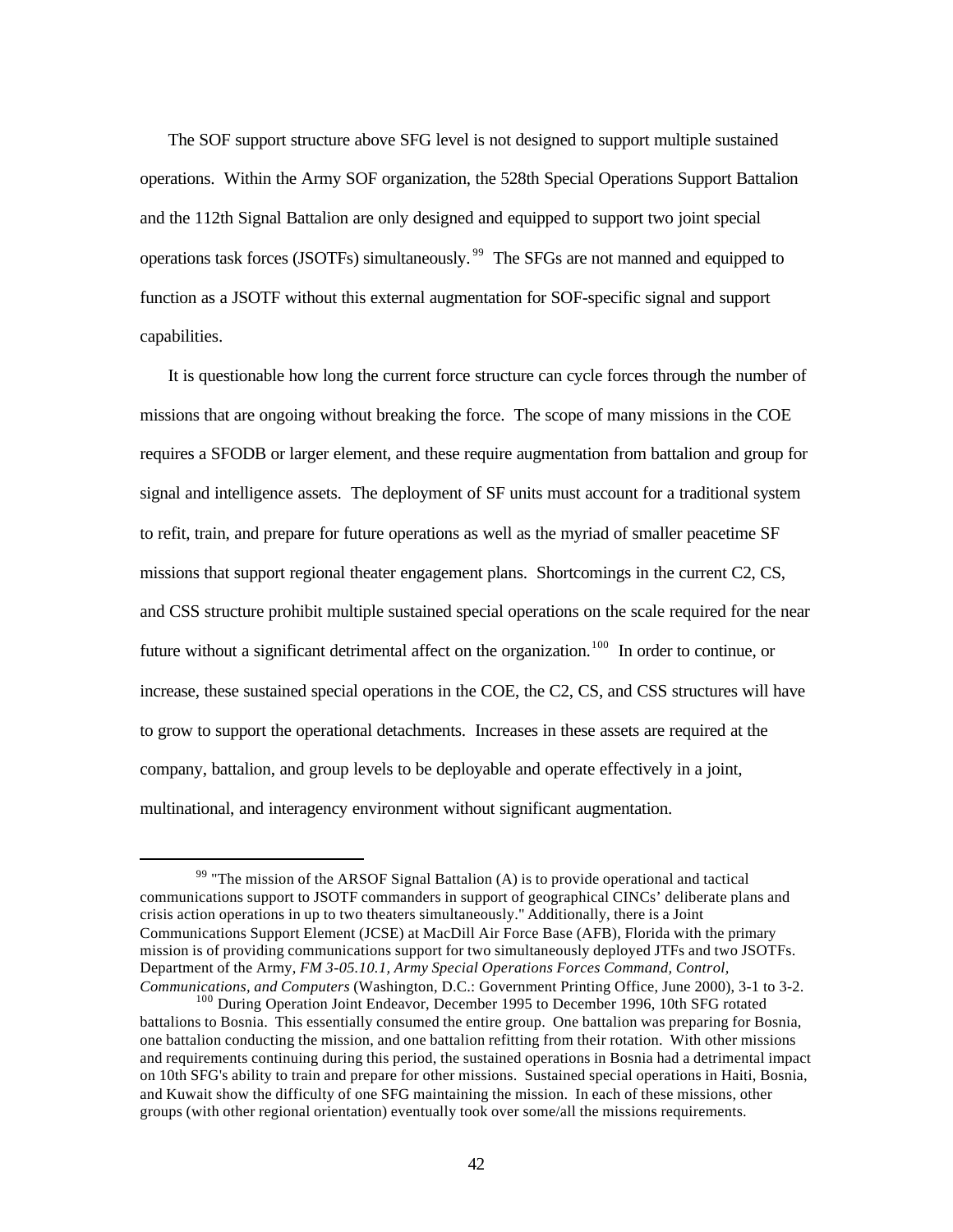The SOF support structure above SFG level is not designed to support multiple sustained operations. Within the Army SOF organization, the 528th Special Operations Support Battalion and the 112th Signal Battalion are only designed and equipped to support two joint special operations task forces (JSOTFs) simultaneously.[99] The SFGs are not manned and equipped to function as a JSOTF without this external augmentation for SOF-specific signal and support capabilities.

It is questionable how long the current force structure can cycle forces through the number of missions that are ongoing without breaking the force. The scope of many missions in the COE requires a SFODB or larger element, and these require augmentation from battalion and group for signal and intelligence assets. The deployment of SF units must account for a traditional system to refit, train, and prepare for future operations as well as the myriad of smaller peacetime SF missions that support regional theater engagement plans. Shortcomings in the current C2, CS, and CSS structure prohibit multiple sustained special operations on the scale required for the near future without a significant detrimental affect on the organization.[100] In order to continue, or increase, these sustained special operations in the COE, the C2, CS, and CSS structures will have to grow to support the operational detachments. Increases in these assets are required at the company, battalion, and group levels to be deployable and operate effectively in a joint, multinational, and interagency environment without significant augmentation.

---

[99] "The mission of the ARSOF Signal Battalion (A) is to provide operational and tactical communications support to JSOTF commanders in support of geographical CINCs' deliberate plans and crisis action operations in up to two theaters simultaneously." Additionally, there is a Joint Communications Support Element (JCSE) at MacDill Air Force Base (AFB), Florida with the primary mission is of providing communications support for two simultaneously deployed JTFs and two JSOTFs. Department of the Army, *FM 3-05.10.1, Army Special Operations Forces Command, Control, Communications, and Computers* (Washington, D.C.: Government Printing Office, June 2000), 3-1 to 3-2.

[100] During Operation Joint Endeavor, December 1995 to December 1996, 10th SFG rotated battalions to Bosnia. This essentially consumed the entire group. One battalion was preparing for Bosnia, one battalion conducting the mission, and one battalion refitting from their rotation. With other missions and requirements continuing during this period, the sustained operations in Bosnia had a detrimental impact on 10th SFG's ability to train and prepare for other missions. Sustained special operations in Haiti, Bosnia, and Kuwait show the difficulty of one SFG maintaining the mission. In each of these missions, other groups (with other regional orientation) eventually took over some/all the missions requirements.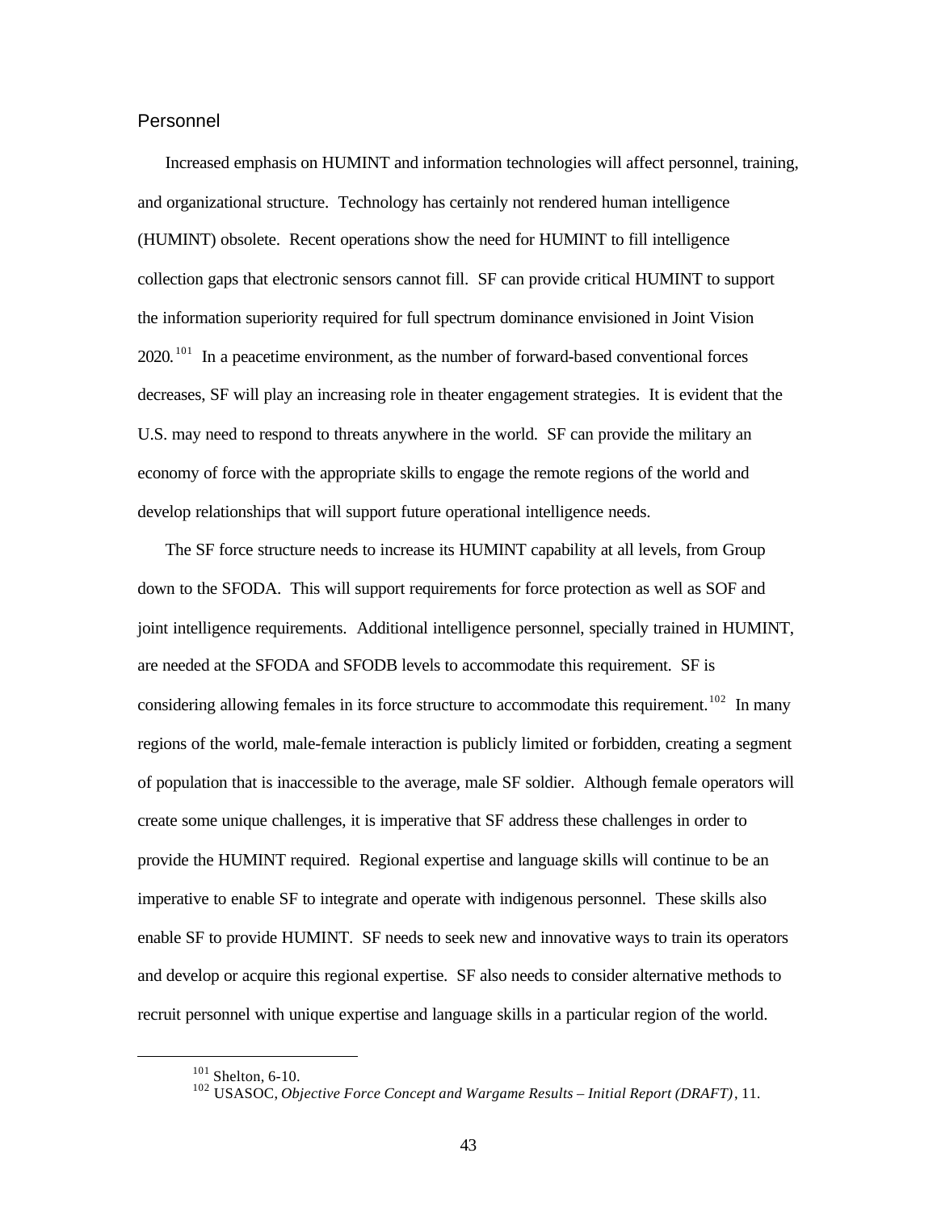## Personnel

Increased emphasis on HUMINT and information technologies will affect personnel, training, and organizational structure. Technology has certainly not rendered human intelligence (HUMINT) obsolete. Recent operations show the need for HUMINT to fill intelligence collection gaps that electronic sensors cannot fill. SF can provide critical HUMINT to support the information superiority required for full spectrum dominance envisioned in Joint Vision 2020.[101] In a peacetime environment, as the number of forward-based conventional forces decreases, SF will play an increasing role in theater engagement strategies. It is evident that the U.S. may need to respond to threats anywhere in the world. SF can provide the military an economy of force with the appropriate skills to engage the remote regions of the world and develop relationships that will support future operational intelligence needs.

The SF force structure needs to increase its HUMINT capability at all levels, from Group down to the SFODA. This will support requirements for force protection as well as SOF and joint intelligence requirements. Additional intelligence personnel, specially trained in HUMINT, are needed at the SFODA and SFODB levels to accommodate this requirement. SF is considering allowing females in its force structure to accommodate this requirement.[102] In many regions of the world, male-female interaction is publicly limited or forbidden, creating a segment of population that is inaccessible to the average, male SF soldier. Although female operators will create some unique challenges, it is imperative that SF address these challenges in order to provide the HUMINT required. Regional expertise and language skills will continue to be an imperative to enable SF to integrate and operate with indigenous personnel. These skills also enable SF to provide HUMINT. SF needs to seek new and innovative ways to train its operators and develop or acquire this regional expertise. SF also needs to consider alternative methods to recruit personnel with unique expertise and language skills in a particular region of the world.

---

[101] Shelton, 6-10.

[102] USASOC, *Objective Force Concept and Wargame Results – Initial Report (DRAFT)*, 11.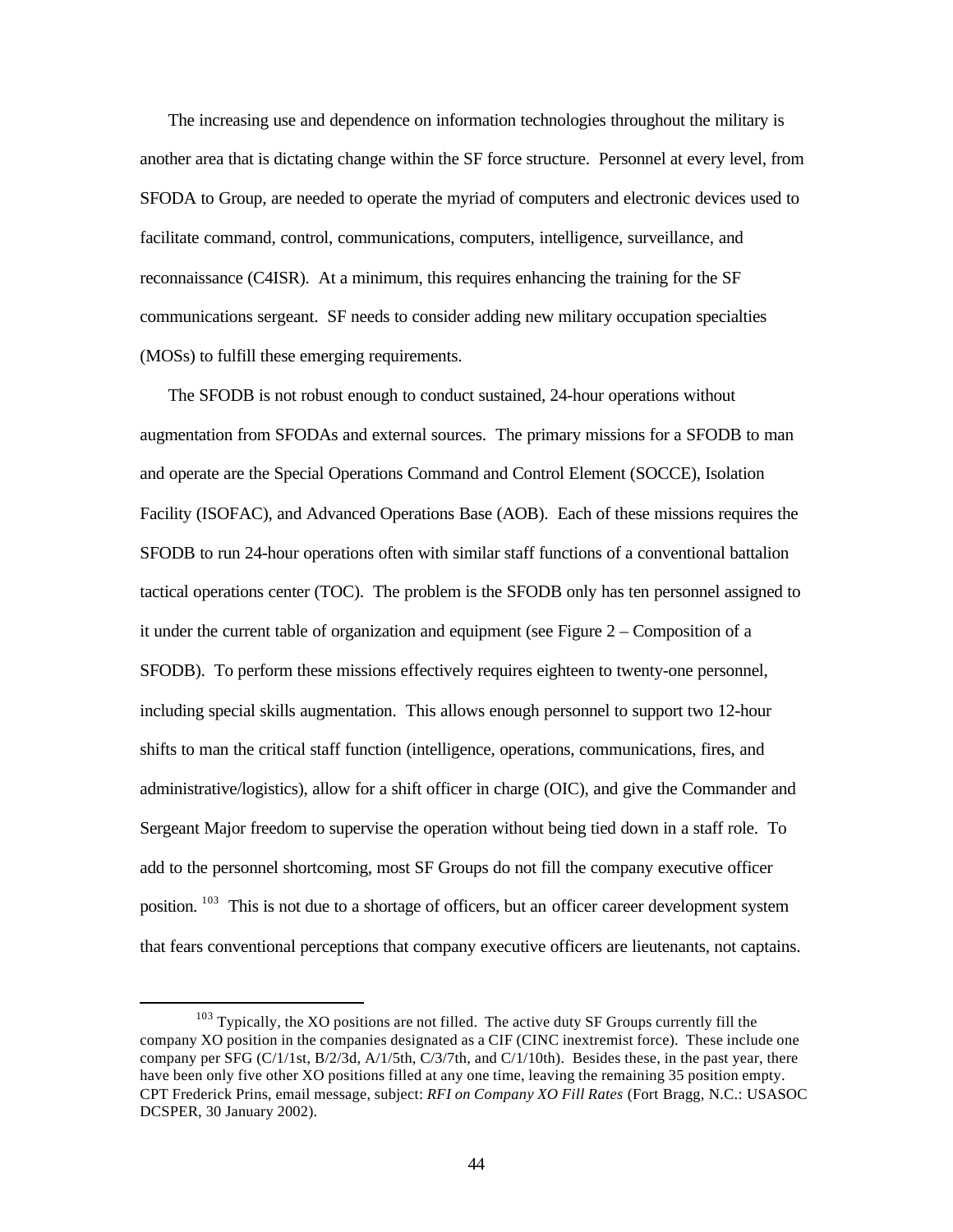The increasing use and dependence on information technologies throughout the military is another area that is dictating change within the SF force structure. Personnel at every level, from SFODA to Group, are needed to operate the myriad of computers and electronic devices used to facilitate command, control, communications, computers, intelligence, surveillance, and reconnaissance (C4ISR). At a minimum, this requires enhancing the training for the SF communications sergeant. SF needs to consider adding new military occupation specialties (MOSs) to fulfill these emerging requirements.

The SFODB is not robust enough to conduct sustained, 24-hour operations without augmentation from SFODAs and external sources. The primary missions for a SFODB to man and operate are the Special Operations Command and Control Element (SOCCE), Isolation Facility (ISOFAC), and Advanced Operations Base (AOB). Each of these missions requires the SFODB to run 24-hour operations often with similar staff functions of a conventional battalion tactical operations center (TOC). The problem is the SFODB only has ten personnel assigned to it under the current table of organization and equipment (see Figure 2 – Composition of a SFODB). To perform these missions effectively requires eighteen to twenty-one personnel, including special skills augmentation. This allows enough personnel to support two 12-hour shifts to man the critical staff function (intelligence, operations, communications, fires, and administrative/logistics), allow for a shift officer in charge (OIC), and give the Commander and Sergeant Major freedom to supervise the operation without being tied down in a staff role. To add to the personnel shortcoming, most SF Groups do not fill the company executive officer position.[103] This is not due to a shortage of officers, but an officer career development system that fears conventional perceptions that company executive officers are lieutenants, not captains.

[103] Typically, the XO positions are not filled. The active duty SF Groups currently fill the company XO position in the companies designated as a CIF (CINC inextremist force). These include one company per SFG (C/1/1st, B/2/3d, A/1/5th, C/3/7th, and C/1/10th). Besides these, in the past year, there have been only five other XO positions filled at any one time, leaving the remaining 35 position empty. CPT Frederick Prins, email message, subject: *RFI on Company XO Fill Rates* (Fort Bragg, N.C.: USASOC DCSPER, 30 January 2002).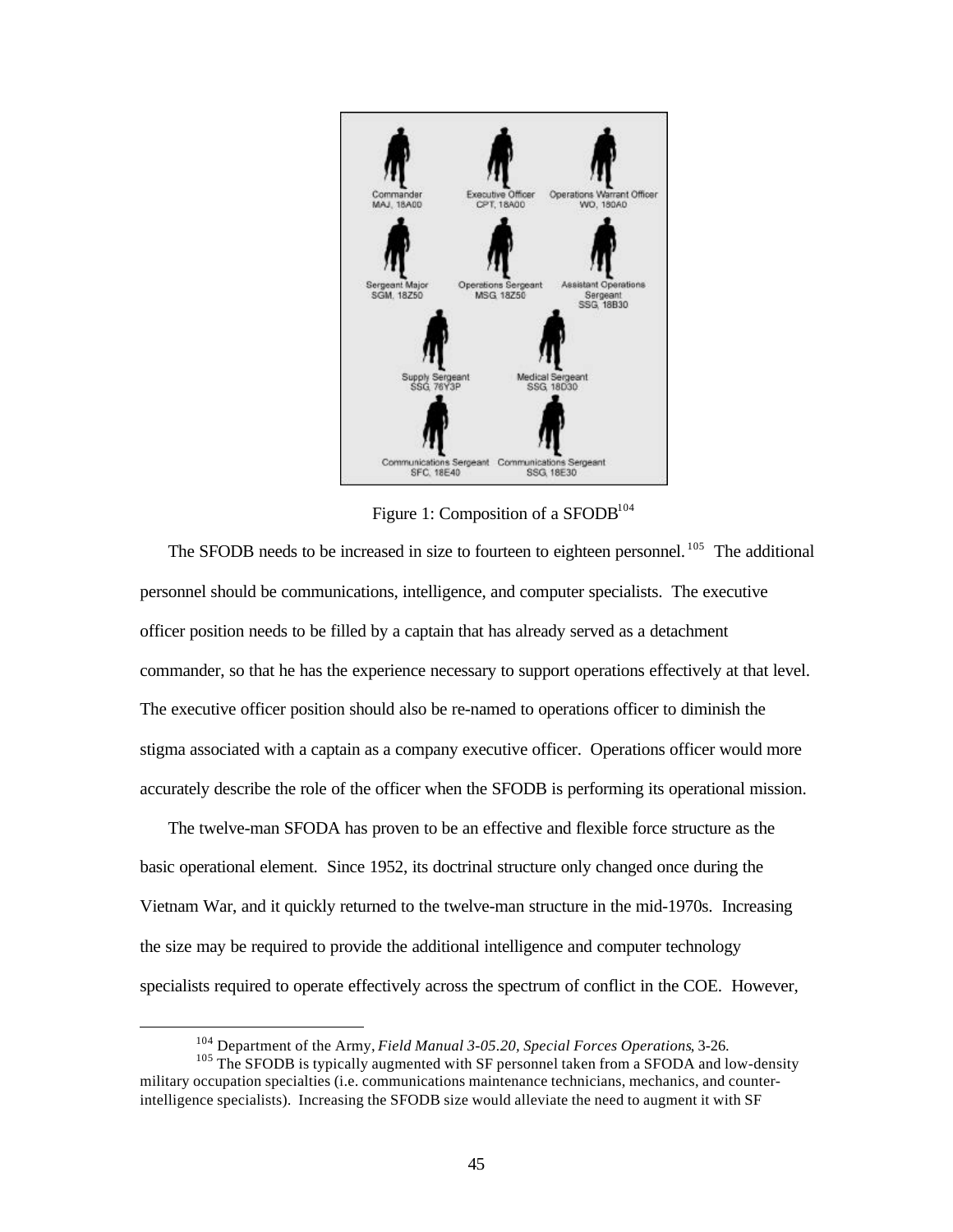Commander
MAJ, 18A00

Executive Officer
CPT, 18A00

Operations Warrant Officer
WO, 180A0

Sergeant Major
SGM, 18Z50

Operations Sergeant
MSG, 18Z50

Assistant Operations Sergeant
SSG, 18B30

Supply Sergeant
SSG, 76Y3P

Medical Sergeant
SSG, 18D30

Communications Sergeant
SFC, 18E40

Communications Sergeant
SSG, 18E30

Figure 1: Composition of a SFODB[104]

The SFODB needs to be increased in size to fourteen to eighteen personnel.[105] The additional personnel should be communications, intelligence, and computer specialists. The executive officer position needs to be filled by a captain that has already served as a detachment commander, so that he has the experience necessary to support operations effectively at that level. The executive officer position should also be re-named to operations officer to diminish the stigma associated with a captain as a company executive officer. Operations officer would more accurately describe the role of the officer when the SFODB is performing its operational mission.

The twelve-man SFODA has proven to be an effective and flexible force structure as the basic operational element. Since 1952, its doctrinal structure only changed once during the Vietnam War, and it quickly returned to the twelve-man structure in the mid-1970s. Increasing the size may be required to provide the additional intelligence and computer technology specialists required to operate effectively across the spectrum of conflict in the COE. However,

---

[104] Department of the Army, *Field Manual 3-05.20, Special Forces Operations*, 3-26.

[105] The SFODB is typically augmented with SF personnel taken from a SFODA and low-density military occupation specialties (i.e. communications maintenance technicians, mechanics, and counter-intelligence specialists). Increasing the SFODB size would alleviate the need to augment it with SF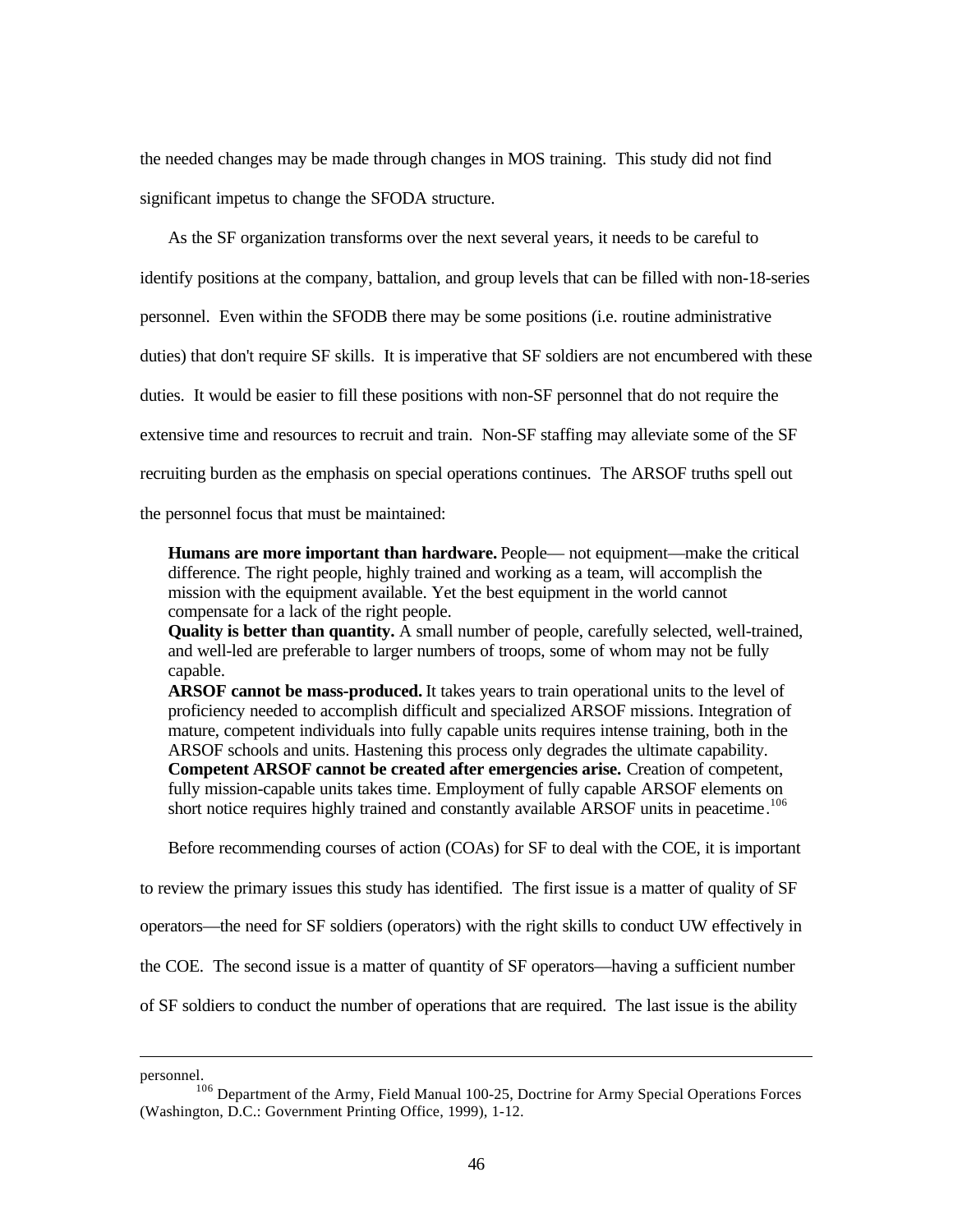the needed changes may be made through changes in MOS training. This study did not find significant impetus to change the SFODA structure.

As the SF organization transforms over the next several years, it needs to be careful to identify positions at the company, battalion, and group levels that can be filled with non-18-series personnel. Even within the SFODB there may be some positions (i.e. routine administrative duties) that don't require SF skills. It is imperative that SF soldiers are not encumbered with these duties. It would be easier to fill these positions with non-SF personnel that do not require the extensive time and resources to recruit and train. Non-SF staffing may alleviate some of the SF recruiting burden as the emphasis on special operations continues. The ARSOF truths spell out the personnel focus that must be maintained:

> **Humans are more important than hardware.** People— not equipment—make the critical difference. The right people, highly trained and working as a team, will accomplish the mission with the equipment available. Yet the best equipment in the world cannot compensate for a lack of the right people.
> **Quality is better than quantity.** A small number of people, carefully selected, well-trained, and well-led are preferable to larger numbers of troops, some of whom may not be fully capable.
> **ARSOF cannot be mass-produced.** It takes years to train operational units to the level of proficiency needed to accomplish difficult and specialized ARSOF missions. Integration of mature, competent individuals into fully capable units requires intense training, both in the ARSOF schools and units. Hastening this process only degrades the ultimate capability.
> **Competent ARSOF cannot be created after emergencies arise.** Creation of competent, fully mission-capable units takes time. Employment of fully capable ARSOF elements on short notice requires highly trained and constantly available ARSOF units in peacetime.[106]

Before recommending courses of action (COAs) for SF to deal with the COE, it is important to review the primary issues this study has identified. The first issue is a matter of quality of SF operators—the need for SF soldiers (operators) with the right skills to conduct UW effectively in the COE. The second issue is a matter of quantity of SF operators—having a sufficient number of SF soldiers to conduct the number of operations that are required. The last issue is the ability

---

personnel.

[106] Department of the Army, Field Manual 100-25, Doctrine for Army Special Operations Forces (Washington, D.C.: Government Printing Office, 1999), 1-12.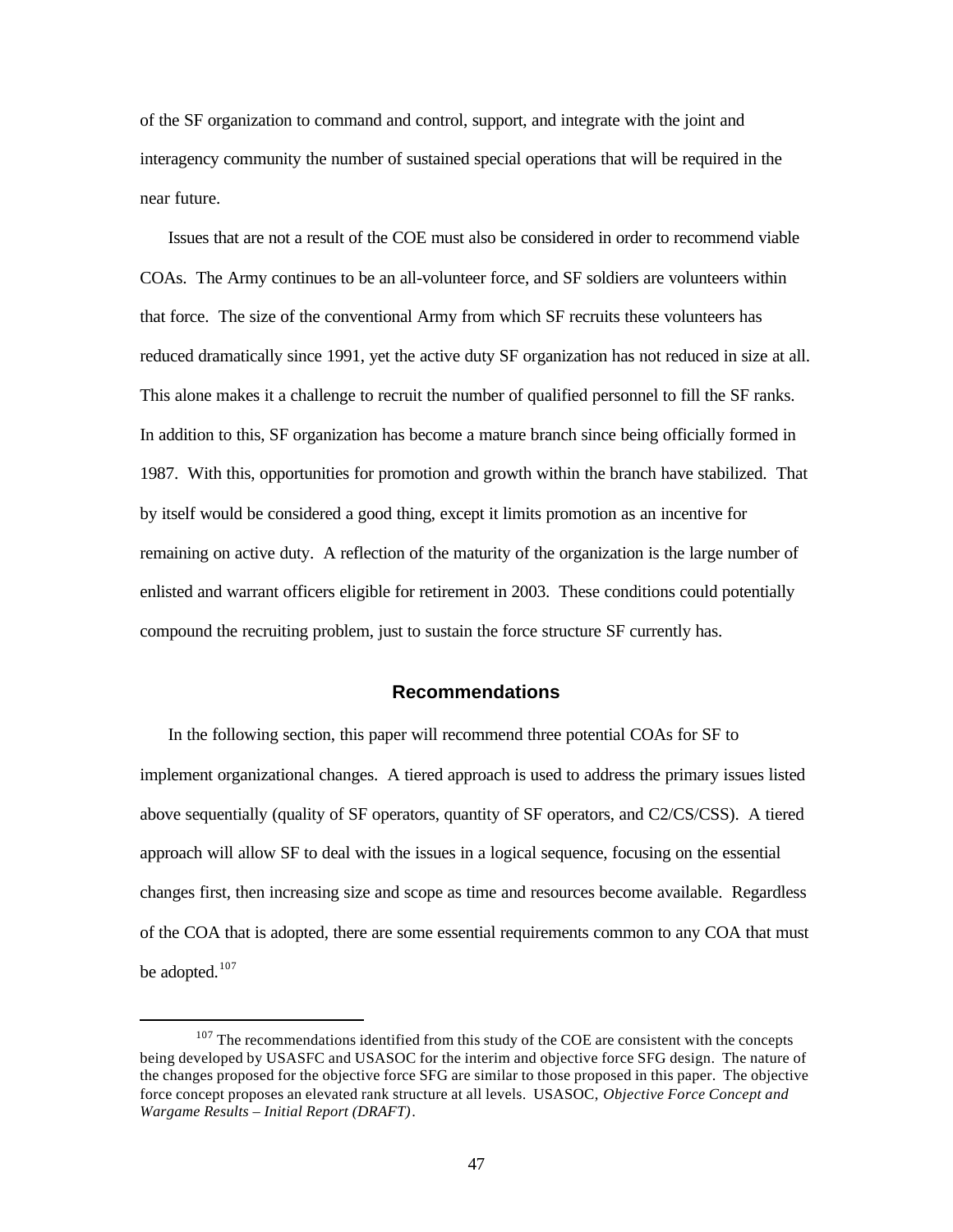of the SF organization to command and control, support, and integrate with the joint and interagency community the number of sustained special operations that will be required in the near future.

Issues that are not a result of the COE must also be considered in order to recommend viable COAs. The Army continues to be an all-volunteer force, and SF soldiers are volunteers within that force. The size of the conventional Army from which SF recruits these volunteers has reduced dramatically since 1991, yet the active duty SF organization has not reduced in size at all. This alone makes it a challenge to recruit the number of qualified personnel to fill the SF ranks. In addition to this, SF organization has become a mature branch since being officially formed in 1987. With this, opportunities for promotion and growth within the branch have stabilized. That by itself would be considered a good thing, except it limits promotion as an incentive for remaining on active duty. A reflection of the maturity of the organization is the large number of enlisted and warrant officers eligible for retirement in 2003. These conditions could potentially compound the recruiting problem, just to sustain the force structure SF currently has.

## Recommendations

In the following section, this paper will recommend three potential COAs for SF to implement organizational changes. A tiered approach is used to address the primary issues listed above sequentially (quality of SF operators, quantity of SF operators, and C2/CS/CSS). A tiered approach will allow SF to deal with the issues in a logical sequence, focusing on the essential changes first, then increasing size and scope as time and resources become available. Regardless of the COA that is adopted, there are some essential requirements common to any COA that must be adopted.[107]

---

[107] The recommendations identified from this study of the COE are consistent with the concepts being developed by USASFC and USASOC for the interim and objective force SFG design. The nature of the changes proposed for the objective force SFG are similar to those proposed in this paper. The objective force concept proposes an elevated rank structure at all levels. USASOC, *Objective Force Concept and Wargame Results – Initial Report (DRAFT)*.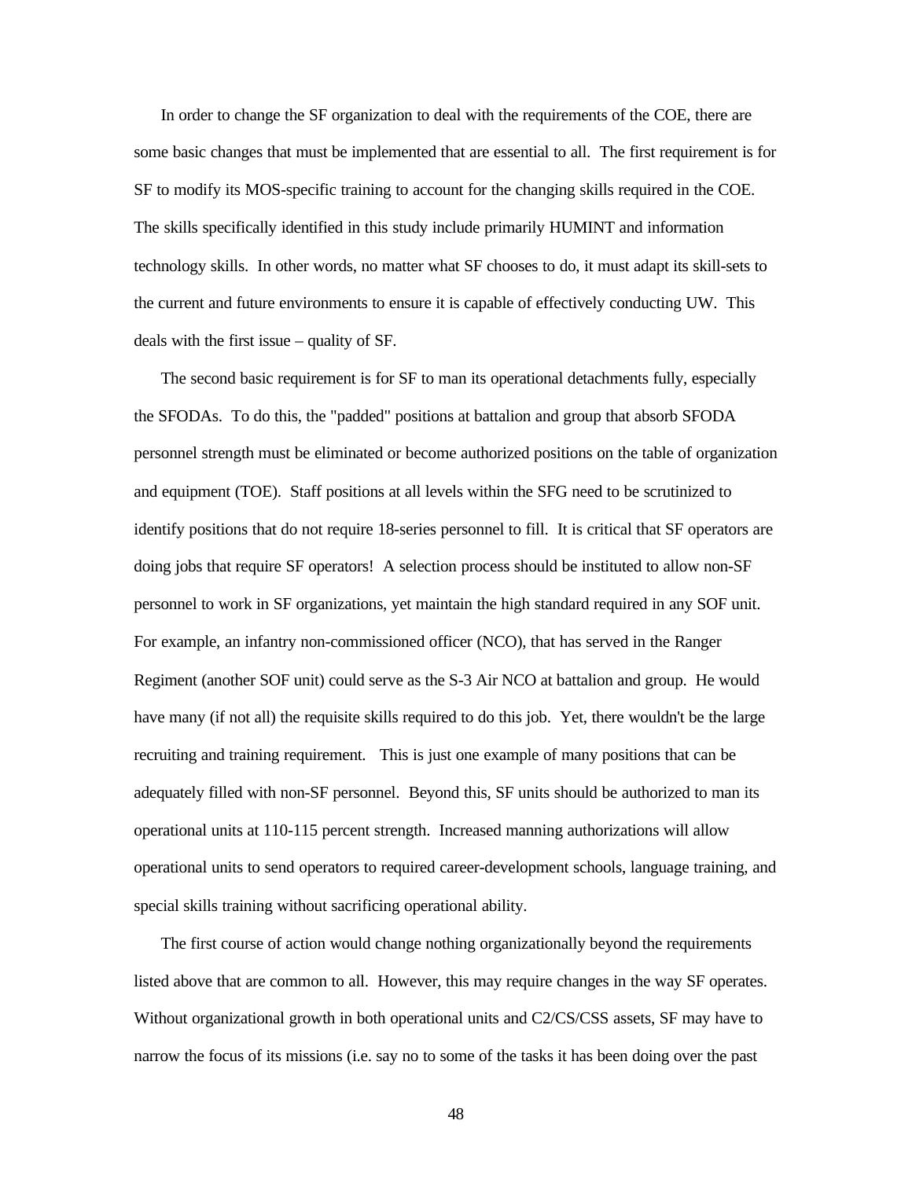In order to change the SF organization to deal with the requirements of the COE, there are some basic changes that must be implemented that are essential to all. The first requirement is for SF to modify its MOS-specific training to account for the changing skills required in the COE. The skills specifically identified in this study include primarily HUMINT and information technology skills. In other words, no matter what SF chooses to do, it must adapt its skill-sets to the current and future environments to ensure it is capable of effectively conducting UW. This deals with the first issue – quality of SF.

The second basic requirement is for SF to man its operational detachments fully, especially the SFODAs. To do this, the "padded" positions at battalion and group that absorb SFODA personnel strength must be eliminated or become authorized positions on the table of organization and equipment (TOE). Staff positions at all levels within the SFG need to be scrutinized to identify positions that do not require 18-series personnel to fill. It is critical that SF operators are doing jobs that require SF operators! A selection process should be instituted to allow non-SF personnel to work in SF organizations, yet maintain the high standard required in any SOF unit. For example, an infantry non-commissioned officer (NCO), that has served in the Ranger Regiment (another SOF unit) could serve as the S-3 Air NCO at battalion and group. He would have many (if not all) the requisite skills required to do this job. Yet, there wouldn't be the large recruiting and training requirement. This is just one example of many positions that can be adequately filled with non-SF personnel. Beyond this, SF units should be authorized to man its operational units at 110-115 percent strength. Increased manning authorizations will allow operational units to send operators to required career-development schools, language training, and special skills training without sacrificing operational ability.

The first course of action would change nothing organizationally beyond the requirements listed above that are common to all. However, this may require changes in the way SF operates. Without organizational growth in both operational units and C2/CS/CSS assets, SF may have to narrow the focus of its missions (i.e. say no to some of the tasks it has been doing over the past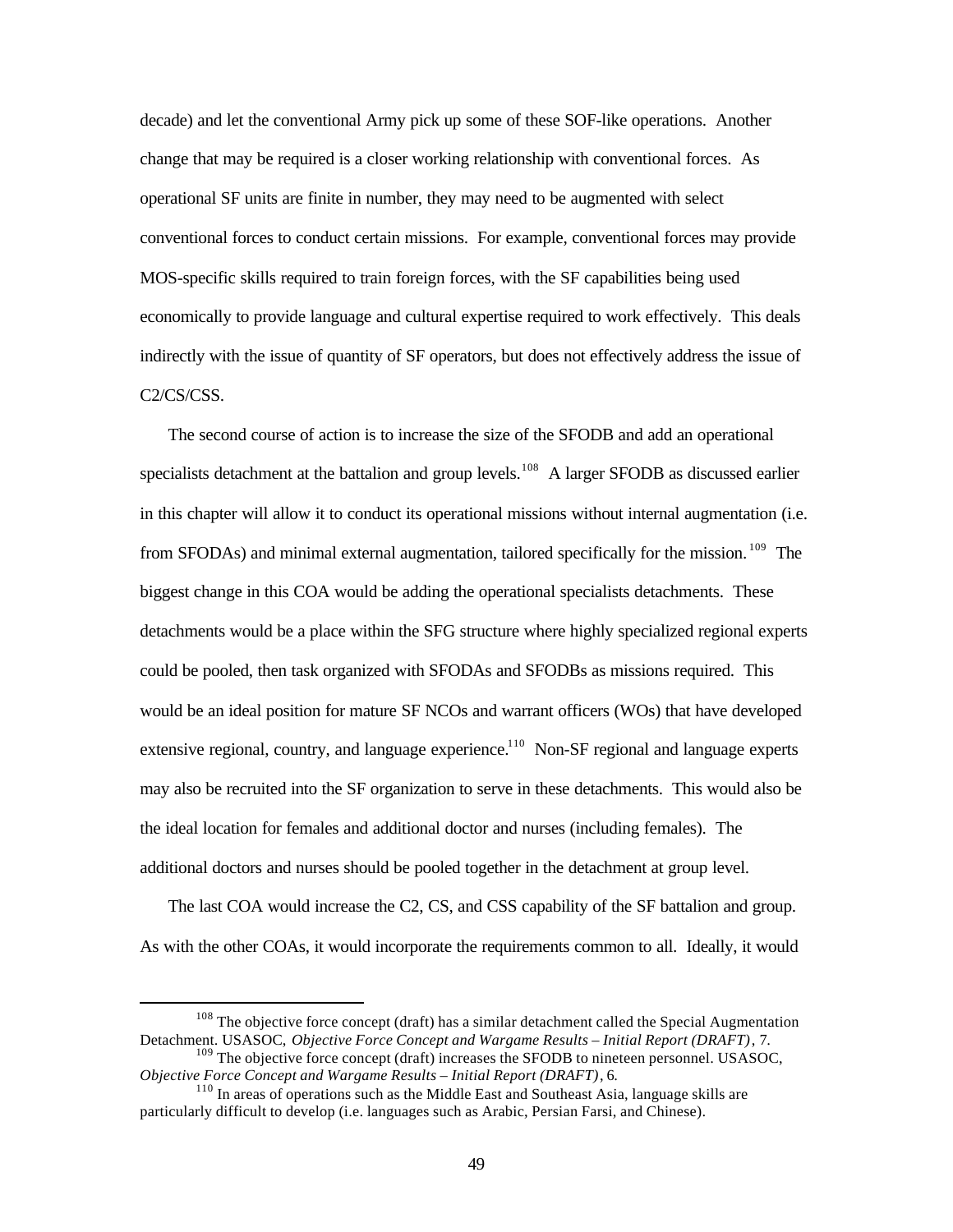decade) and let the conventional Army pick up some of these SOF-like operations. Another change that may be required is a closer working relationship with conventional forces. As operational SF units are finite in number, they may need to be augmented with select conventional forces to conduct certain missions. For example, conventional forces may provide MOS-specific skills required to train foreign forces, with the SF capabilities being used economically to provide language and cultural expertise required to work effectively. This deals indirectly with the issue of quantity of SF operators, but does not effectively address the issue of C2/CS/CSS.

The second course of action is to increase the size of the SFODB and add an operational specialists detachment at the battalion and group levels.[108] A larger SFODB as discussed earlier in this chapter will allow it to conduct its operational missions without internal augmentation (i.e. from SFODAs) and minimal external augmentation, tailored specifically for the mission.[109] The biggest change in this COA would be adding the operational specialists detachments. These detachments would be a place within the SFG structure where highly specialized regional experts could be pooled, then task organized with SFODAs and SFODBs as missions required. This would be an ideal position for mature SF NCOs and warrant officers (WOs) that have developed extensive regional, country, and language experience.[110] Non-SF regional and language experts may also be recruited into the SF organization to serve in these detachments. This would also be the ideal location for females and additional doctor and nurses (including females). The additional doctors and nurses should be pooled together in the detachment at group level.

The last COA would increase the C2, CS, and CSS capability of the SF battalion and group. As with the other COAs, it would incorporate the requirements common to all. Ideally, it would

---

[108] The objective force concept (draft) has a similar detachment called the Special Augmentation Detachment. USASOC, *Objective Force Concept and Wargame Results – Initial Report (DRAFT)*, 7.

[109] The objective force concept (draft) increases the SFODB to nineteen personnel. USASOC, *Objective Force Concept and Wargame Results – Initial Report (DRAFT)*, 6.

[110] In areas of operations such as the Middle East and Southeast Asia, language skills are particularly difficult to develop (i.e. languages such as Arabic, Persian Farsi, and Chinese).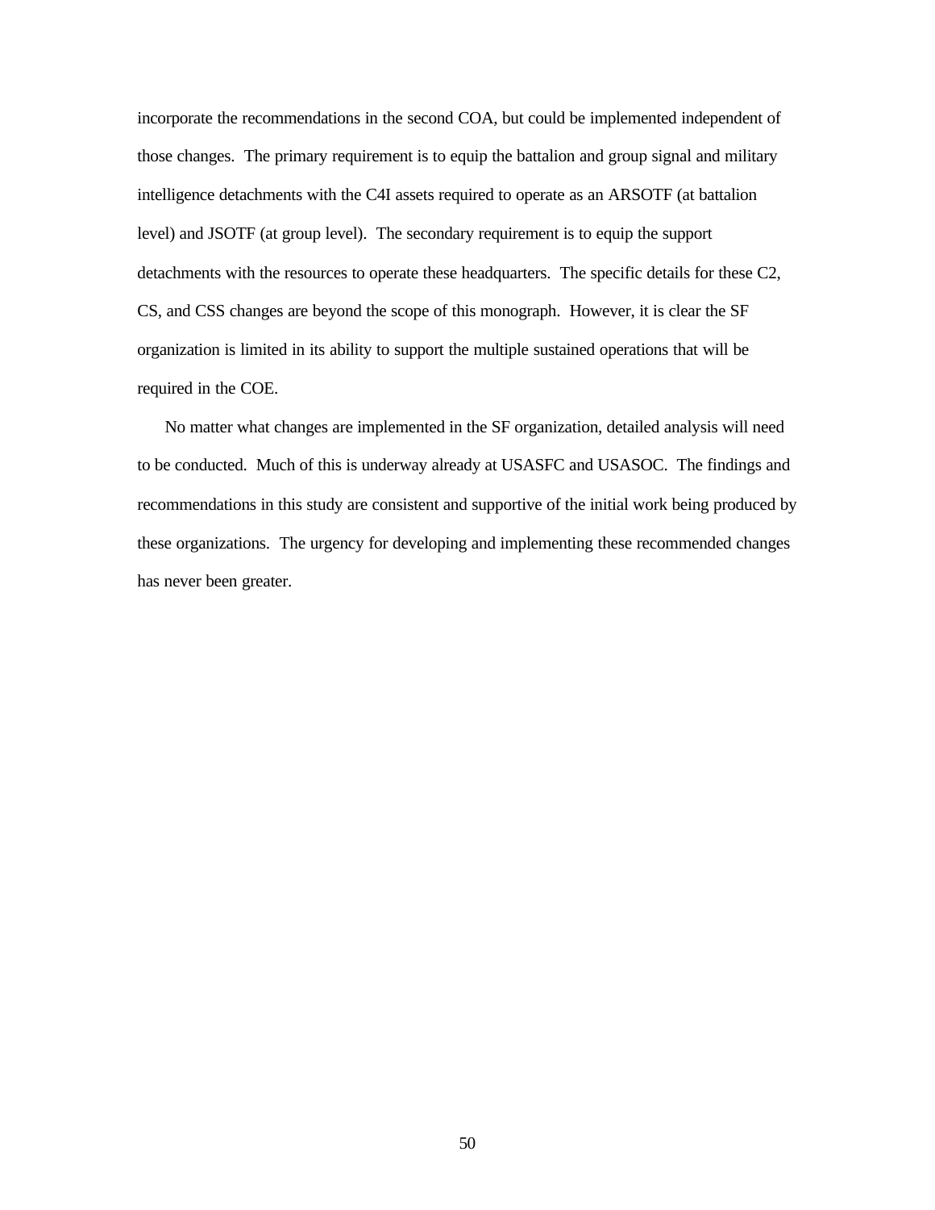incorporate the recommendations in the second COA, but could be implemented independent of those changes. The primary requirement is to equip the battalion and group signal and military intelligence detachments with the C4I assets required to operate as an ARSOTF (at battalion level) and JSOTF (at group level). The secondary requirement is to equip the support detachments with the resources to operate these headquarters. The specific details for these C2, CS, and CSS changes are beyond the scope of this monograph. However, it is clear the SF organization is limited in its ability to support the multiple sustained operations that will be required in the COE.

No matter what changes are implemented in the SF organization, detailed analysis will need to be conducted. Much of this is underway already at USASFC and USASOC. The findings and recommendations in this study are consistent and supportive of the initial work being produced by these organizations. The urgency for developing and implementing these recommended changes has never been greater.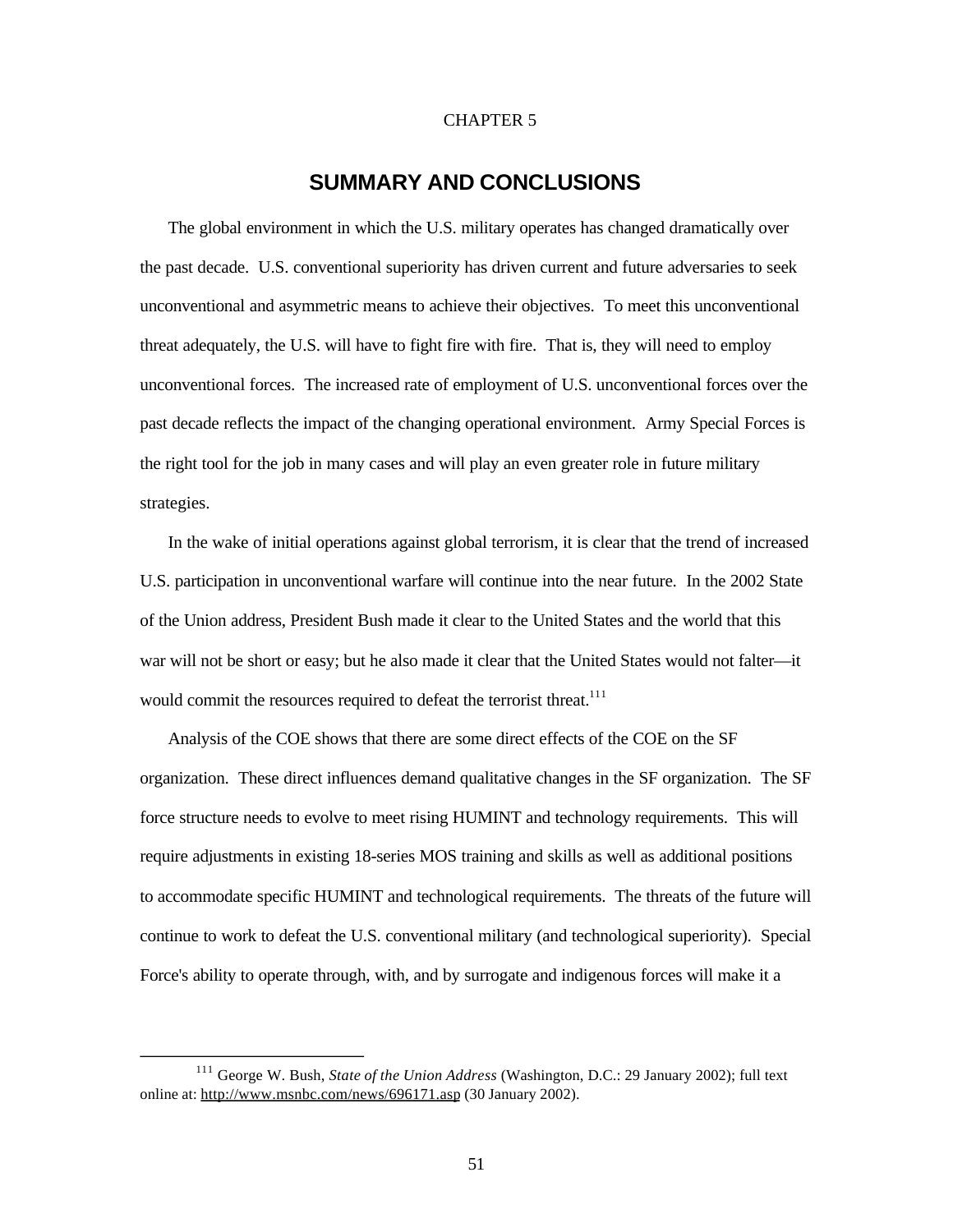CHAPTER 5

# SUMMARY AND CONCLUSIONS

The global environment in which the U.S. military operates has changed dramatically over the past decade. U.S. conventional superiority has driven current and future adversaries to seek unconventional and asymmetric means to achieve their objectives. To meet this unconventional threat adequately, the U.S. will have to fight fire with fire. That is, they will need to employ unconventional forces. The increased rate of employment of U.S. unconventional forces over the past decade reflects the impact of the changing operational environment. Army Special Forces is the right tool for the job in many cases and will play an even greater role in future military strategies.

In the wake of initial operations against global terrorism, it is clear that the trend of increased U.S. participation in unconventional warfare will continue into the near future. In the 2002 State of the Union address, President Bush made it clear to the United States and the world that this war will not be short or easy; but he also made it clear that the United States would not falter—it would commit the resources required to defeat the terrorist threat.[111]

Analysis of the COE shows that there are some direct effects of the COE on the SF organization. These direct influences demand qualitative changes in the SF organization. The SF force structure needs to evolve to meet rising HUMINT and technology requirements. This will require adjustments in existing 18-series MOS training and skills as well as additional positions to accommodate specific HUMINT and technological requirements. The threats of the future will continue to work to defeat the U.S. conventional military (and technological superiority). Special Force's ability to operate through, with, and by surrogate and indigenous forces will make it a

---

[111] George W. Bush, *State of the Union Address* (Washington, D.C.: 29 January 2002); full text online at: http://www.msnbc.com/news/696171.asp (30 January 2002).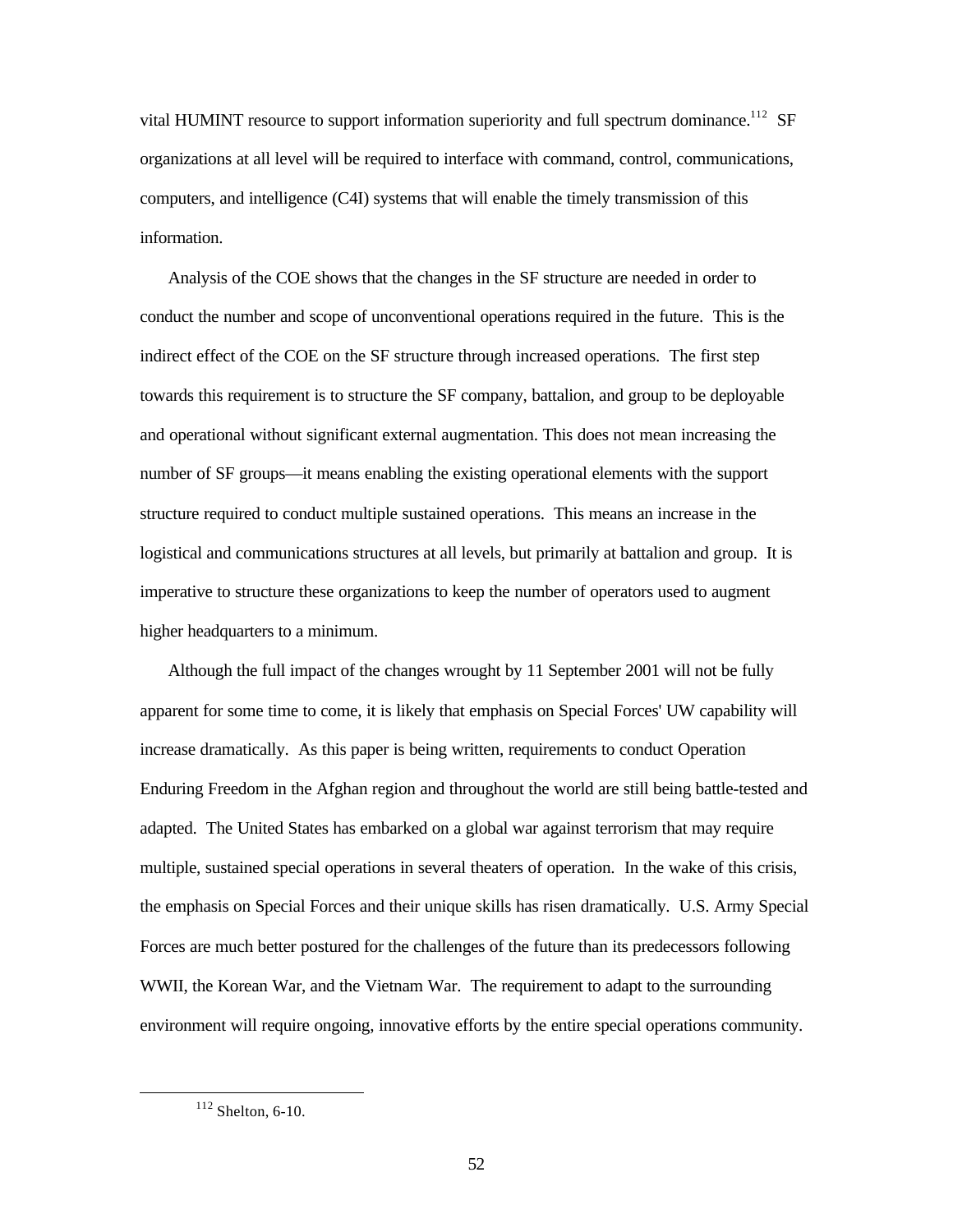vital HUMINT resource to support information superiority and full spectrum dominance.[112] SF organizations at all level will be required to interface with command, control, communications, computers, and intelligence (C4I) systems that will enable the timely transmission of this information.

Analysis of the COE shows that the changes in the SF structure are needed in order to conduct the number and scope of unconventional operations required in the future. This is the indirect effect of the COE on the SF structure through increased operations. The first step towards this requirement is to structure the SF company, battalion, and group to be deployable and operational without significant external augmentation. This does not mean increasing the number of SF groups—it means enabling the existing operational elements with the support structure required to conduct multiple sustained operations. This means an increase in the logistical and communications structures at all levels, but primarily at battalion and group. It is imperative to structure these organizations to keep the number of operators used to augment higher headquarters to a minimum.

Although the full impact of the changes wrought by 11 September 2001 will not be fully apparent for some time to come, it is likely that emphasis on Special Forces' UW capability will increase dramatically. As this paper is being written, requirements to conduct Operation Enduring Freedom in the Afghan region and throughout the world are still being battle-tested and adapted. The United States has embarked on a global war against terrorism that may require multiple, sustained special operations in several theaters of operation. In the wake of this crisis, the emphasis on Special Forces and their unique skills has risen dramatically. U.S. Army Special Forces are much better postured for the challenges of the future than its predecessors following WWII, the Korean War, and the Vietnam War. The requirement to adapt to the surrounding environment will require ongoing, innovative efforts by the entire special operations community.

---

[112] Shelton, 6-10.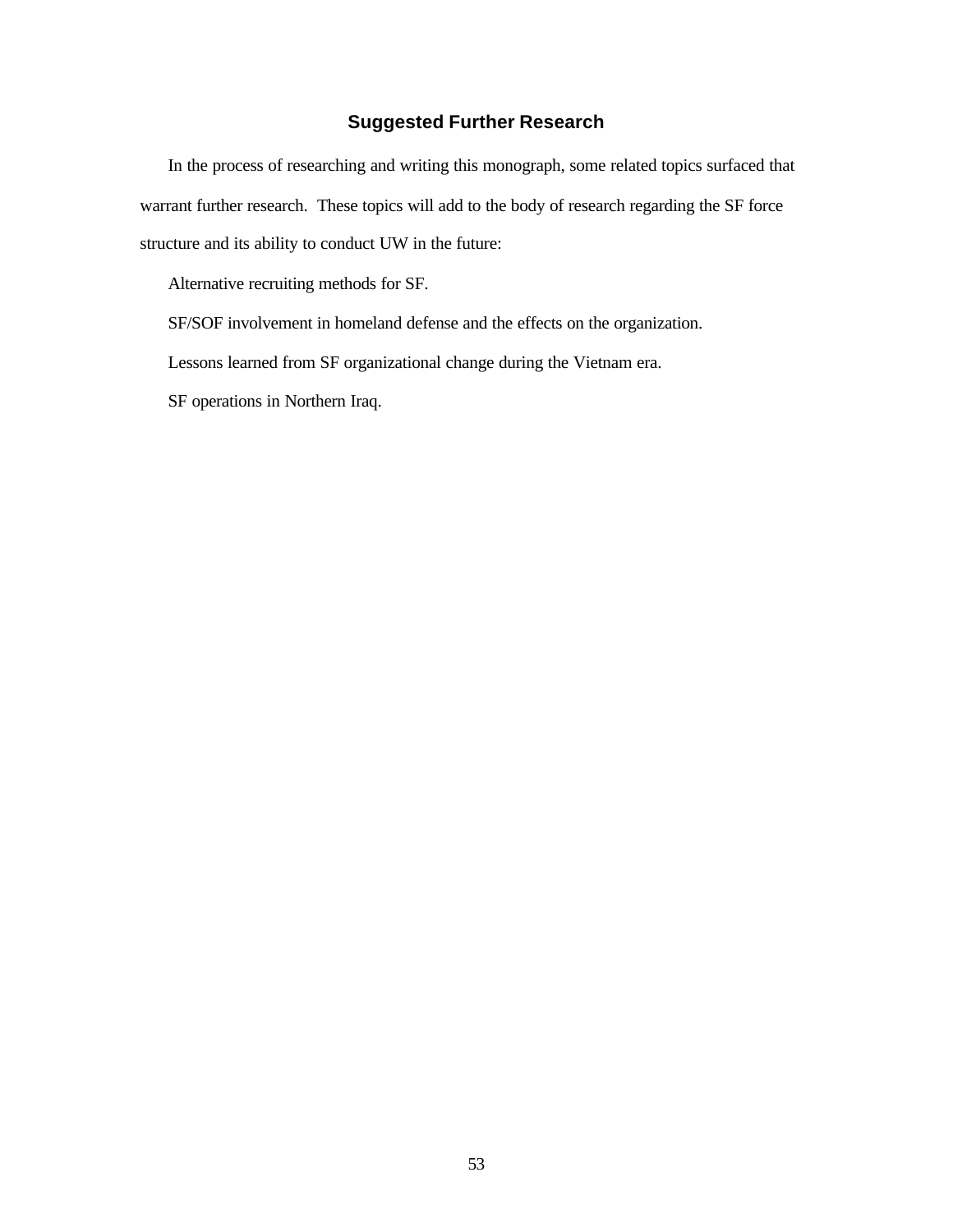## Suggested Further Research

In the process of researching and writing this monograph, some related topics surfaced that warrant further research. These topics will add to the body of research regarding the SF force structure and its ability to conduct UW in the future:

Alternative recruiting methods for SF.

SF/SOF involvement in homeland defense and the effects on the organization.

Lessons learned from SF organizational change during the Vietnam era.

SF operations in Northern Iraq.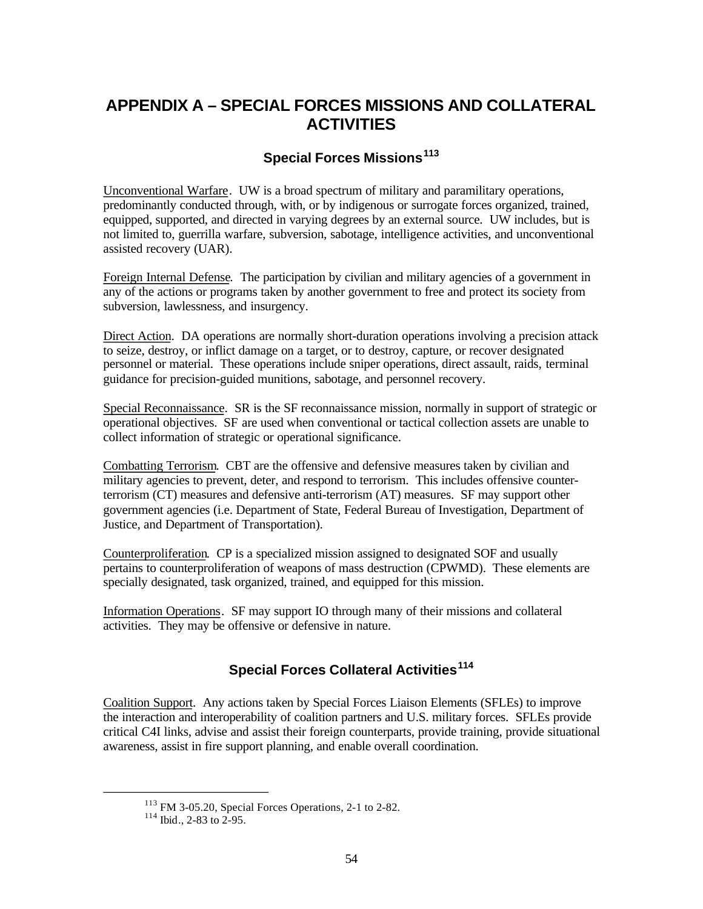# APPENDIX A – SPECIAL FORCES MISSIONS AND COLLATERAL ACTIVITIES

## Special Forces Missions[113]

Unconventional Warfare. UW is a broad spectrum of military and paramilitary operations, predominantly conducted through, with, or by indigenous or surrogate forces organized, trained, equipped, supported, and directed in varying degrees by an external source. UW includes, but is not limited to, guerrilla warfare, subversion, sabotage, intelligence activities, and unconventional assisted recovery (UAR).

Foreign Internal Defense. The participation by civilian and military agencies of a government in any of the actions or programs taken by another government to free and protect its society from subversion, lawlessness, and insurgency.

Direct Action. DA operations are normally short-duration operations involving a precision attack to seize, destroy, or inflict damage on a target, or to destroy, capture, or recover designated personnel or material. These operations include sniper operations, direct assault, raids, terminal guidance for precision-guided munitions, sabotage, and personnel recovery.

Special Reconnaissance. SR is the SF reconnaissance mission, normally in support of strategic or operational objectives. SF are used when conventional or tactical collection assets are unable to collect information of strategic or operational significance.

Combatting Terrorism. CBT are the offensive and defensive measures taken by civilian and military agencies to prevent, deter, and respond to terrorism. This includes offensive counter-terrorism (CT) measures and defensive anti-terrorism (AT) measures. SF may support other government agencies (i.e. Department of State, Federal Bureau of Investigation, Department of Justice, and Department of Transportation).

Counterproliferation. CP is a specialized mission assigned to designated SOF and usually pertains to counterproliferation of weapons of mass destruction (CPWMD). These elements are specially designated, task organized, trained, and equipped for this mission.

Information Operations. SF may support IO through many of their missions and collateral activities. They may be offensive or defensive in nature.

## Special Forces Collateral Activities[114]

Coalition Support. Any actions taken by Special Forces Liaison Elements (SFLEs) to improve the interaction and interoperability of coalition partners and U.S. military forces. SFLEs provide critical C4I links, advise and assist their foreign counterparts, provide training, provide situational awareness, assist in fire support planning, and enable overall coordination.

---

[113] FM 3-05.20, Special Forces Operations, 2-1 to 2-82.
[114] Ibid., 2-83 to 2-95.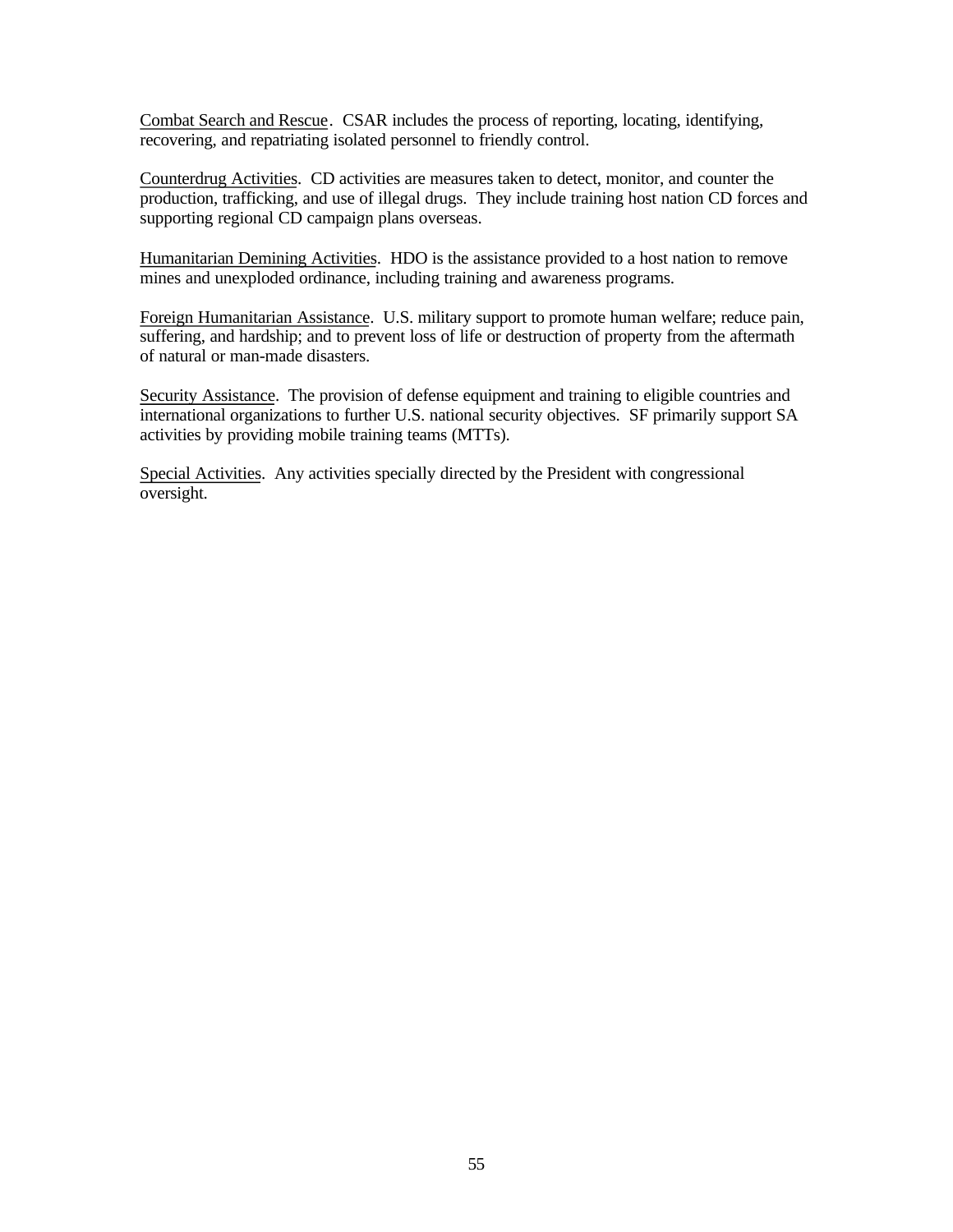Combat Search and Rescue. CSAR includes the process of reporting, locating, identifying, recovering, and repatriating isolated personnel to friendly control.

Counterdrug Activities. CD activities are measures taken to detect, monitor, and counter the production, trafficking, and use of illegal drugs. They include training host nation CD forces and supporting regional CD campaign plans overseas.

Humanitarian Demining Activities. HDO is the assistance provided to a host nation to remove mines and unexploded ordinance, including training and awareness programs.

Foreign Humanitarian Assistance. U.S. military support to promote human welfare; reduce pain, suffering, and hardship; and to prevent loss of life or destruction of property from the aftermath of natural or man-made disasters.

Security Assistance. The provision of defense equipment and training to eligible countries and international organizations to further U.S. national security objectives. SF primarily support SA activities by providing mobile training teams (MTTs).

Special Activities. Any activities specially directed by the President with congressional oversight.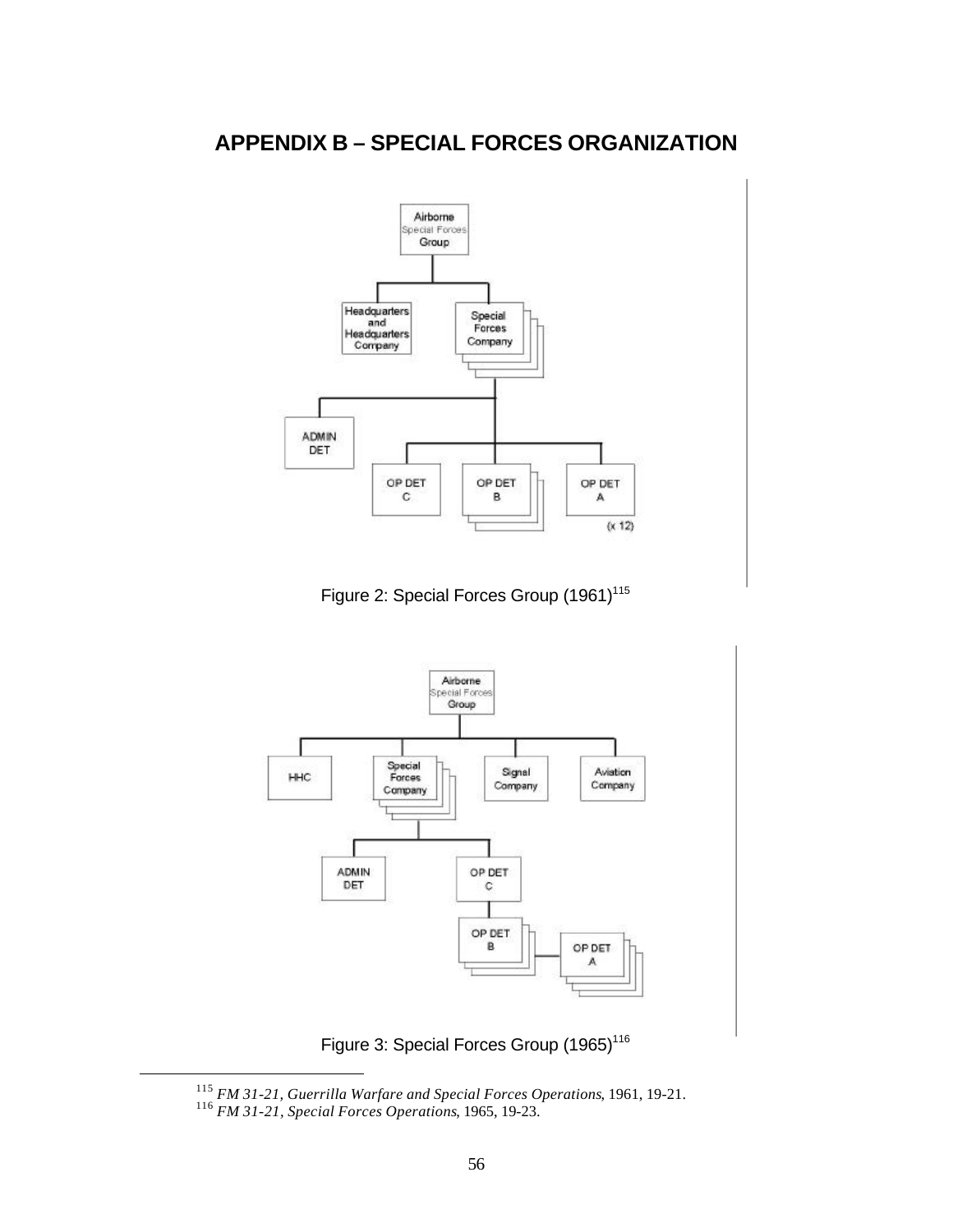# APPENDIX B – SPECIAL FORCES ORGANIZATION

Figure 2: Special Forces Group (1961)[115]

Figure 3: Special Forces Group (1965)[116]

---

[115] *FM 31-21, Guerrilla Warfare and Special Forces Operations*, 1961, 19-21.
[116] *FM 31-21, Special Forces Operations*, 1965, 19-23.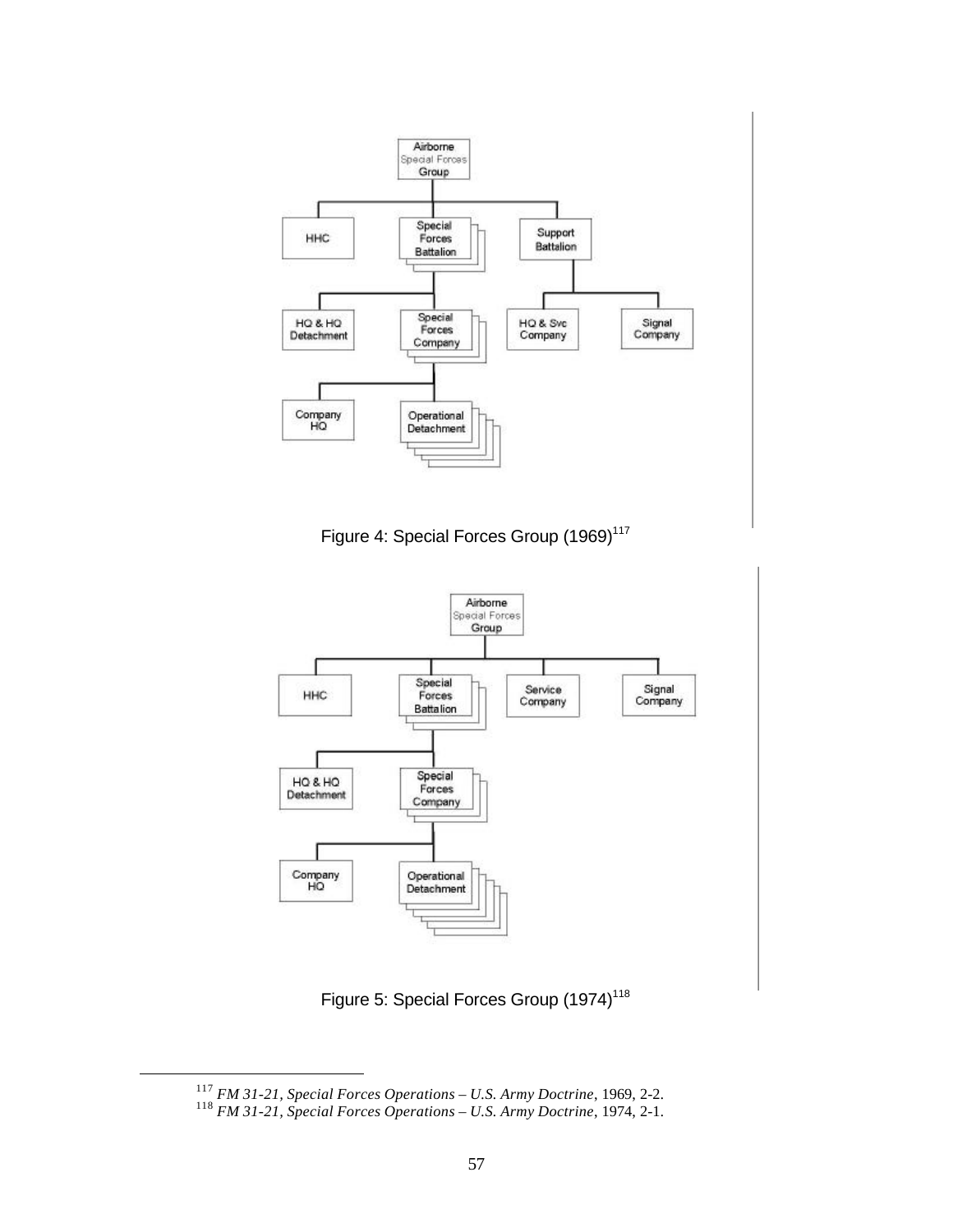Figure 4: Special Forces Group (1969)[117]

Figure 5: Special Forces Group (1974)[118]

---

[117] *FM 31-21, Special Forces Operations – U.S. Army Doctrine*, 1969, 2-2.
[118] *FM 31-21, Special Forces Operations – U.S. Army Doctrine*, 1974, 2-1.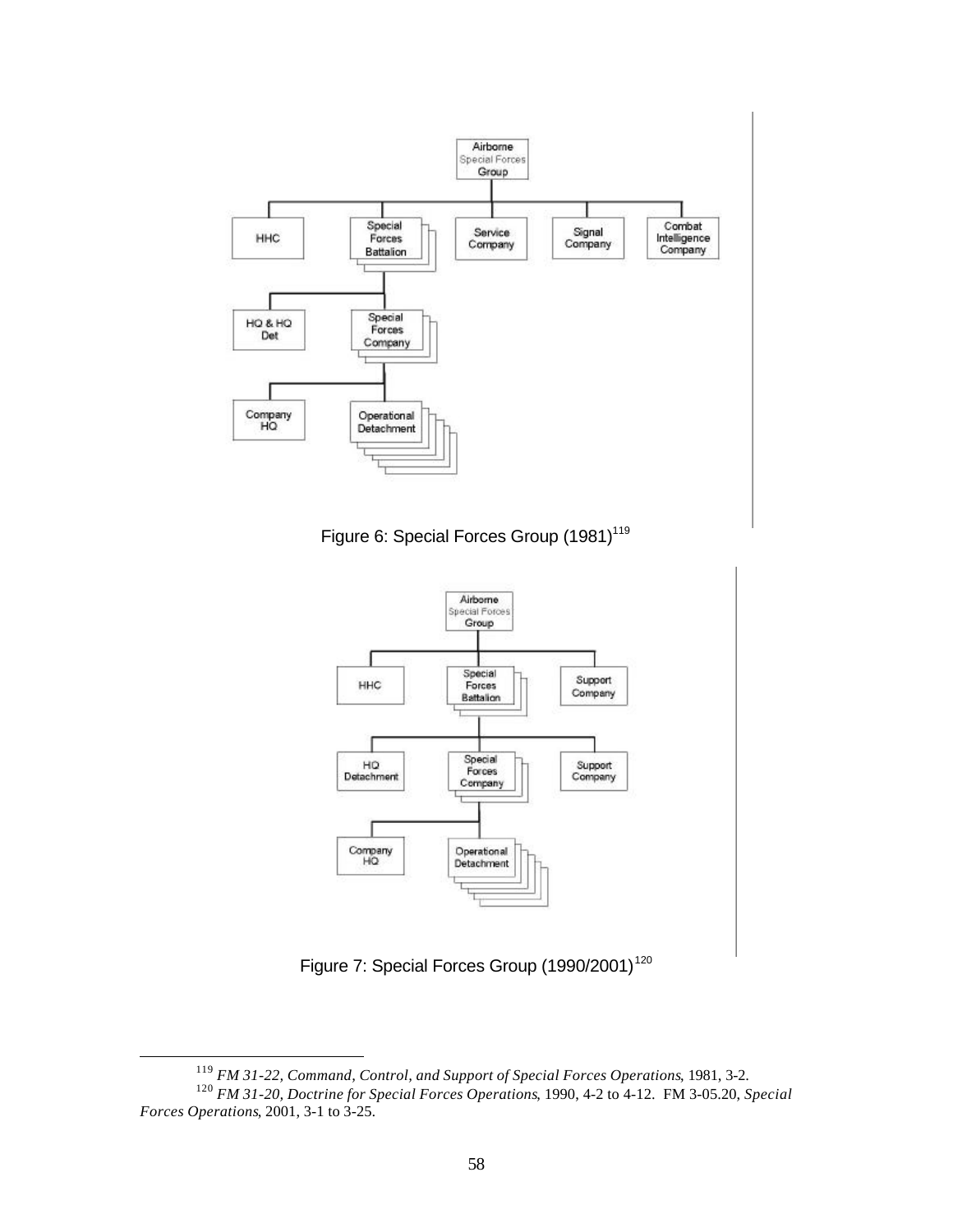Airborne Special Forces Group

- HHC
- Special Forces Battalion
  - HQ & HQ Det
  - Special Forces Company
    - Company HQ
    - Operational Detachment
- Service Company
- Signal Company
- Combat Intelligence Company

Figure 6: Special Forces Group (1981)[119]

Airborne Special Forces Group

- HHC
- Special Forces Battalion
  - HQ Detachment
  - Special Forces Company
    - Company HQ
    - Operational Detachment
  - Support Company
- Support Company

Figure 7: Special Forces Group (1990/2001)[120]

---

[119] *FM 31-22, Command, Control, and Support of Special Forces Operations*, 1981, 3-2.

[120] *FM 31-20, Doctrine for Special Forces Operations*, 1990, 4-2 to 4-12. FM 3-05.20, *Special Forces Operations*, 2001, 3-1 to 3-25.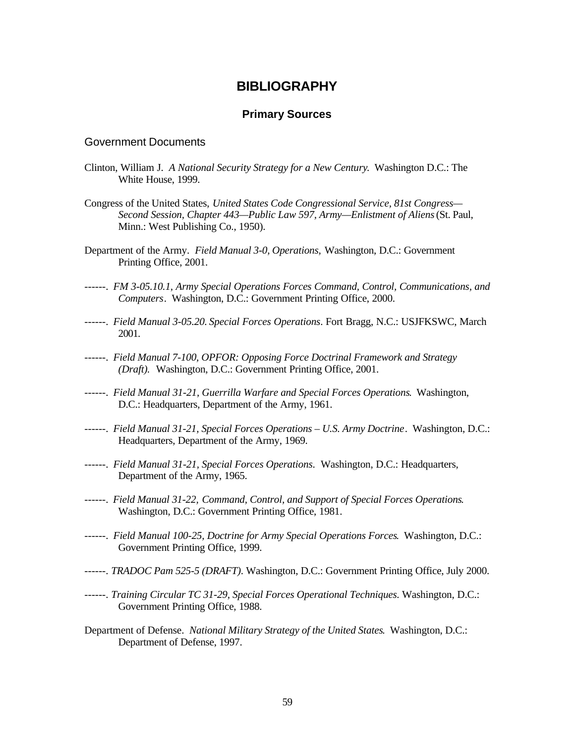# BIBLIOGRAPHY

## Primary Sources

### Government Documents

Clinton, William J. *A National Security Strategy for a New Century.* Washington D.C.: The White House, 1999.

Congress of the United States, *United States Code Congressional Service, 81st Congress—Second Session, Chapter 443—Public Law 597, Army—Enlistment of Aliens* (St. Paul, Minn.: West Publishing Co., 1950).

Department of the Army. *Field Manual 3-0, Operations,* Washington, D.C.: Government Printing Office, 2001.

------. *FM 3-05.10.1, Army Special Operations Forces Command, Control, Communications, and Computers*. Washington, D.C.: Government Printing Office, 2000.

------. *Field Manual 3-05.20. Special Forces Operations*. Fort Bragg, N.C.: USJFKSWC, March 2001.

------. *Field Manual 7-100, OPFOR: Opposing Force Doctrinal Framework and Strategy (Draft).* Washington, D.C.: Government Printing Office, 2001.

------. *Field Manual 31-21, Guerrilla Warfare and Special Forces Operations.* Washington, D.C.: Headquarters, Department of the Army, 1961.

------. *Field Manual 31-21, Special Forces Operations – U.S. Army Doctrine*. Washington, D.C.: Headquarters, Department of the Army, 1969.

------. *Field Manual 31-21, Special Forces Operations*. Washington, D.C.: Headquarters, Department of the Army, 1965.

------. *Field Manual 31-22, Command, Control, and Support of Special Forces Operations.* Washington, D.C.: Government Printing Office, 1981.

------. *Field Manual 100-25, Doctrine for Army Special Operations Forces.* Washington, D.C.: Government Printing Office, 1999.

------. *TRADOC Pam 525-5 (DRAFT)*. Washington, D.C.: Government Printing Office, July 2000.

------. *Training Circular TC 31-29, Special Forces Operational Techniques.* Washington, D.C.: Government Printing Office, 1988.

Department of Defense. *National Military Strategy of the United States.* Washington, D.C.: Department of Defense, 1997.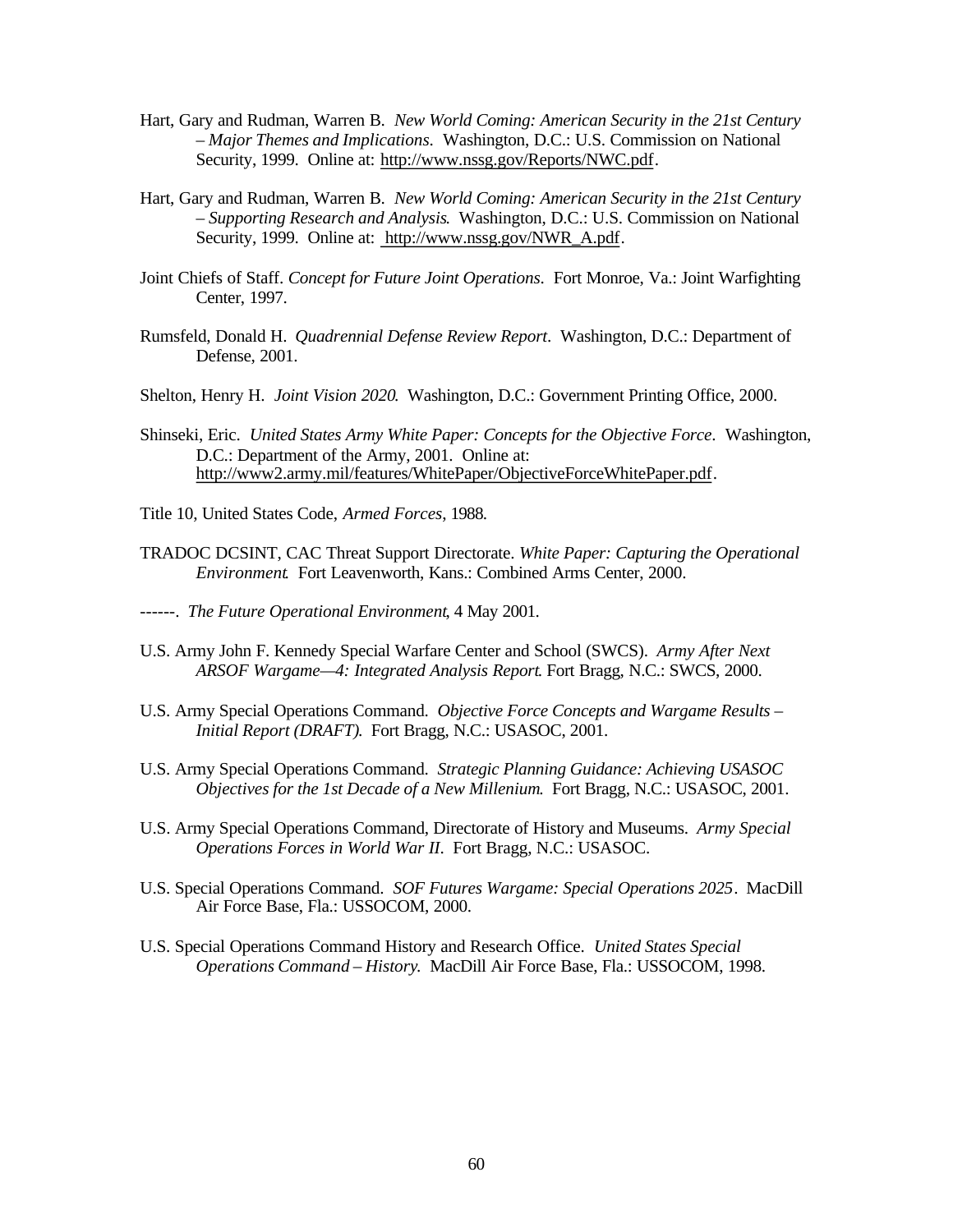Hart, Gary and Rudman, Warren B. *New World Coming: American Security in the 21st Century – Major Themes and Implications*. Washington, D.C.: U.S. Commission on National Security, 1999. Online at: http://www.nssg.gov/Reports/NWC.pdf.

Hart, Gary and Rudman, Warren B. *New World Coming: American Security in the 21st Century – Supporting Research and Analysis*. Washington, D.C.: U.S. Commission on National Security, 1999. Online at: http://www.nssg.gov/NWR_A.pdf.

Joint Chiefs of Staff. *Concept for Future Joint Operations*. Fort Monroe, Va.: Joint Warfighting Center, 1997.

Rumsfeld, Donald H. *Quadrennial Defense Review Report*. Washington, D.C.: Department of Defense, 2001.

Shelton, Henry H. *Joint Vision 2020*. Washington, D.C.: Government Printing Office, 2000.

Shinseki, Eric. *United States Army White Paper: Concepts for the Objective Force*. Washington, D.C.: Department of the Army, 2001. Online at: http://www2.army.mil/features/WhitePaper/ObjectiveForceWhitePaper.pdf.

Title 10, United States Code, *Armed Forces*, 1988.

TRADOC DCSINT, CAC Threat Support Directorate. *White Paper: Capturing the Operational Environment*. Fort Leavenworth, Kans.: Combined Arms Center, 2000.

------. *The Future Operational Environment*, 4 May 2001.

U.S. Army John F. Kennedy Special Warfare Center and School (SWCS). *Army After Next ARSOF Wargame—4: Integrated Analysis Report*. Fort Bragg, N.C.: SWCS, 2000.

U.S. Army Special Operations Command. *Objective Force Concepts and Wargame Results – Initial Report (DRAFT)*. Fort Bragg, N.C.: USASOC, 2001.

U.S. Army Special Operations Command. *Strategic Planning Guidance: Achieving USASOC Objectives for the 1st Decade of a New Millenium*. Fort Bragg, N.C.: USASOC, 2001.

U.S. Army Special Operations Command, Directorate of History and Museums. *Army Special Operations Forces in World War II*. Fort Bragg, N.C.: USASOC.

U.S. Special Operations Command. *SOF Futures Wargame: Special Operations 2025*. MacDill Air Force Base, Fla.: USSOCOM, 2000.

U.S. Special Operations Command History and Research Office. *United States Special Operations Command – History*. MacDill Air Force Base, Fla.: USSOCOM, 1998.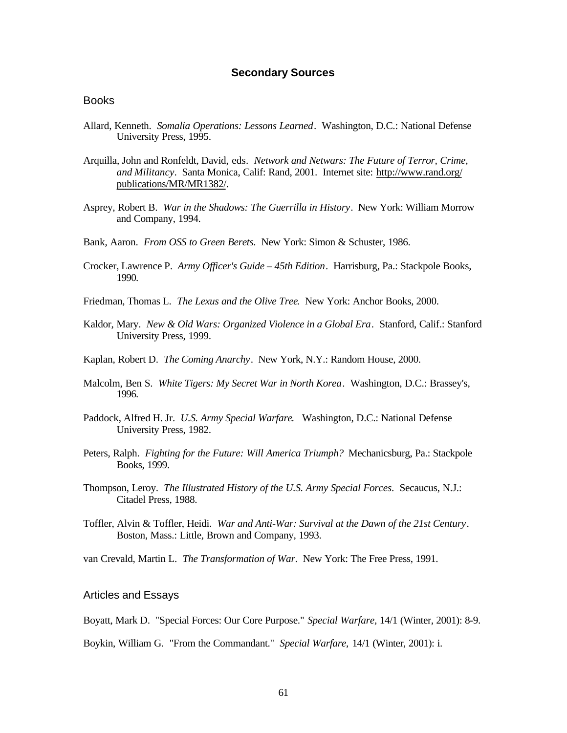## Secondary Sources

### Books

Allard, Kenneth. *Somalia Operations: Lessons Learned*. Washington, D.C.: National Defense University Press, 1995.

Arquilla, John and Ronfeldt, David, eds. *Network and Netwars: The Future of Terror, Crime, and Militancy*. Santa Monica, Calif: Rand, 2001. Internet site: http://www.rand.org/publications/MR/MR1382/.

Asprey, Robert B. *War in the Shadows: The Guerrilla in History*. New York: William Morrow and Company, 1994.

Bank, Aaron. *From OSS to Green Berets.* New York: Simon & Schuster, 1986.

Crocker, Lawrence P. *Army Officer's Guide – 45th Edition*. Harrisburg, Pa.: Stackpole Books, 1990.

Friedman, Thomas L. *The Lexus and the Olive Tree.* New York: Anchor Books, 2000.

Kaldor, Mary. *New & Old Wars: Organized Violence in a Global Era*. Stanford, Calif.: Stanford University Press, 1999.

Kaplan, Robert D. *The Coming Anarchy*. New York, N.Y.: Random House, 2000.

Malcolm, Ben S. *White Tigers: My Secret War in North Korea*. Washington, D.C.: Brassey's, 1996.

Paddock, Alfred H. Jr. *U.S. Army Special Warfare.* Washington, D.C.: National Defense University Press, 1982.

Peters, Ralph. *Fighting for the Future: Will America Triumph?* Mechanicsburg, Pa.: Stackpole Books, 1999.

Thompson, Leroy. *The Illustrated History of the U.S. Army Special Forces*. Secaucus, N.J.: Citadel Press, 1988.

Toffler, Alvin & Toffler, Heidi. *War and Anti-War: Survival at the Dawn of the 21st Century*. Boston, Mass.: Little, Brown and Company, 1993.

van Crevald, Martin L. *The Transformation of War*. New York: The Free Press, 1991.

### Articles and Essays

Boyatt, Mark D. "Special Forces: Our Core Purpose." *Special Warfare*, 14/1 (Winter, 2001): 8-9.

Boykin, William G. "From the Commandant." *Special Warfare*, 14/1 (Winter, 2001): i.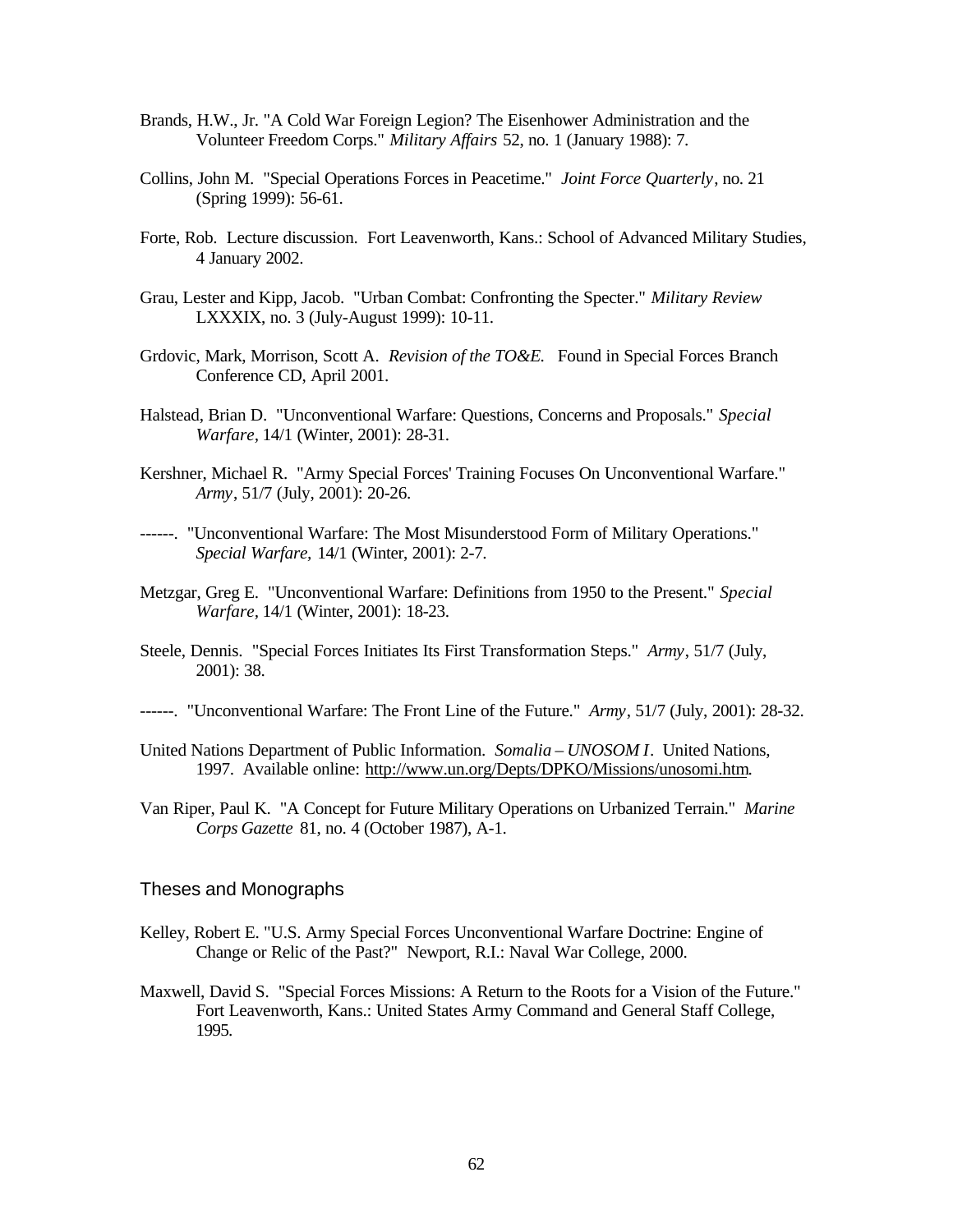Brands, H.W., Jr. "A Cold War Foreign Legion? The Eisenhower Administration and the Volunteer Freedom Corps." *Military Affairs* 52, no. 1 (January 1988): 7.

Collins, John M. "Special Operations Forces in Peacetime." *Joint Force Quarterly*, no. 21 (Spring 1999): 56-61.

Forte, Rob. Lecture discussion. Fort Leavenworth, Kans.: School of Advanced Military Studies, 4 January 2002.

Grau, Lester and Kipp, Jacob. "Urban Combat: Confronting the Specter." *Military Review* LXXXIX, no. 3 (July-August 1999): 10-11.

Grdovic, Mark, Morrison, Scott A. *Revision of the TO&E.* Found in Special Forces Branch Conference CD, April 2001.

Halstead, Brian D. "Unconventional Warfare: Questions, Concerns and Proposals." *Special Warfare*, 14/1 (Winter, 2001): 28-31.

Kershner, Michael R. "Army Special Forces' Training Focuses On Unconventional Warfare." *Army*, 51/7 (July, 2001): 20-26.

------. "Unconventional Warfare: The Most Misunderstood Form of Military Operations." *Special Warfare,* 14/1 (Winter, 2001): 2-7.

Metzgar, Greg E. "Unconventional Warfare: Definitions from 1950 to the Present." *Special Warfare*, 14/1 (Winter, 2001): 18-23.

Steele, Dennis. "Special Forces Initiates Its First Transformation Steps." *Army*, 51/7 (July, 2001): 38.

------. "Unconventional Warfare: The Front Line of the Future." *Army*, 51/7 (July, 2001): 28-32.

United Nations Department of Public Information. *Somalia – UNOSOM I*. United Nations, 1997. Available online: http://www.un.org/Depts/DPKO/Missions/unosomi.htm.

Van Riper, Paul K. "A Concept for Future Military Operations on Urbanized Terrain." *Marine Corps Gazette* 81, no. 4 (October 1987), A-1.

## Theses and Monographs

Kelley, Robert E. "U.S. Army Special Forces Unconventional Warfare Doctrine: Engine of Change or Relic of the Past?" Newport, R.I.: Naval War College, 2000.

Maxwell, David S. "Special Forces Missions: A Return to the Roots for a Vision of the Future." Fort Leavenworth, Kans.: United States Army Command and General Staff College, 1995.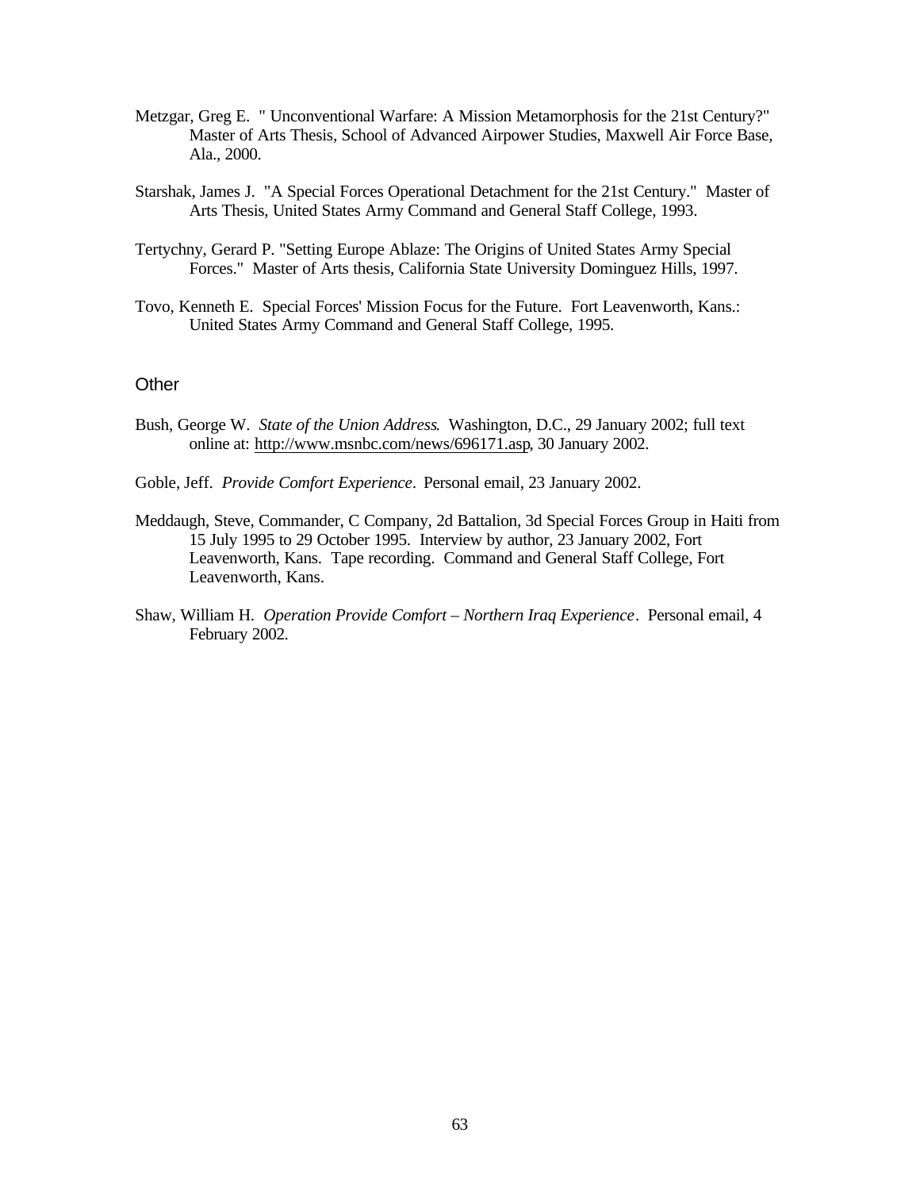Metzgar, Greg E. " Unconventional Warfare: A Mission Metamorphosis for the 21st Century?" Master of Arts Thesis, School of Advanced Airpower Studies, Maxwell Air Force Base, Ala., 2000.

Starshak, James J. "A Special Forces Operational Detachment for the 21st Century." Master of Arts Thesis, United States Army Command and General Staff College, 1993.

Tertychny, Gerard P. "Setting Europe Ablaze: The Origins of United States Army Special Forces." Master of Arts thesis, California State University Dominguez Hills, 1997.

Tovo, Kenneth E. Special Forces' Mission Focus for the Future. Fort Leavenworth, Kans.: United States Army Command and General Staff College, 1995.

## Other

Bush, George W. *State of the Union Address*. Washington, D.C., 29 January 2002; full text online at: http://www.msnbc.com/news/696171.asp, 30 January 2002.

Goble, Jeff. *Provide Comfort Experience*. Personal email, 23 January 2002.

Meddaugh, Steve, Commander, C Company, 2d Battalion, 3d Special Forces Group in Haiti from 15 July 1995 to 29 October 1995. Interview by author, 23 January 2002, Fort Leavenworth, Kans. Tape recording. Command and General Staff College, Fort Leavenworth, Kans.

Shaw, William H. *Operation Provide Comfort – Northern Iraq Experience*. Personal email, 4 February 2002.